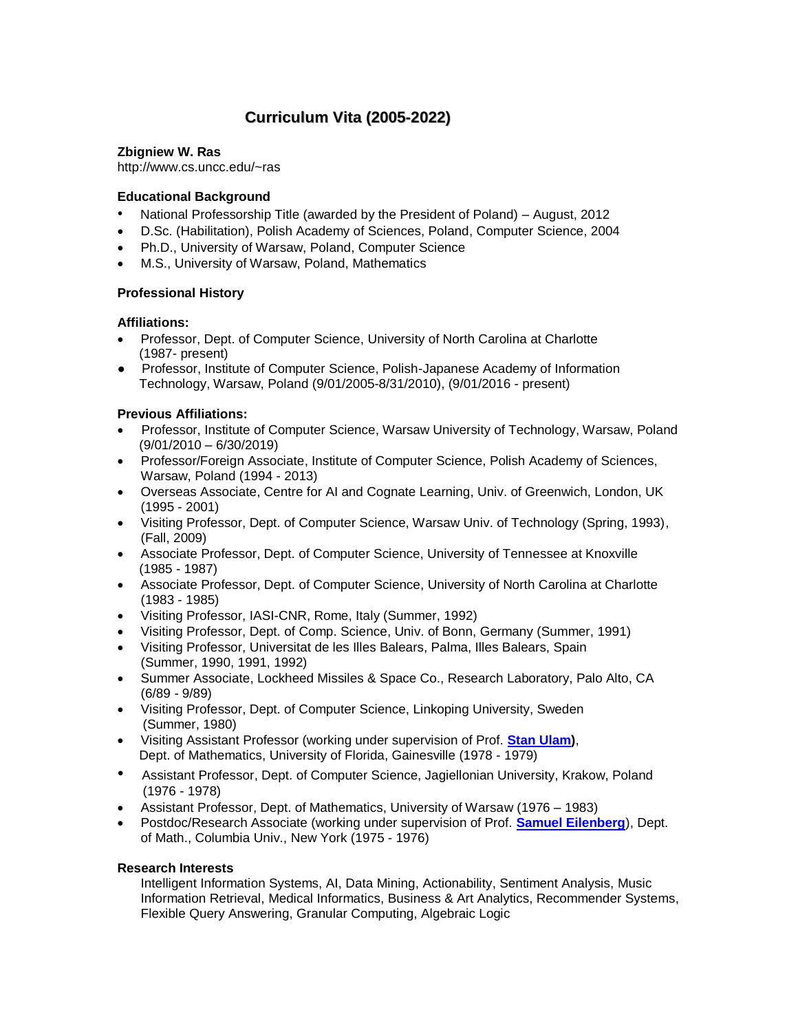# Curriculum Vita (2005-2022)

**Zbigniew W. Ras**
http://www.cs.uncc.edu/~ras

### Educational Background

- National Professorship Title (awarded by the President of Poland) – August, 2012
- D.Sc. (Habilitation), Polish Academy of Sciences, Poland, Computer Science, 2004
- Ph.D., University of Warsaw, Poland, Computer Science
- M.S., University of Warsaw, Poland, Mathematics

### Professional History

#### Affiliations:

- Professor, Dept. of Computer Science, University of North Carolina at Charlotte (1987- present)
- Professor, Institute of Computer Science, Polish-Japanese Academy of Information Technology, Warsaw, Poland (9/01/2005-8/31/2010), (9/01/2016 - present)

#### Previous Affiliations:

- Professor, Institute of Computer Science, Warsaw University of Technology, Warsaw, Poland (9/01/2010 – 6/30/2019)
- Professor/Foreign Associate, Institute of Computer Science, Polish Academy of Sciences, Warsaw, Poland (1994 - 2013)
- Overseas Associate, Centre for AI and Cognate Learning, Univ. of Greenwich, London, UK (1995 - 2001)
- Visiting Professor, Dept. of Computer Science, Warsaw Univ. of Technology (Spring, 1993), (Fall, 2009)
- Associate Professor, Dept. of Computer Science, University of Tennessee at Knoxville (1985 - 1987)
- Associate Professor, Dept. of Computer Science, University of North Carolina at Charlotte (1983 - 1985)
- Visiting Professor, IASI-CNR, Rome, Italy (Summer, 1992)
- Visiting Professor, Dept. of Comp. Science, Univ. of Bonn, Germany (Summer, 1991)
- Visiting Professor, Universitat de les Illes Balears, Palma, Illes Balears, Spain (Summer, 1990, 1991, 1992)
- Summer Associate, Lockheed Missiles & Space Co., Research Laboratory, Palo Alto, CA (6/89 - 9/89)
- Visiting Professor, Dept. of Computer Science, Linkoping University, Sweden (Summer, 1980)
- Visiting Assistant Professor (working under supervision of Prof. **Stan Ulam**), Dept. of Mathematics, University of Florida, Gainesville (1978 - 1979)
- Assistant Professor, Dept. of Computer Science, Jagiellonian University, Krakow, Poland (1976 - 1978)
- Assistant Professor, Dept. of Mathematics, University of Warsaw (1976 – 1983)
- Postdoc/Research Associate (working under supervision of Prof. **Samuel Eilenberg**), Dept. of Math., Columbia Univ., New York (1975 - 1976)

### Research Interests

Intelligent Information Systems, AI, Data Mining, Actionability, Sentiment Analysis, Music Information Retrieval, Medical Informatics, Business & Art Analytics, Recommender Systems, Flexible Query Answering, Granular Computing, Algebraic Logic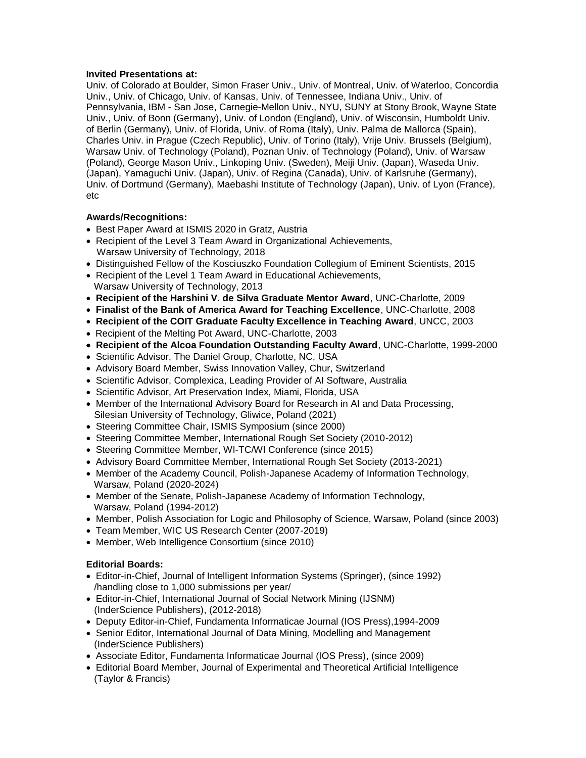**Invited Presentations at:**
Univ. of Colorado at Boulder, Simon Fraser Univ., Univ. of Montreal, Univ. of Waterloo, Concordia Univ., Univ. of Chicago, Univ. of Kansas, Univ. of Tennessee, Indiana Univ., Univ. of Pennsylvania, IBM - San Jose, Carnegie-Mellon Univ., NYU, SUNY at Stony Brook, Wayne State Univ., Univ. of Bonn (Germany), Univ. of London (England), Univ. of Wisconsin, Humboldt Univ. of Berlin (Germany), Univ. of Florida, Univ. of Roma (Italy), Univ. Palma de Mallorca (Spain), Charles Univ. in Prague (Czech Republic), Univ. of Torino (Italy), Vrije Univ. Brussels (Belgium), Warsaw Univ. of Technology (Poland), Poznan Univ. of Technology (Poland), Univ. of Warsaw (Poland), George Mason Univ., Linkoping Univ. (Sweden), Meiji Univ. (Japan), Waseda Univ. (Japan), Yamaguchi Univ. (Japan), Univ. of Regina (Canada), Univ. of Karlsruhe (Germany), Univ. of Dortmund (Germany), Maebashi Institute of Technology (Japan), Univ. of Lyon (France), etc

**Awards/Recognitions:**
- Best Paper Award at ISMIS 2020 in Gratz, Austria
- Recipient of the Level 3 Team Award in Organizational Achievements, Warsaw University of Technology, 2018
- Distinguished Fellow of the Kosciuszko Foundation Collegium of Eminent Scientists, 2015
- Recipient of the Level 1 Team Award in Educational Achievements, Warsaw University of Technology, 2013
- **Recipient of the Harshini V. de Silva Graduate Mentor Award**, UNC-Charlotte, 2009
- **Finalist of the Bank of America Award for Teaching Excellence**, UNC-Charlotte, 2008
- **Recipient of the COIT Graduate Faculty Excellence in Teaching Award**, UNCC, 2003
- Recipient of the Melting Pot Award, UNC-Charlotte, 2003
- **Recipient of the Alcoa Foundation Outstanding Faculty Award**, UNC-Charlotte, 1999-2000
- Scientific Advisor, The Daniel Group, Charlotte, NC, USA
- Advisory Board Member, Swiss Innovation Valley, Chur, Switzerland
- Scientific Advisor, Complexica, Leading Provider of AI Software, Australia
- Scientific Advisor, Art Preservation Index, Miami, Florida, USA
- Member of the International Advisory Board for Research in AI and Data Processing, Silesian University of Technology, Gliwice, Poland (2021)
- Steering Committee Chair, ISMIS Symposium (since 2000)
- Steering Committee Member, International Rough Set Society (2010-2012)
- Steering Committee Member, WI-TC/WI Conference (since 2015)
- Advisory Board Committee Member, International Rough Set Society (2013-2021)
- Member of the Academy Council, Polish-Japanese Academy of Information Technology, Warsaw, Poland (2020-2024)
- Member of the Senate, Polish-Japanese Academy of Information Technology, Warsaw, Poland (1994-2012)
- Member, Polish Association for Logic and Philosophy of Science, Warsaw, Poland (since 2003)
- Team Member, WIC US Research Center (2007-2019)
- Member, Web Intelligence Consortium (since 2010)

**Editorial Boards:**
- Editor-in-Chief, Journal of Intelligent Information Systems (Springer), (since 1992) /handling close to 1,000 submissions per year/
- Editor-in-Chief, International Journal of Social Network Mining (IJSNM) (InderScience Publishers), (2012-2018)
- Deputy Editor-in-Chief, Fundamenta Informaticae Journal (IOS Press),1994-2009
- Senior Editor, International Journal of Data Mining, Modelling and Management (InderScience Publishers)
- Associate Editor, Fundamenta Informaticae Journal (IOS Press), (since 2009)
- Editorial Board Member, Journal of Experimental and Theoretical Artificial Intelligence (Taylor & Francis)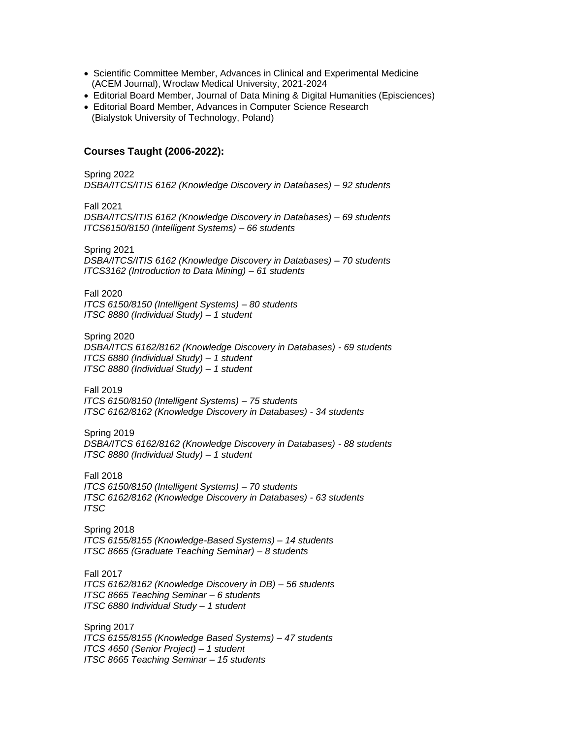- Scientific Committee Member, Advances in Clinical and Experimental Medicine (ACEM Journal), Wroclaw Medical University, 2021-2024
- Editorial Board Member, Journal of Data Mining & Digital Humanities (Episciences)
- Editorial Board Member, Advances in Computer Science Research (Bialystok University of Technology, Poland)

### Courses Taught (2006-2022):

Spring 2022
*DSBA/ITCS/ITIS 6162 (Knowledge Discovery in Databases) – 92 students*

Fall 2021
*DSBA/ITCS/ITIS 6162 (Knowledge Discovery in Databases) – 69 students*
*ITCS6150/8150 (Intelligent Systems) – 66 students*

Spring 2021
*DSBA/ITCS/ITIS 6162 (Knowledge Discovery in Databases) – 70 students*
*ITCS3162 (Introduction to Data Mining) – 61 students*

Fall 2020
*ITCS 6150/8150 (Intelligent Systems) – 80 students*
*ITSC 8880 (Individual Study) – 1 student*

Spring 2020
*DSBA/ITCS 6162/8162 (Knowledge Discovery in Databases) - 69 students*
*ITCS 6880 (Individual Study) – 1 student*
*ITSC 8880 (Individual Study) – 1 student*

Fall 2019
*ITCS 6150/8150 (Intelligent Systems) – 75 students*
*ITSC 6162/8162 (Knowledge Discovery in Databases) - 34 students*

Spring 2019
*DSBA/ITCS 6162/8162 (Knowledge Discovery in Databases) - 88 students*
*ITSC 8880 (Individual Study) – 1 student*

Fall 2018
*ITCS 6150/8150 (Intelligent Systems) – 70 students*
*ITSC 6162/8162 (Knowledge Discovery in Databases) - 63 students*
*ITSC*

Spring 2018
*ITCS 6155/8155 (Knowledge-Based Systems) – 14 students*
*ITSC 8665 (Graduate Teaching Seminar) – 8 students*

Fall 2017
*ITCS 6162/8162 (Knowledge Discovery in DB) – 56 students*
*ITSC 8665 Teaching Seminar – 6 students*
*ITSC 6880 Individual Study – 1 student*

Spring 2017
*ITCS 6155/8155 (Knowledge Based Systems) – 47 students*
*ITCS 4650 (Senior Project) – 1 student*
*ITSC 8665 Teaching Seminar – 15 students*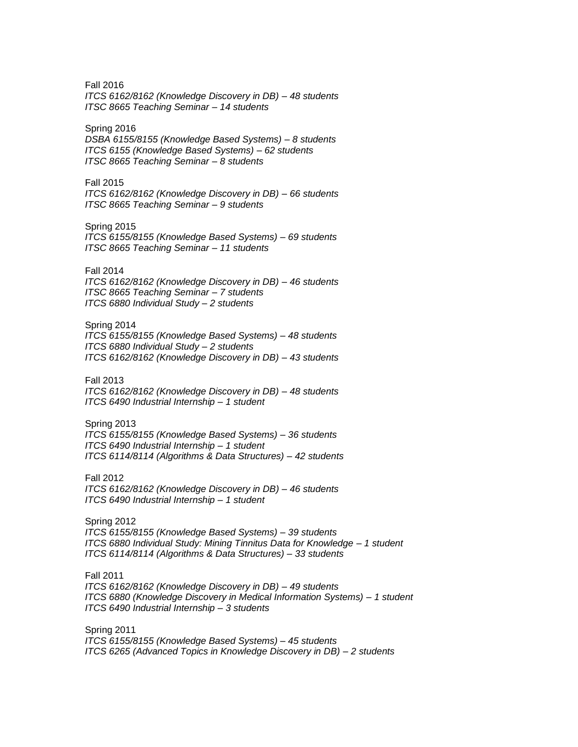Fall 2016
*ITCS 6162/8162 (Knowledge Discovery in DB) – 48 students*
*ITSC 8665 Teaching Seminar – 14 students*

Spring 2016
*DSBA 6155/8155 (Knowledge Based Systems) – 8 students*
*ITCS 6155 (Knowledge Based Systems) – 62 students*
*ITSC 8665 Teaching Seminar – 8 students*

Fall 2015
*ITCS 6162/8162 (Knowledge Discovery in DB) – 66 students*
*ITSC 8665 Teaching Seminar – 9 students*

Spring 2015
*ITCS 6155/8155 (Knowledge Based Systems) – 69 students*
*ITSC 8665 Teaching Seminar – 11 students*

Fall 2014
*ITCS 6162/8162 (Knowledge Discovery in DB) – 46 students*
*ITSC 8665 Teaching Seminar – 7 students*
*ITCS 6880 Individual Study – 2 students*

Spring 2014
*ITCS 6155/8155 (Knowledge Based Systems) – 48 students*
*ITCS 6880 Individual Study – 2 students*
*ITCS 6162/8162 (Knowledge Discovery in DB) – 43 students*

Fall 2013
*ITCS 6162/8162 (Knowledge Discovery in DB) – 48 students*
*ITCS 6490 Industrial Internship – 1 student*

Spring 2013
*ITCS 6155/8155 (Knowledge Based Systems) – 36 students*
*ITCS 6490 Industrial Internship – 1 student*
*ITCS 6114/8114 (Algorithms & Data Structures) – 42 students*

Fall 2012
*ITCS 6162/8162 (Knowledge Discovery in DB) – 46 students*
*ITCS 6490 Industrial Internship – 1 student*

Spring 2012
*ITCS 6155/8155 (Knowledge Based Systems) – 39 students*
*ITCS 6880 Individual Study: Mining Tinnitus Data for Knowledge – 1 student*
*ITCS 6114/8114 (Algorithms & Data Structures) – 33 students*

Fall 2011
*ITCS 6162/8162 (Knowledge Discovery in DB) – 49 students*
*ITCS 6880 (Knowledge Discovery in Medical Information Systems) – 1 student*
*ITCS 6490 Industrial Internship – 3 students*

Spring 2011
*ITCS 6155/8155 (Knowledge Based Systems) – 45 students*
*ITCS 6265 (Advanced Topics in Knowledge Discovery in DB) – 2 students*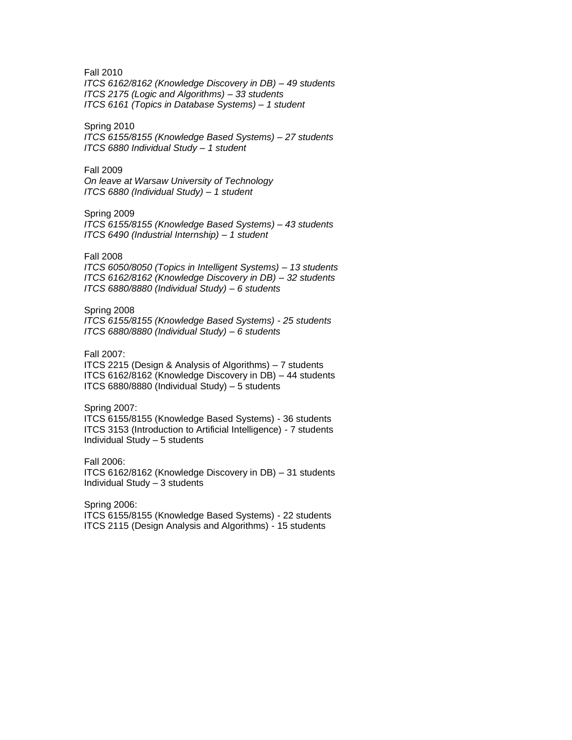Fall 2010  
*ITCS 6162/8162 (Knowledge Discovery in DB) – 49 students*  
*ITCS 2175 (Logic and Algorithms) – 33 students*  
*ITCS 6161 (Topics in Database Systems) – 1 student*

Spring 2010  
*ITCS 6155/8155 (Knowledge Based Systems) – 27 students*  
*ITCS 6880 Individual Study – 1 student*

Fall 2009  
*On leave at Warsaw University of Technology*  
*ITCS 6880 (Individual Study) – 1 student*

Spring 2009  
*ITCS 6155/8155 (Knowledge Based Systems) – 43 students*  
*ITCS 6490 (Industrial Internship) – 1 student*

Fall 2008  
*ITCS 6050/8050 (Topics in Intelligent Systems) – 13 students*  
*ITCS 6162/8162 (Knowledge Discovery in DB) – 32 students*  
*ITCS 6880/8880 (Individual Study) – 6 students*

Spring 2008  
*ITCS 6155/8155 (Knowledge Based Systems) - 25 students*  
*ITCS 6880/8880 (Individual Study) – 6 students*

Fall 2007:  
ITCS 2215 (Design & Analysis of Algorithms) – 7 students  
ITCS 6162/8162 (Knowledge Discovery in DB) – 44 students  
ITCS 6880/8880 (Individual Study) – 5 students

Spring 2007:  
ITCS 6155/8155 (Knowledge Based Systems) - 36 students  
ITCS 3153 (Introduction to Artificial Intelligence) - 7 students  
Individual Study – 5 students

Fall 2006:  
ITCS 6162/8162 (Knowledge Discovery in DB) – 31 students  
Individual Study – 3 students

Spring 2006:  
ITCS 6155/8155 (Knowledge Based Systems) - 22 students  
ITCS 2115 (Design Analysis and Algorithms) - 15 students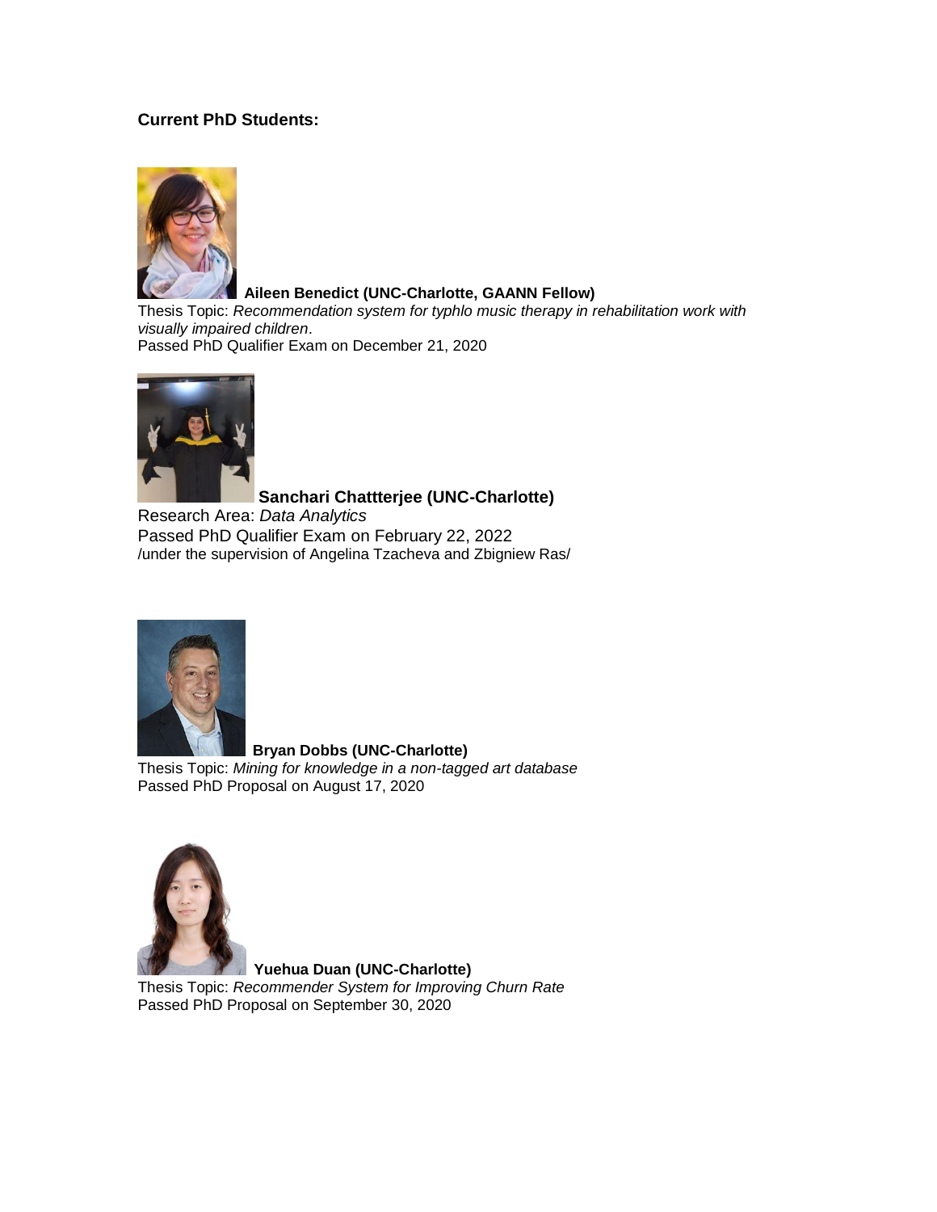**Current PhD Students:**

**Aileen Benedict (UNC-Charlotte, GAANN Fellow)**
Thesis Topic: *Recommendation system for typhlo music therapy in rehabilitation work with visually impaired children*.
Passed PhD Qualifier Exam on December 21, 2020

**Sanchari Chattterjee (UNC-Charlotte)**
Research Area: *Data Analytics*
Passed PhD Qualifier Exam on February 22, 2022
/under the supervision of Angelina Tzacheva and Zbigniew Ras/

**Bryan Dobbs (UNC-Charlotte)**
Thesis Topic: *Mining for knowledge in a non-tagged art database*
Passed PhD Proposal on August 17, 2020

**Yuehua Duan (UNC-Charlotte)**
Thesis Topic: *Recommender System for Improving Churn Rate*
Passed PhD Proposal on September 30, 2020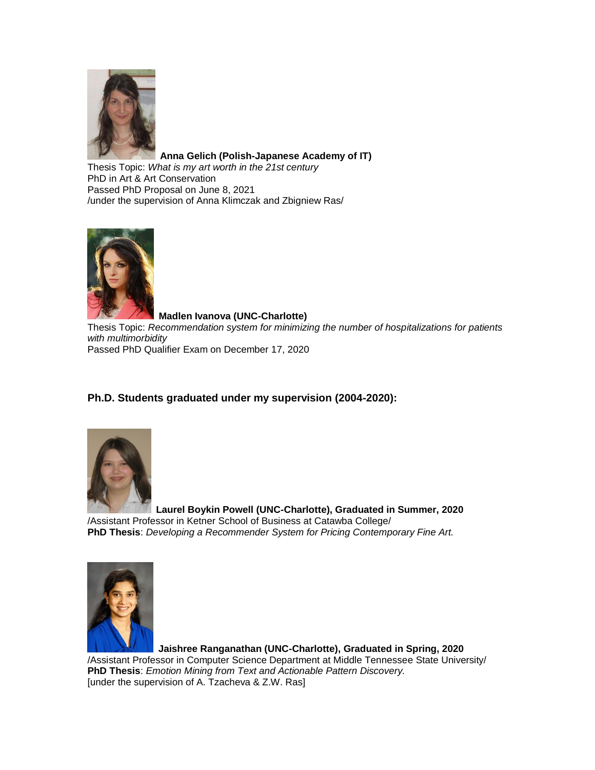**Anna Gelich (Polish-Japanese Academy of IT)**
Thesis Topic: *What is my art worth in the 21st century*
PhD in Art & Art Conservation
Passed PhD Proposal on June 8, 2021
/under the supervision of Anna Klimczak and Zbigniew Ras/

**Madlen Ivanova (UNC-Charlotte)**
Thesis Topic: *Recommendation system for minimizing the number of hospitalizations for patients with multimorbidity*
Passed PhD Qualifier Exam on December 17, 2020

### Ph.D. Students graduated under my supervision (2004-2020):

**Laurel Boykin Powell (UNC-Charlotte), Graduated in Summer, 2020**
/Assistant Professor in Ketner School of Business at Catawba College/
**PhD Thesis**: *Developing a Recommender System for Pricing Contemporary Fine Art.*

**Jaishree Ranganathan (UNC-Charlotte), Graduated in Spring, 2020**
/Assistant Professor in Computer Science Department at Middle Tennessee State University/
**PhD Thesis**: *Emotion Mining from Text and Actionable Pattern Discovery.*
[under the supervision of A. Tzacheva & Z.W. Ras]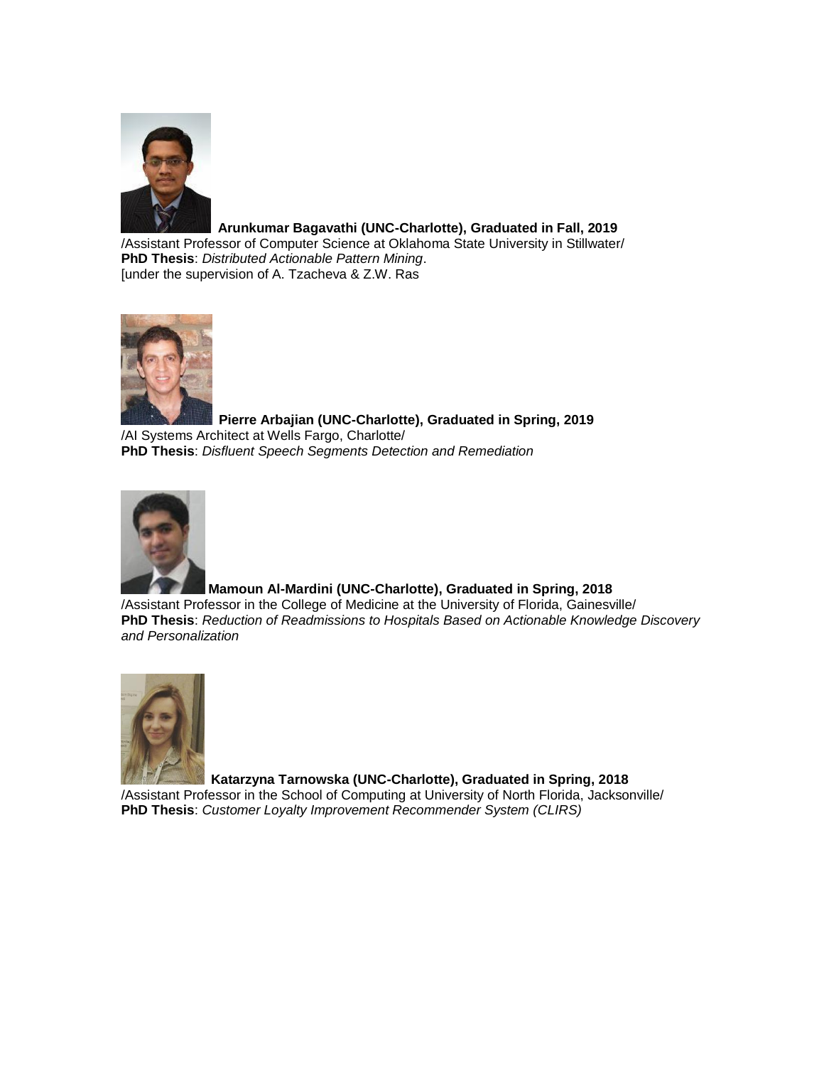**Arunkumar Bagavathi (UNC-Charlotte), Graduated in Fall, 2019**
/Assistant Professor of Computer Science at Oklahoma State University in Stillwater/
**PhD Thesis**: *Distributed Actionable Pattern Mining*.
[under the supervision of A. Tzacheva & Z.W. Ras

**Pierre Arbajian (UNC-Charlotte), Graduated in Spring, 2019**
/AI Systems Architect at Wells Fargo, Charlotte/
**PhD Thesis**: *Disfluent Speech Segments Detection and Remediation*

**Mamoun Al-Mardini (UNC-Charlotte), Graduated in Spring, 2018**
/Assistant Professor in the College of Medicine at the University of Florida, Gainesville/
**PhD Thesis**: *Reduction of Readmissions to Hospitals Based on Actionable Knowledge Discovery and Personalization*

**Katarzyna Tarnowska (UNC-Charlotte), Graduated in Spring, 2018**
/Assistant Professor in the School of Computing at University of North Florida, Jacksonville/
**PhD Thesis**: *Customer Loyalty Improvement Recommender System (CLIRS)*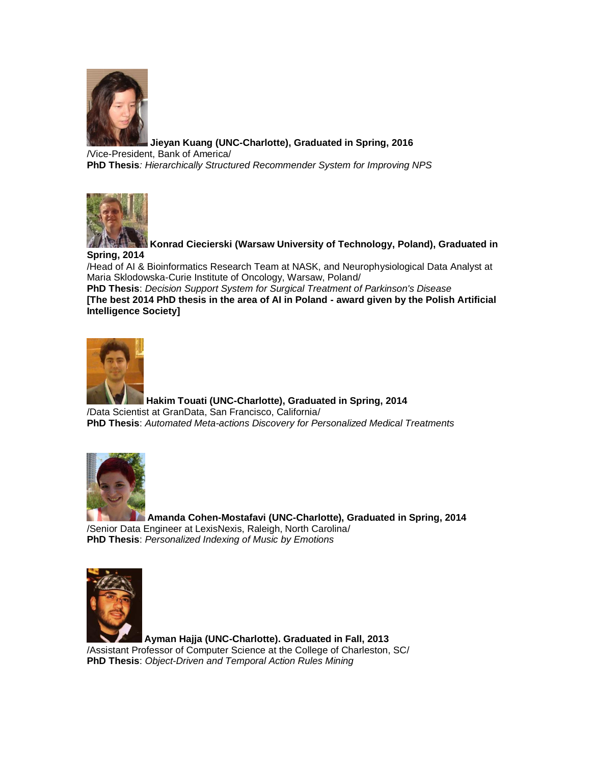**Jieyan Kuang (UNC-Charlotte), Graduated in Spring, 2016**
/Vice-President, Bank of America/
**PhD Thesis***: Hierarchically Structured Recommender System for Improving NPS*

**Konrad Ciecierski (Warsaw University of Technology, Poland), Graduated in Spring, 2014**
/Head of AI & Bioinformatics Research Team at NASK, and Neurophysiological Data Analyst at Maria Sklodowska-Curie Institute of Oncology, Warsaw, Poland/
**PhD Thesis**: *Decision Support System for Surgical Treatment of Parkinson's Disease*
**[The best 2014 PhD thesis in the area of AI in Poland - award given by the Polish Artificial Intelligence Society]**

**Hakim Touati (UNC-Charlotte), Graduated in Spring, 2014**
/Data Scientist at GranData, San Francisco, California/
**PhD Thesis**: *Automated Meta-actions Discovery for Personalized Medical Treatments*

**Amanda Cohen-Mostafavi (UNC-Charlotte), Graduated in Spring, 2014**
/Senior Data Engineer at LexisNexis, Raleigh, North Carolina/
**PhD Thesis**: *Personalized Indexing of Music by Emotions*

**Ayman Hajja (UNC-Charlotte). Graduated in Fall, 2013**
/Assistant Professor of Computer Science at the College of Charleston, SC/
**PhD Thesis**: *Object-Driven and Temporal Action Rules Mining*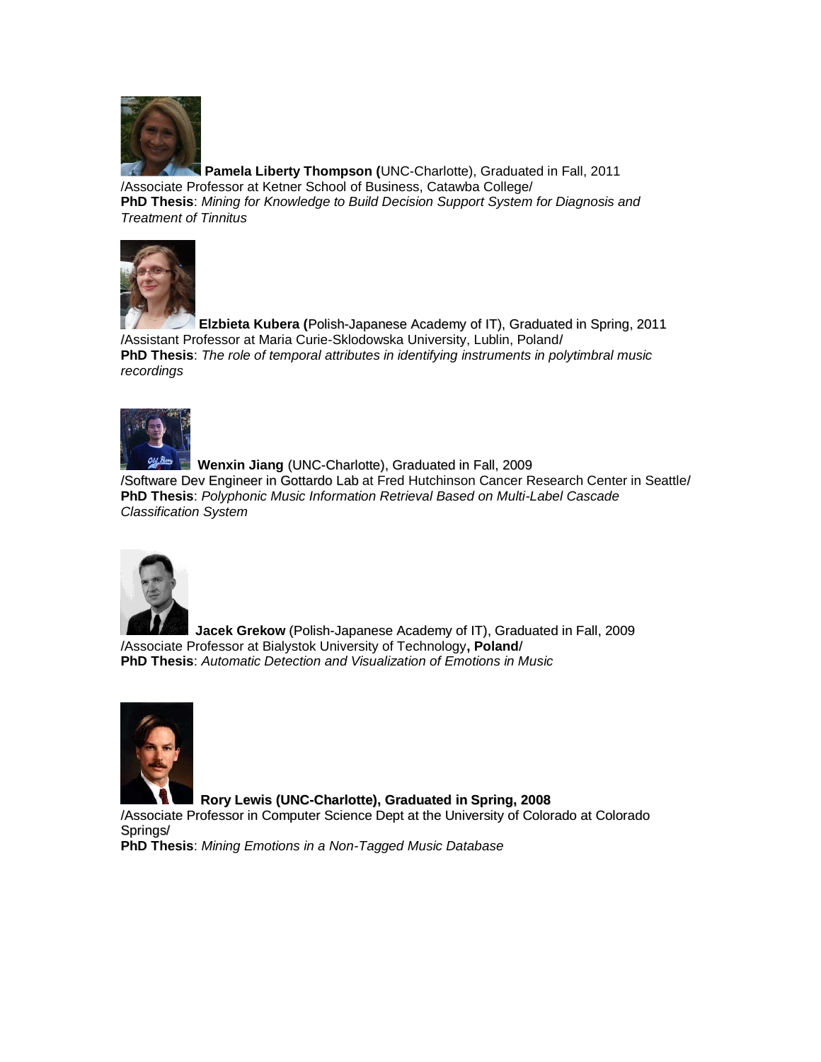**Pamela Liberty Thompson (**UNC-Charlotte), Graduated in Fall, 2011
/Associate Professor at Ketner School of Business, Catawba College/
**PhD Thesis**: *Mining for Knowledge to Build Decision Support System for Diagnosis and Treatment of Tinnitus*

**Elzbieta Kubera (**Polish-Japanese Academy of IT), Graduated in Spring, 2011
/Assistant Professor at Maria Curie-Sklodowska University, Lublin, Poland/
**PhD Thesis**: *The role of temporal attributes in identifying instruments in polytimbral music recordings*

**Wenxin Jiang** (UNC-Charlotte), Graduated in Fall, 2009
/Software Dev Engineer in Gottardo Lab at Fred Hutchinson Cancer Research Center in Seattle/
**PhD Thesis**: *Polyphonic Music Information Retrieval Based on Multi-Label Cascade Classification System*

**Jacek Grekow** (Polish-Japanese Academy of IT), Graduated in Fall, 2009
/Associate Professor at Bialystok University of Technology**, Poland**/
**PhD Thesis**: *Automatic Detection and Visualization of Emotions in Music*

**Rory Lewis (UNC-Charlotte), Graduated in Spring, 2008**
/Associate Professor in Computer Science Dept at the University of Colorado at Colorado Springs/
**PhD Thesis**: *Mining Emotions in a Non-Tagged Music Database*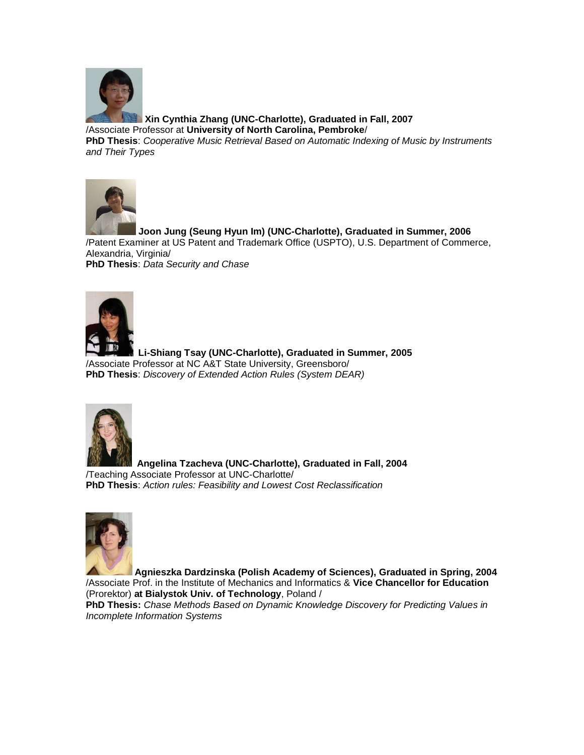**Xin Cynthia Zhang (UNC-Charlotte), Graduated in Fall, 2007**
/Associate Professor at **University of North Carolina, Pembroke**/
**PhD Thesis**: *Cooperative Music Retrieval Based on Automatic Indexing of Music by Instruments and Their Types*

**Joon Jung (Seung Hyun Im) (UNC-Charlotte), Graduated in Summer, 2006**
/Patent Examiner at US Patent and Trademark Office (USPTO), U.S. Department of Commerce, Alexandria, Virginia/
**PhD Thesis**: *Data Security and Chase*

**Li-Shiang Tsay (UNC-Charlotte), Graduated in Summer, 2005**
/Associate Professor at NC A&T State University, Greensboro/
**PhD Thesis**: *Discovery of Extended Action Rules (System DEAR)*

**Angelina Tzacheva (UNC-Charlotte), Graduated in Fall, 2004**
/Teaching Associate Professor at UNC-Charlotte/
**PhD Thesis**: *Action rules: Feasibility and Lowest Cost Reclassification*

**Agnieszka Dardzinska (Polish Academy of Sciences), Graduated in Spring, 2004**
/Associate Prof. in the Institute of Mechanics and Informatics & **Vice Chancellor for Education** (Prorektor) **at Bialystok Univ. of Technology**, Poland /
**PhD Thesis:** *Chase Methods Based on Dynamic Knowledge Discovery for Predicting Values in Incomplete Information Systems*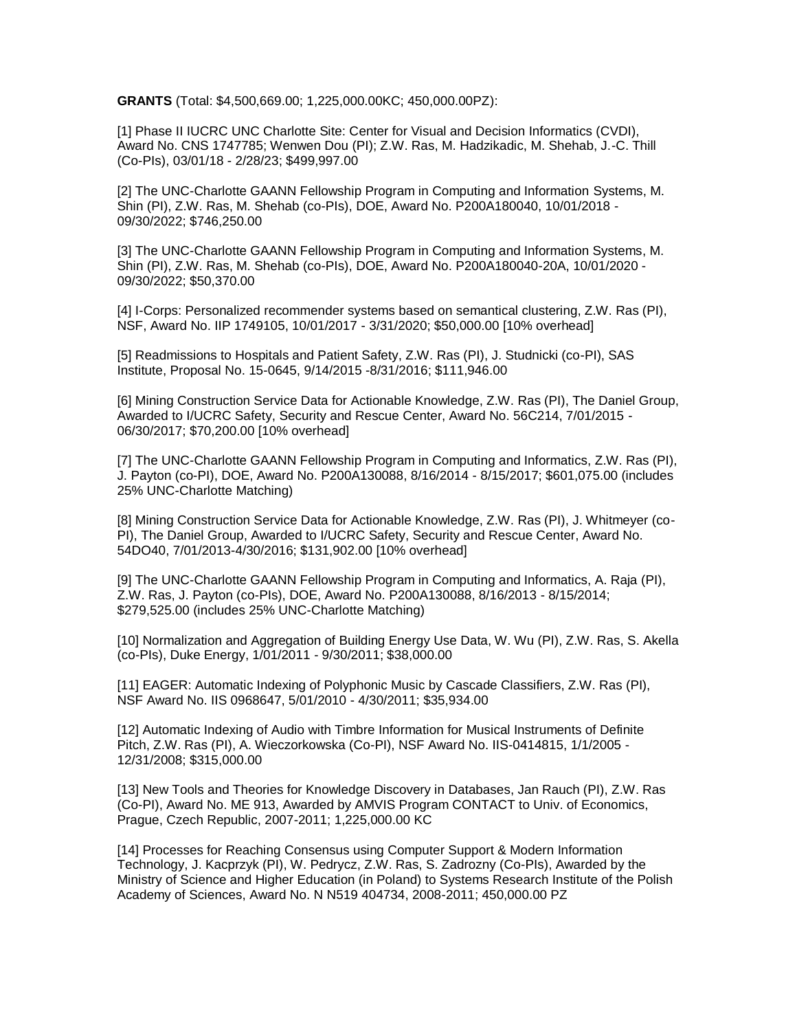**GRANTS** (Total: $4,500,669.00; 1,225,000.00KC; 450,000.00PZ):

[1] Phase II IUCRC UNC Charlotte Site: Center for Visual and Decision Informatics (CVDI), Award No. CNS 1747785; Wenwen Dou (PI); Z.W. Ras, M. Hadzikadic, M. Shehab, J.-C. Thill (Co-PIs), 03/01/18 - 2/28/23; $499,997.00

[2] The UNC-Charlotte GAANN Fellowship Program in Computing and Information Systems, M. Shin (PI), Z.W. Ras, M. Shehab (co-PIs), DOE, Award No. P200A180040, 10/01/2018 - 09/30/2022; $746,250.00

[3] The UNC-Charlotte GAANN Fellowship Program in Computing and Information Systems, M. Shin (PI), Z.W. Ras, M. Shehab (co-PIs), DOE, Award No. P200A180040-20A, 10/01/2020 - 09/30/2022; $50,370.00

[4] I-Corps: Personalized recommender systems based on semantical clustering, Z.W. Ras (PI), NSF, Award No. IIP 1749105, 10/01/2017 - 3/31/2020; $50,000.00 [10% overhead]

[5] Readmissions to Hospitals and Patient Safety, Z.W. Ras (PI), J. Studnicki (co-PI), SAS Institute, Proposal No. 15-0645, 9/14/2015 -8/31/2016; $111,946.00

[6] Mining Construction Service Data for Actionable Knowledge, Z.W. Ras (PI), The Daniel Group, Awarded to I/UCRC Safety, Security and Rescue Center, Award No. 56C214, 7/01/2015 - 06/30/2017; $70,200.00 [10% overhead]

[7] The UNC-Charlotte GAANN Fellowship Program in Computing and Informatics, Z.W. Ras (PI), J. Payton (co-PI), DOE, Award No. P200A130088, 8/16/2014 - 8/15/2017; $601,075.00 (includes 25% UNC-Charlotte Matching)

[8] Mining Construction Service Data for Actionable Knowledge, Z.W. Ras (PI), J. Whitmeyer (co-PI), The Daniel Group, Awarded to I/UCRC Safety, Security and Rescue Center, Award No. 54DO40, 7/01/2013-4/30/2016; $131,902.00 [10% overhead]

[9] The UNC-Charlotte GAANN Fellowship Program in Computing and Informatics, A. Raja (PI), Z.W. Ras, J. Payton (co-PIs), DOE, Award No. P200A130088, 8/16/2013 - 8/15/2014; $279,525.00 (includes 25% UNC-Charlotte Matching)

[10] Normalization and Aggregation of Building Energy Use Data, W. Wu (PI), Z.W. Ras, S. Akella (co-PIs), Duke Energy, 1/01/2011 - 9/30/2011; $38,000.00

[11] EAGER: Automatic Indexing of Polyphonic Music by Cascade Classifiers, Z.W. Ras (PI), NSF Award No. IIS 0968647, 5/01/2010 - 4/30/2011; $35,934.00

[12] Automatic Indexing of Audio with Timbre Information for Musical Instruments of Definite Pitch, Z.W. Ras (PI), A. Wieczorkowska (Co-PI), NSF Award No. IIS-0414815, 1/1/2005 - 12/31/2008; $315,000.00

[13] New Tools and Theories for Knowledge Discovery in Databases, Jan Rauch (PI), Z.W. Ras (Co-PI), Award No. ME 913, Awarded by AMVIS Program CONTACT to Univ. of Economics, Prague, Czech Republic, 2007-2011; 1,225,000.00 KC

[14] Processes for Reaching Consensus using Computer Support & Modern Information Technology, J. Kacprzyk (PI), W. Pedrycz, Z.W. Ras, S. Zadrozny (Co-PIs), Awarded by the Ministry of Science and Higher Education (in Poland) to Systems Research Institute of the Polish Academy of Sciences, Award No. N N519 404734, 2008-2011; 450,000.00 PZ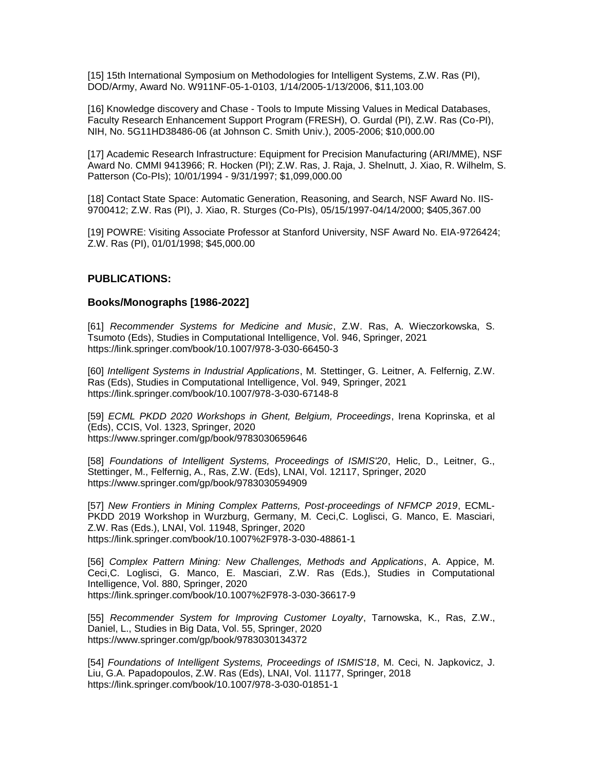[15] 15th International Symposium on Methodologies for Intelligent Systems, Z.W. Ras (PI), DOD/Army, Award No. W911NF-05-1-0103, 1/14/2005-1/13/2006, $11,103.00

[16] Knowledge discovery and Chase - Tools to Impute Missing Values in Medical Databases, Faculty Research Enhancement Support Program (FRESH), O. Gurdal (PI), Z.W. Ras (Co-PI), NIH, No. 5G11HD38486-06 (at Johnson C. Smith Univ.), 2005-2006; $10,000.00

[17] Academic Research Infrastructure: Equipment for Precision Manufacturing (ARI/MME), NSF Award No. CMMI 9413966; R. Hocken (PI); Z.W. Ras, J. Raja, J. Shelnutt, J. Xiao, R. Wilhelm, S. Patterson (Co-PIs); 10/01/1994 - 9/31/1997; $1,099,000.00

[18] Contact State Space: Automatic Generation, Reasoning, and Search, NSF Award No. IIS-9700412; Z.W. Ras (PI), J. Xiao, R. Sturges (Co-PIs), 05/15/1997-04/14/2000; $405,367.00

[19] POWRE: Visiting Associate Professor at Stanford University, NSF Award No. EIA-9726424; Z.W. Ras (PI), 01/01/1998; $45,000.00

### PUBLICATIONS:

#### Books/Monographs [1986-2022]

[61] *Recommender Systems for Medicine and Music*, Z.W. Ras, A. Wieczorkowska, S. Tsumoto (Eds), Studies in Computational Intelligence, Vol. 946, Springer, 2021 https://link.springer.com/book/10.1007/978-3-030-66450-3

[60] *Intelligent Systems in Industrial Applications*, M. Stettinger, G. Leitner, A. Felfernig, Z.W. Ras (Eds), Studies in Computational Intelligence, Vol. 949, Springer, 2021 https://link.springer.com/book/10.1007/978-3-030-67148-8

[59] *ECML PKDD 2020 Workshops in Ghent, Belgium, Proceedings*, Irena Koprinska, et al (Eds), CCIS, Vol. 1323, Springer, 2020 https://www.springer.com/gp/book/9783030659646

[58] *Foundations of Intelligent Systems, Proceedings of ISMIS'20*, Helic, D., Leitner, G., Stettinger, M., Felfernig, A., Ras, Z.W. (Eds), LNAI, Vol. 12117, Springer, 2020 https://www.springer.com/gp/book/9783030594909

[57] *New Frontiers in Mining Complex Patterns, Post-proceedings of NFMCP 2019*, ECML-PKDD 2019 Workshop in Wurzburg, Germany, M. Ceci,C. Loglisci, G. Manco, E. Masciari, Z.W. Ras (Eds.), LNAI, Vol. 11948, Springer, 2020 https://link.springer.com/book/10.1007%2F978-3-030-48861-1

[56] *Complex Pattern Mining: New Challenges, Methods and Applications*, A. Appice, M. Ceci,C. Loglisci, G. Manco, E. Masciari, Z.W. Ras (Eds.), Studies in Computational Intelligence, Vol. 880, Springer, 2020 https://link.springer.com/book/10.1007%2F978-3-030-36617-9

[55] *Recommender System for Improving Customer Loyalty*, Tarnowska, K., Ras, Z.W., Daniel, L., Studies in Big Data, Vol. 55, Springer, 2020 https://www.springer.com/gp/book/9783030134372

[54] *Foundations of Intelligent Systems, Proceedings of ISMIS'18*, M. Ceci, N. Japkovicz, J. Liu, G.A. Papadopoulos, Z.W. Ras (Eds), LNAI, Vol. 11177, Springer, 2018 https://link.springer.com/book/10.1007/978-3-030-01851-1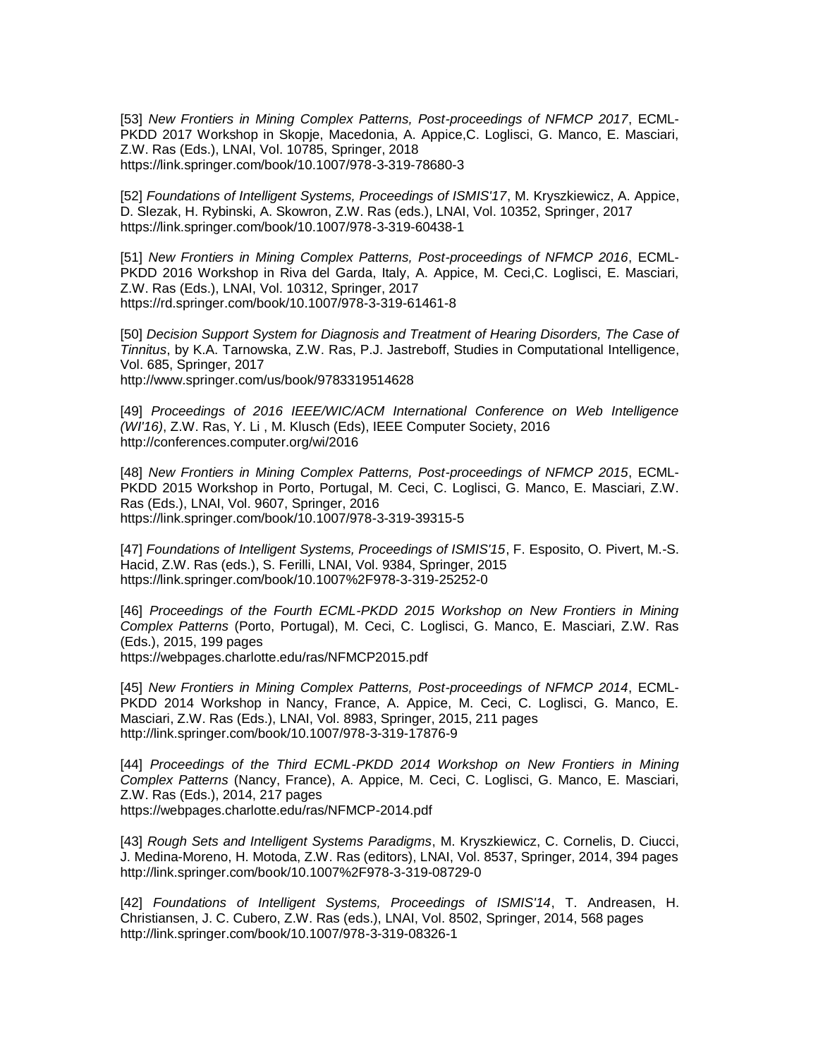[53] *New Frontiers in Mining Complex Patterns, Post-proceedings of NFMCP 2017*, ECML-PKDD 2017 Workshop in Skopje, Macedonia, A. Appice,C. Loglisci, G. Manco, E. Masciari, Z.W. Ras (Eds.), LNAI, Vol. 10785, Springer, 2018
https://link.springer.com/book/10.1007/978-3-319-78680-3

[52] *Foundations of Intelligent Systems, Proceedings of ISMIS'17*, M. Kryszkiewicz, A. Appice, D. Slezak, H. Rybinski, A. Skowron, Z.W. Ras (eds.), LNAI, Vol. 10352, Springer, 2017
https://link.springer.com/book/10.1007/978-3-319-60438-1

[51] *New Frontiers in Mining Complex Patterns, Post-proceedings of NFMCP 2016*, ECML-PKDD 2016 Workshop in Riva del Garda, Italy, A. Appice, M. Ceci,C. Loglisci, E. Masciari, Z.W. Ras (Eds.), LNAI, Vol. 10312, Springer, 2017
https://rd.springer.com/book/10.1007/978-3-319-61461-8

[50] *Decision Support System for Diagnosis and Treatment of Hearing Disorders, The Case of Tinnitus*, by K.A. Tarnowska, Z.W. Ras, P.J. Jastreboff, Studies in Computational Intelligence, Vol. 685, Springer, 2017
http://www.springer.com/us/book/9783319514628

[49] *Proceedings of 2016 IEEE/WIC/ACM International Conference on Web Intelligence (WI'16)*, Z.W. Ras, Y. Li , M. Klusch (Eds), IEEE Computer Society, 2016
http://conferences.computer.org/wi/2016

[48] *New Frontiers in Mining Complex Patterns, Post-proceedings of NFMCP 2015*, ECML-PKDD 2015 Workshop in Porto, Portugal, M. Ceci, C. Loglisci, G. Manco, E. Masciari, Z.W. Ras (Eds.), LNAI, Vol. 9607, Springer, 2016
https://link.springer.com/book/10.1007/978-3-319-39315-5

[47] *Foundations of Intelligent Systems, Proceedings of ISMIS'15*, F. Esposito, O. Pivert, M.-S. Hacid, Z.W. Ras (eds.), S. Ferilli, LNAI, Vol. 9384, Springer, 2015
https://link.springer.com/book/10.1007%2F978-3-319-25252-0

[46] *Proceedings of the Fourth ECML-PKDD 2015 Workshop on New Frontiers in Mining Complex Patterns* (Porto, Portugal), M. Ceci, C. Loglisci, G. Manco, E. Masciari, Z.W. Ras (Eds.), 2015, 199 pages
https://webpages.charlotte.edu/ras/NFMCP2015.pdf

[45] *New Frontiers in Mining Complex Patterns, Post-proceedings of NFMCP 2014*, ECML-PKDD 2014 Workshop in Nancy, France, A. Appice, M. Ceci, C. Loglisci, G. Manco, E. Masciari, Z.W. Ras (Eds.), LNAI, Vol. 8983, Springer, 2015, 211 pages
http://link.springer.com/book/10.1007/978-3-319-17876-9

[44] *Proceedings of the Third ECML-PKDD 2014 Workshop on New Frontiers in Mining Complex Patterns* (Nancy, France), A. Appice, M. Ceci, C. Loglisci, G. Manco, E. Masciari, Z.W. Ras (Eds.), 2014, 217 pages
https://webpages.charlotte.edu/ras/NFMCP-2014.pdf

[43] *Rough Sets and Intelligent Systems Paradigms*, M. Kryszkiewicz, C. Cornelis, D. Ciucci, J. Medina-Moreno, H. Motoda, Z.W. Ras (editors), LNAI, Vol. 8537, Springer, 2014, 394 pages
http://link.springer.com/book/10.1007%2F978-3-319-08729-0

[42] *Foundations of Intelligent Systems, Proceedings of ISMIS'14*, T. Andreasen, H. Christiansen, J. C. Cubero, Z.W. Ras (eds.), LNAI, Vol. 8502, Springer, 2014, 568 pages
http://link.springer.com/book/10.1007/978-3-319-08326-1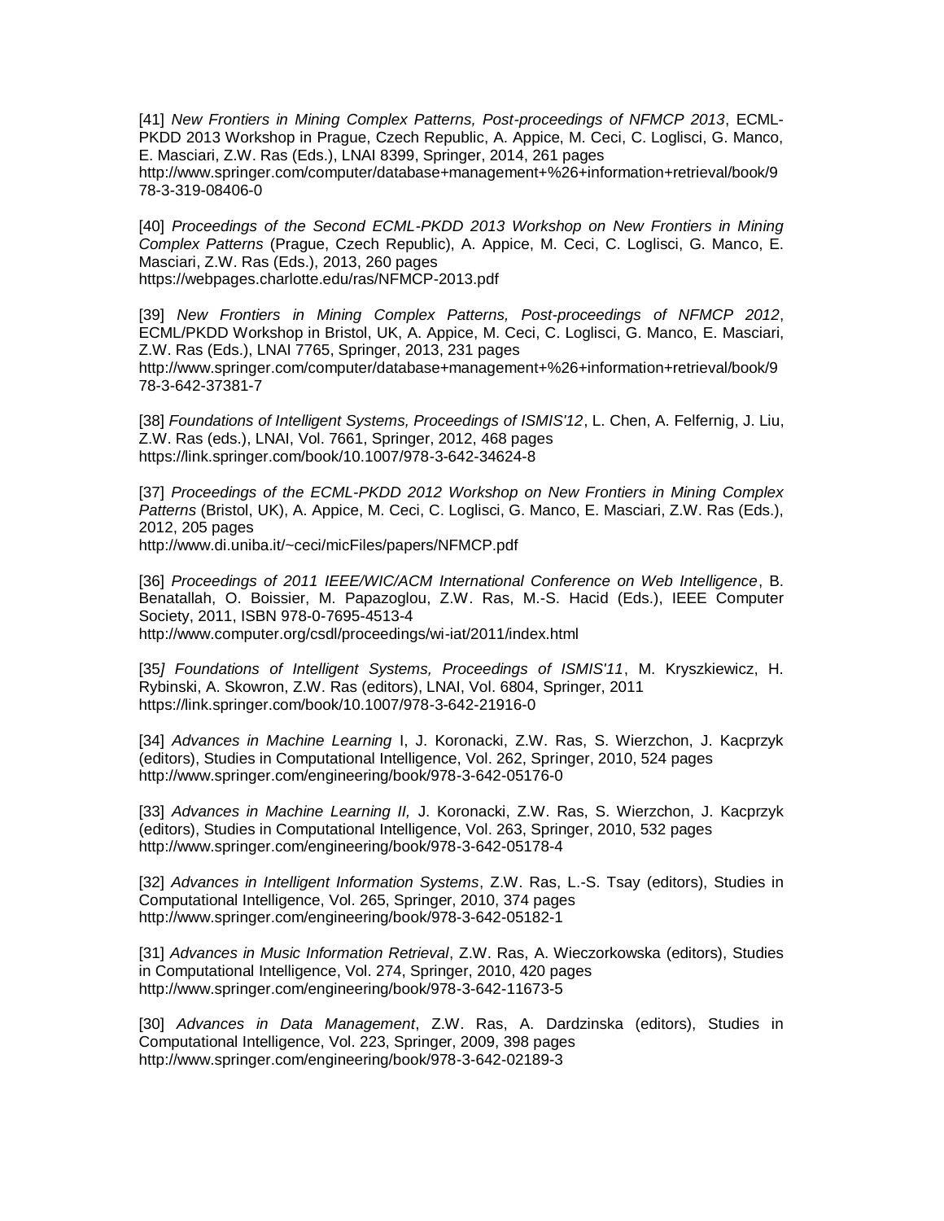[41] *New Frontiers in Mining Complex Patterns, Post-proceedings of NFMCP 2013*, ECML-PKDD 2013 Workshop in Prague, Czech Republic, A. Appice, M. Ceci, C. Loglisci, G. Manco, E. Masciari, Z.W. Ras (Eds.), LNAI 8399, Springer, 2014, 261 pages
http://www.springer.com/computer/database+management+%26+information+retrieval/book/978-3-319-08406-0

[40] *Proceedings of the Second ECML-PKDD 2013 Workshop on New Frontiers in Mining Complex Patterns* (Prague, Czech Republic), A. Appice, M. Ceci, C. Loglisci, G. Manco, E. Masciari, Z.W. Ras (Eds.), 2013, 260 pages
https://webpages.charlotte.edu/ras/NFMCP-2013.pdf

[39] *New Frontiers in Mining Complex Patterns, Post-proceedings of NFMCP 2012*, ECML/PKDD Workshop in Bristol, UK, A. Appice, M. Ceci, C. Loglisci, G. Manco, E. Masciari, Z.W. Ras (Eds.), LNAI 7765, Springer, 2013, 231 pages
http://www.springer.com/computer/database+management+%26+information+retrieval/book/978-3-642-37381-7

[38] *Foundations of Intelligent Systems, Proceedings of ISMIS'12*, L. Chen, A. Felfernig, J. Liu, Z.W. Ras (eds.), LNAI, Vol. 7661, Springer, 2012, 468 pages
https://link.springer.com/book/10.1007/978-3-642-34624-8

[37] *Proceedings of the ECML-PKDD 2012 Workshop on New Frontiers in Mining Complex Patterns* (Bristol, UK), A. Appice, M. Ceci, C. Loglisci, G. Manco, E. Masciari, Z.W. Ras (Eds.), 2012, 205 pages
http://www.di.uniba.it/~ceci/micFiles/papers/NFMCP.pdf

[36] *Proceedings of 2011 IEEE/WIC/ACM International Conference on Web Intelligence*, B. Benatallah, O. Boissier, M. Papazoglou, Z.W. Ras, M.-S. Hacid (Eds.), IEEE Computer Society, 2011, ISBN 978-0-7695-4513-4
http://www.computer.org/csdl/proceedings/wi-iat/2011/index.html

[35] *Foundations of Intelligent Systems, Proceedings of ISMIS'11*, M. Kryszkiewicz, H. Rybinski, A. Skowron, Z.W. Ras (editors), LNAI, Vol. 6804, Springer, 2011
https://link.springer.com/book/10.1007/978-3-642-21916-0

[34] *Advances in Machine Learning* I, J. Koronacki, Z.W. Ras, S. Wierzchon, J. Kacprzyk (editors), Studies in Computational Intelligence, Vol. 262, Springer, 2010, 524 pages
http://www.springer.com/engineering/book/978-3-642-05176-0

[33] *Advances in Machine Learning II,* J. Koronacki, Z.W. Ras, S. Wierzchon, J. Kacprzyk (editors), Studies in Computational Intelligence, Vol. 263, Springer, 2010, 532 pages
http://www.springer.com/engineering/book/978-3-642-05178-4

[32] *Advances in Intelligent Information Systems*, Z.W. Ras, L.-S. Tsay (editors), Studies in Computational Intelligence, Vol. 265, Springer, 2010, 374 pages
http://www.springer.com/engineering/book/978-3-642-05182-1

[31] *Advances in Music Information Retrieval*, Z.W. Ras, A. Wieczorkowska (editors), Studies in Computational Intelligence, Vol. 274, Springer, 2010, 420 pages
http://www.springer.com/engineering/book/978-3-642-11673-5

[30] *Advances in Data Management*, Z.W. Ras, A. Dardzinska (editors), Studies in Computational Intelligence, Vol. 223, Springer, 2009, 398 pages
http://www.springer.com/engineering/book/978-3-642-02189-3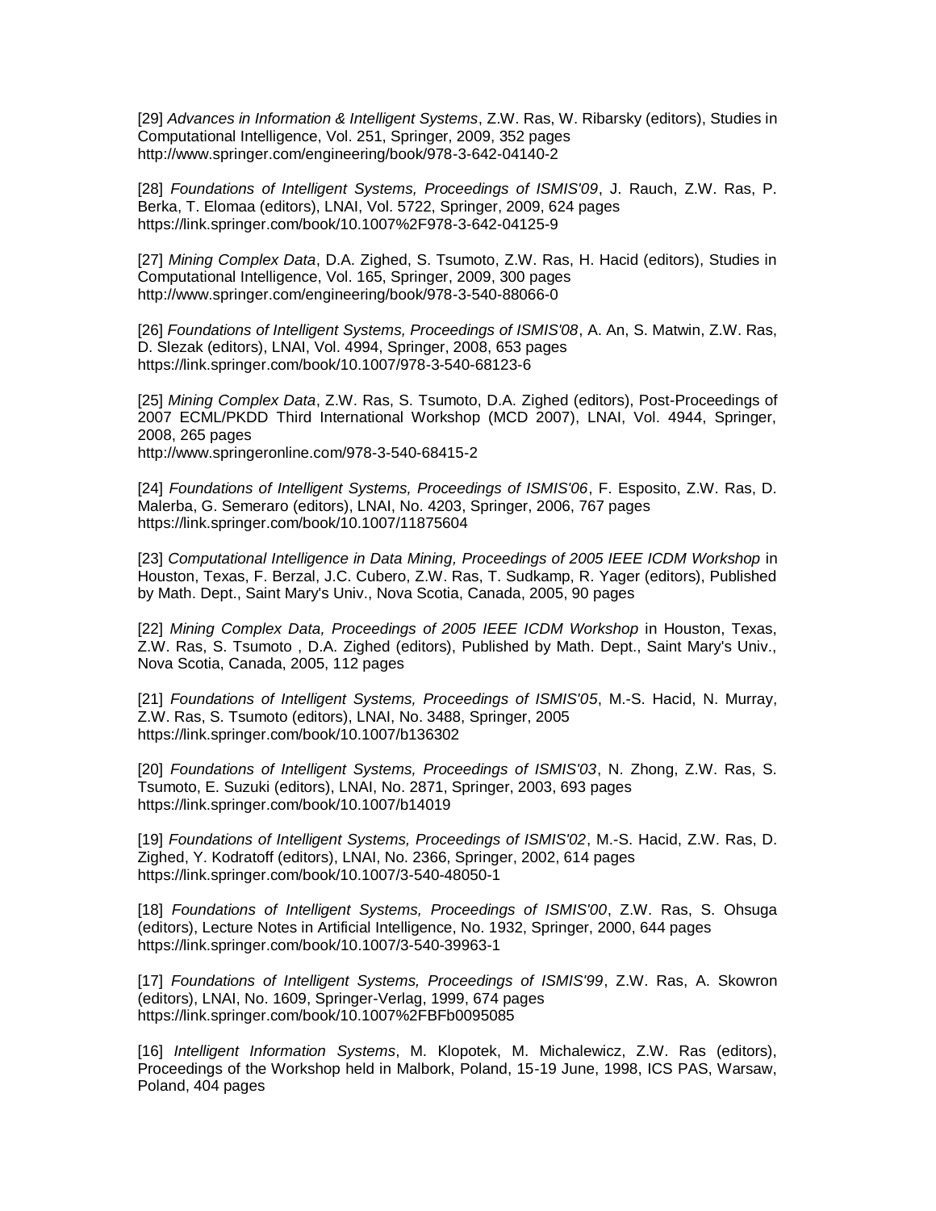[29] *Advances in Information & Intelligent Systems*, Z.W. Ras, W. Ribarsky (editors), Studies in Computational Intelligence, Vol. 251, Springer, 2009, 352 pages
http://www.springer.com/engineering/book/978-3-642-04140-2

[28] *Foundations of Intelligent Systems, Proceedings of ISMIS'09*, J. Rauch, Z.W. Ras, P. Berka, T. Elomaa (editors), LNAI, Vol. 5722, Springer, 2009, 624 pages
https://link.springer.com/book/10.1007%2F978-3-642-04125-9

[27] *Mining Complex Data*, D.A. Zighed, S. Tsumoto, Z.W. Ras, H. Hacid (editors), Studies in Computational Intelligence, Vol. 165, Springer, 2009, 300 pages
http://www.springer.com/engineering/book/978-3-540-88066-0

[26] *Foundations of Intelligent Systems, Proceedings of ISMIS'08*, A. An, S. Matwin, Z.W. Ras, D. Slezak (editors), LNAI, Vol. 4994, Springer, 2008, 653 pages
https://link.springer.com/book/10.1007/978-3-540-68123-6

[25] *Mining Complex Data*, Z.W. Ras, S. Tsumoto, D.A. Zighed (editors), Post-Proceedings of 2007 ECML/PKDD Third International Workshop (MCD 2007), LNAI, Vol. 4944, Springer, 2008, 265 pages
http://www.springeronline.com/978-3-540-68415-2

[24] *Foundations of Intelligent Systems, Proceedings of ISMIS'06*, F. Esposito, Z.W. Ras, D. Malerba, G. Semeraro (editors), LNAI, No. 4203, Springer, 2006, 767 pages
https://link.springer.com/book/10.1007/11875604

[23] *Computational Intelligence in Data Mining, Proceedings of 2005 IEEE ICDM Workshop* in Houston, Texas, F. Berzal, J.C. Cubero, Z.W. Ras, T. Sudkamp, R. Yager (editors), Published by Math. Dept., Saint Mary's Univ., Nova Scotia, Canada, 2005, 90 pages

[22] *Mining Complex Data, Proceedings of 2005 IEEE ICDM Workshop* in Houston, Texas, Z.W. Ras, S. Tsumoto , D.A. Zighed (editors), Published by Math. Dept., Saint Mary's Univ., Nova Scotia, Canada, 2005, 112 pages

[21] *Foundations of Intelligent Systems, Proceedings of ISMIS'05*, M.-S. Hacid, N. Murray, Z.W. Ras, S. Tsumoto (editors), LNAI, No. 3488, Springer, 2005
https://link.springer.com/book/10.1007/b136302

[20] *Foundations of Intelligent Systems, Proceedings of ISMIS'03*, N. Zhong, Z.W. Ras, S. Tsumoto, E. Suzuki (editors), LNAI, No. 2871, Springer, 2003, 693 pages
https://link.springer.com/book/10.1007/b14019

[19] *Foundations of Intelligent Systems, Proceedings of ISMIS'02*, M.-S. Hacid, Z.W. Ras, D. Zighed, Y. Kodratoff (editors), LNAI, No. 2366, Springer, 2002, 614 pages
https://link.springer.com/book/10.1007/3-540-48050-1

[18] *Foundations of Intelligent Systems, Proceedings of ISMIS'00*, Z.W. Ras, S. Ohsuga (editors), Lecture Notes in Artificial Intelligence, No. 1932, Springer, 2000, 644 pages
https://link.springer.com/book/10.1007/3-540-39963-1

[17] *Foundations of Intelligent Systems, Proceedings of ISMIS'99*, Z.W. Ras, A. Skowron (editors), LNAI, No. 1609, Springer-Verlag, 1999, 674 pages
https://link.springer.com/book/10.1007%2FBFb0095085

[16] *Intelligent Information Systems*, M. Klopotek, M. Michalewicz, Z.W. Ras (editors), Proceedings of the Workshop held in Malbork, Poland, 15-19 June, 1998, ICS PAS, Warsaw, Poland, 404 pages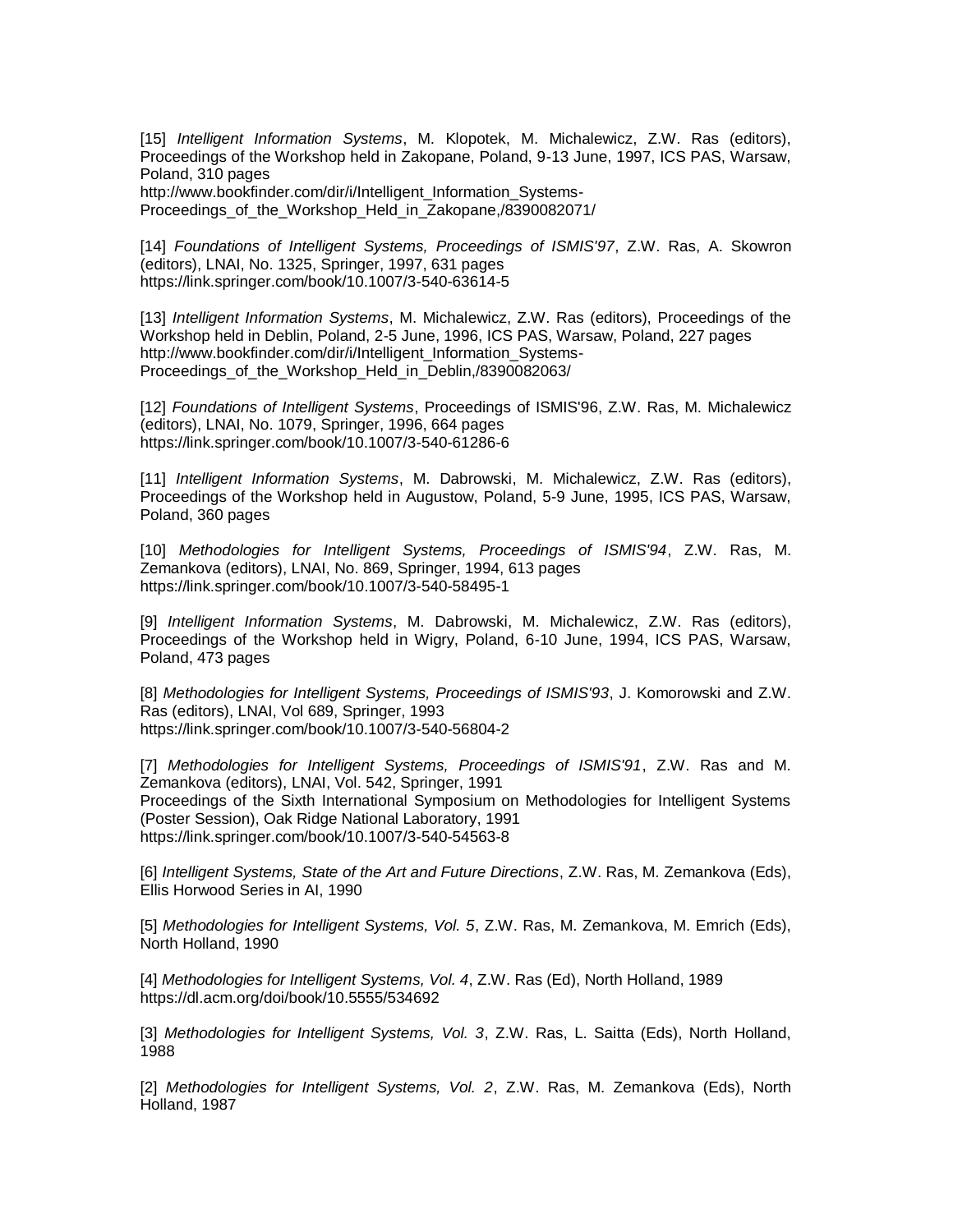[15] *Intelligent Information Systems*, M. Klopotek, M. Michalewicz, Z.W. Ras (editors), Proceedings of the Workshop held in Zakopane, Poland, 9-13 June, 1997, ICS PAS, Warsaw, Poland, 310 pages
http://www.bookfinder.com/dir/i/Intelligent_Information_Systems-Proceedings_of_the_Workshop_Held_in_Zakopane,/8390082071/

[14] *Foundations of Intelligent Systems, Proceedings of ISMIS'97*, Z.W. Ras, A. Skowron (editors), LNAI, No. 1325, Springer, 1997, 631 pages
https://link.springer.com/book/10.1007/3-540-63614-5

[13] *Intelligent Information Systems*, M. Michalewicz, Z.W. Ras (editors), Proceedings of the Workshop held in Deblin, Poland, 2-5 June, 1996, ICS PAS, Warsaw, Poland, 227 pages
http://www.bookfinder.com/dir/i/Intelligent_Information_Systems-Proceedings_of_the_Workshop_Held_in_Deblin,/8390082063/

[12] *Foundations of Intelligent Systems*, Proceedings of ISMIS'96, Z.W. Ras, M. Michalewicz (editors), LNAI, No. 1079, Springer, 1996, 664 pages
https://link.springer.com/book/10.1007/3-540-61286-6

[11] *Intelligent Information Systems*, M. Dabrowski, M. Michalewicz, Z.W. Ras (editors), Proceedings of the Workshop held in Augustow, Poland, 5-9 June, 1995, ICS PAS, Warsaw, Poland, 360 pages

[10] *Methodologies for Intelligent Systems, Proceedings of ISMIS'94*, Z.W. Ras, M. Zemankova (editors), LNAI, No. 869, Springer, 1994, 613 pages
https://link.springer.com/book/10.1007/3-540-58495-1

[9] *Intelligent Information Systems*, M. Dabrowski, M. Michalewicz, Z.W. Ras (editors), Proceedings of the Workshop held in Wigry, Poland, 6-10 June, 1994, ICS PAS, Warsaw, Poland, 473 pages

[8] *Methodologies for Intelligent Systems, Proceedings of ISMIS'93*, J. Komorowski and Z.W. Ras (editors), LNAI, Vol 689, Springer, 1993
https://link.springer.com/book/10.1007/3-540-56804-2

[7] *Methodologies for Intelligent Systems, Proceedings of ISMIS'91*, Z.W. Ras and M. Zemankova (editors), LNAI, Vol. 542, Springer, 1991
Proceedings of the Sixth International Symposium on Methodologies for Intelligent Systems (Poster Session), Oak Ridge National Laboratory, 1991
https://link.springer.com/book/10.1007/3-540-54563-8

[6] *Intelligent Systems, State of the Art and Future Directions*, Z.W. Ras, M. Zemankova (Eds), Ellis Horwood Series in AI, 1990

[5] *Methodologies for Intelligent Systems, Vol. 5*, Z.W. Ras, M. Zemankova, M. Emrich (Eds), North Holland, 1990

[4] *Methodologies for Intelligent Systems, Vol. 4*, Z.W. Ras (Ed), North Holland, 1989
https://dl.acm.org/doi/book/10.5555/534692

[3] *Methodologies for Intelligent Systems, Vol. 3*, Z.W. Ras, L. Saitta (Eds), North Holland, 1988

[2] *Methodologies for Intelligent Systems, Vol. 2*, Z.W. Ras, M. Zemankova (Eds), North Holland, 1987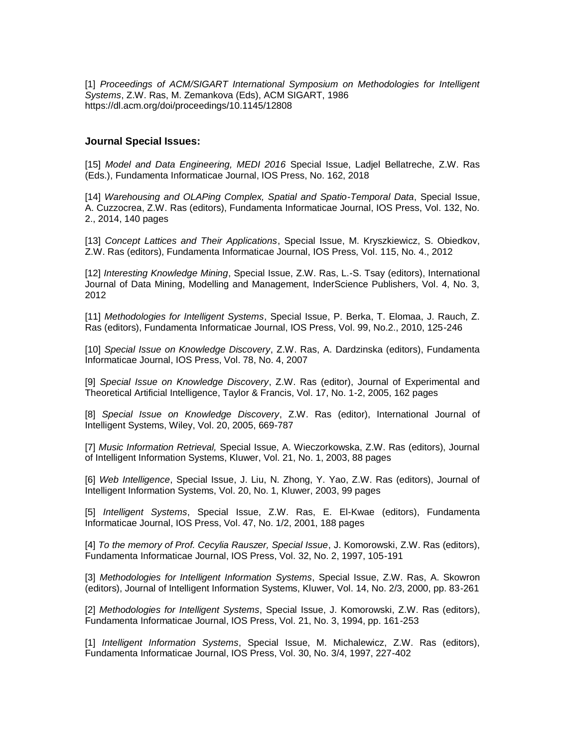[1] *Proceedings of ACM/SIGART International Symposium on Methodologies for Intelligent Systems*, Z.W. Ras, M. Zemankova (Eds), ACM SIGART, 1986
https://dl.acm.org/doi/proceedings/10.1145/12808

**Journal Special Issues:**

[15] *Model and Data Engineering, MEDI 2016* Special Issue, Ladjel Bellatreche, Z.W. Ras (Eds.), Fundamenta Informaticae Journal, IOS Press, No. 162, 2018

[14] *Warehousing and OLAPing Complex, Spatial and Spatio-Temporal Data*, Special Issue, A. Cuzzocrea, Z.W. Ras (editors), Fundamenta Informaticae Journal, IOS Press, Vol. 132, No. 2., 2014, 140 pages

[13] *Concept Lattices and Their Applications*, Special Issue, M. Kryszkiewicz, S. Obiedkov, Z.W. Ras (editors), Fundamenta Informaticae Journal, IOS Press, Vol. 115, No. 4., 2012

[12] *Interesting Knowledge Mining*, Special Issue, Z.W. Ras, L.-S. Tsay (editors), International Journal of Data Mining, Modelling and Management, InderScience Publishers, Vol. 4, No. 3, 2012

[11] *Methodologies for Intelligent Systems*, Special Issue, P. Berka, T. Elomaa, J. Rauch, Z. Ras (editors), Fundamenta Informaticae Journal, IOS Press, Vol. 99, No.2., 2010, 125-246

[10] *Special Issue on Knowledge Discovery*, Z.W. Ras, A. Dardzinska (editors), Fundamenta Informaticae Journal, IOS Press, Vol. 78, No. 4, 2007

[9] *Special Issue on Knowledge Discovery*, Z.W. Ras (editor), Journal of Experimental and Theoretical Artificial Intelligence, Taylor & Francis, Vol. 17, No. 1-2, 2005, 162 pages

[8] *Special Issue on Knowledge Discovery*, Z.W. Ras (editor), International Journal of Intelligent Systems, Wiley, Vol. 20, 2005, 669-787

[7] *Music Information Retrieval,* Special Issue, A. Wieczorkowska, Z.W. Ras (editors), Journal of Intelligent Information Systems, Kluwer, Vol. 21, No. 1, 2003, 88 pages

[6] *Web Intelligence*, Special Issue, J. Liu, N. Zhong, Y. Yao, Z.W. Ras (editors), Journal of Intelligent Information Systems, Vol. 20, No. 1, Kluwer, 2003, 99 pages

[5] *Intelligent Systems*, Special Issue, Z.W. Ras, E. El-Kwae (editors), Fundamenta Informaticae Journal, IOS Press, Vol. 47, No. 1/2, 2001, 188 pages

[4] *To the memory of Prof. Cecylia Rauszer, Special Issue*, J. Komorowski, Z.W. Ras (editors), Fundamenta Informaticae Journal, IOS Press, Vol. 32, No. 2, 1997, 105-191

[3] *Methodologies for Intelligent Information Systems*, Special Issue, Z.W. Ras, A. Skowron (editors), Journal of Intelligent Information Systems, Kluwer, Vol. 14, No. 2/3, 2000, pp. 83-261

[2] *Methodologies for Intelligent Systems*, Special Issue, J. Komorowski, Z.W. Ras (editors), Fundamenta Informaticae Journal, IOS Press, Vol. 21, No. 3, 1994, pp. 161-253

[1] *Intelligent Information Systems*, Special Issue, M. Michalewicz, Z.W. Ras (editors), Fundamenta Informaticae Journal, IOS Press, Vol. 30, No. 3/4, 1997, 227-402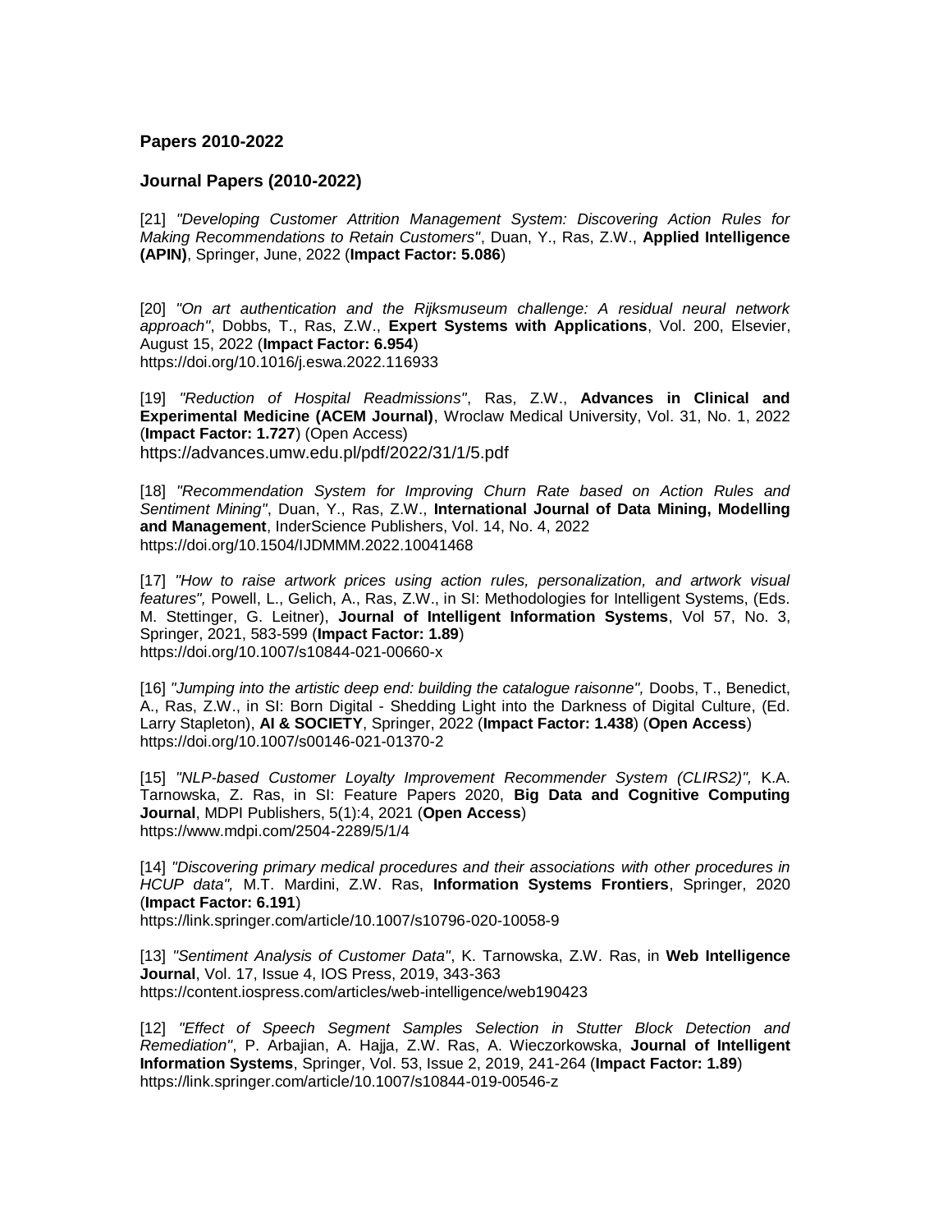### Papers 2010-2022

### Journal Papers (2010-2022)

[21] *"Developing Customer Attrition Management System: Discovering Action Rules for Making Recommendations to Retain Customers"*, Duan, Y., Ras, Z.W., **Applied Intelligence (APIN)**, Springer, June, 2022 (**Impact Factor: 5.086**)

[20] *"On art authentication and the Rijksmuseum challenge: A residual neural network approach"*, Dobbs, T., Ras, Z.W., **Expert Systems with Applications**, Vol. 200, Elsevier, August 15, 2022 (**Impact Factor: 6.954**)
https://doi.org/10.1016/j.eswa.2022.116933

[19] *"Reduction of Hospital Readmissions"*, Ras, Z.W., **Advances in Clinical and Experimental Medicine (ACEM Journal)**, Wroclaw Medical University, Vol. 31, No. 1, 2022 (**Impact Factor: 1.727**) (Open Access)
https://advances.umw.edu.pl/pdf/2022/31/1/5.pdf

[18] *"Recommendation System for Improving Churn Rate based on Action Rules and Sentiment Mining"*, Duan, Y., Ras, Z.W., **International Journal of Data Mining, Modelling and Management**, InderScience Publishers, Vol. 14, No. 4, 2022
https://doi.org/10.1504/IJDMMM.2022.10041468

[17] *"How to raise artwork prices using action rules, personalization, and artwork visual features",* Powell, L., Gelich, A., Ras, Z.W., in SI: Methodologies for Intelligent Systems, (Eds. M. Stettinger, G. Leitner), **Journal of Intelligent Information Systems**, Vol 57, No. 3, Springer, 2021, 583-599 (**Impact Factor: 1.89**)
https://doi.org/10.1007/s10844-021-00660-x

[16] *"Jumping into the artistic deep end: building the catalogue raisonne",* Doobs, T., Benedict, A., Ras, Z.W., in SI: Born Digital - Shedding Light into the Darkness of Digital Culture, (Ed. Larry Stapleton), **AI & SOCIETY**, Springer, 2022 (**Impact Factor: 1.438**) (**Open Access**)
https://doi.org/10.1007/s00146-021-01370-2

[15] *"NLP-based Customer Loyalty Improvement Recommender System (CLIRS2)",* K.A. Tarnowska, Z. Ras, in SI: Feature Papers 2020, **Big Data and Cognitive Computing Journal**, MDPI Publishers, 5(1):4, 2021 (**Open Access**)
https://www.mdpi.com/2504-2289/5/1/4

[14] *"Discovering primary medical procedures and their associations with other procedures in HCUP data",* M.T. Mardini, Z.W. Ras, **Information Systems Frontiers**, Springer, 2020 (**Impact Factor: 6.191**)
https://link.springer.com/article/10.1007/s10796-020-10058-9

[13] *"Sentiment Analysis of Customer Data"*, K. Tarnowska, Z.W. Ras, in **Web Intelligence Journal**, Vol. 17, Issue 4, IOS Press, 2019, 343-363
https://content.iospress.com/articles/web-intelligence/web190423

[12] *"Effect of Speech Segment Samples Selection in Stutter Block Detection and Remediation"*, P. Arbajian, A. Hajja, Z.W. Ras, A. Wieczorkowska, **Journal of Intelligent Information Systems**, Springer, Vol. 53, Issue 2, 2019, 241-264 (**Impact Factor: 1.89**)
https://link.springer.com/article/10.1007/s10844-019-00546-z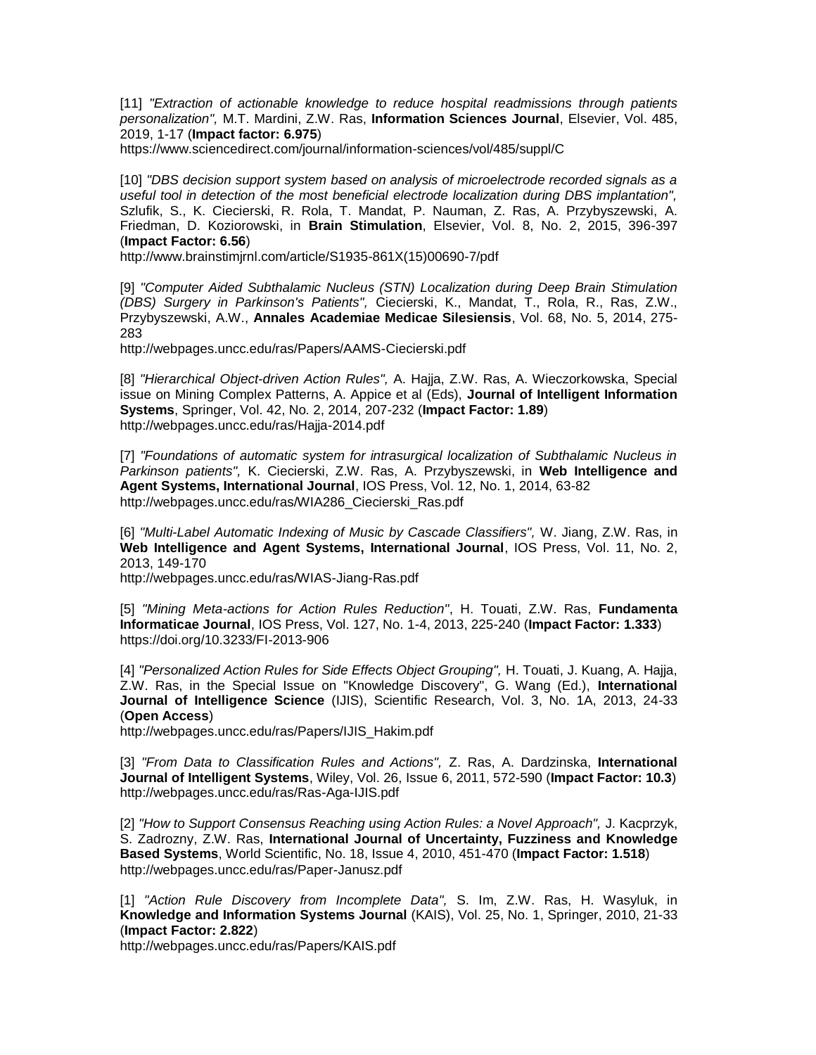[11] *"Extraction of actionable knowledge to reduce hospital readmissions through patients personalization",* M.T. Mardini, Z.W. Ras, **Information Sciences Journal**, Elsevier, Vol. 485, 2019, 1-17 (**Impact factor: 6.975**)
https://www.sciencedirect.com/journal/information-sciences/vol/485/suppl/C

[10] *"DBS decision support system based on analysis of microelectrode recorded signals as a useful tool in detection of the most beneficial electrode localization during DBS implantation",* Szlufik, S., K. Ciecierski, R. Rola, T. Mandat, P. Nauman, Z. Ras, A. Przybyszewski, A. Friedman, D. Koziorowski, in **Brain Stimulation**, Elsevier, Vol. 8, No. 2, 2015, 396-397 (**Impact Factor: 6.56**)
http://www.brainstimjrnl.com/article/S1935-861X(15)00690-7/pdf

[9] *"Computer Aided Subthalamic Nucleus (STN) Localization during Deep Brain Stimulation (DBS) Surgery in Parkinson's Patients",* Ciecierski, K., Mandat, T., Rola, R., Ras, Z.W., Przybyszewski, A.W., **Annales Academiae Medicae Silesiensis**, Vol. 68, No. 5, 2014, 275-283
http://webpages.uncc.edu/ras/Papers/AAMS-Ciecierski.pdf

[8] *"Hierarchical Object-driven Action Rules",* A. Hajja, Z.W. Ras, A. Wieczorkowska, Special issue on Mining Complex Patterns, A. Appice et al (Eds), **Journal of Intelligent Information Systems**, Springer, Vol. 42, No. 2, 2014, 207-232 (**Impact Factor: 1.89**)
http://webpages.uncc.edu/ras/Hajja-2014.pdf

[7] *"Foundations of automatic system for intrasurgical localization of Subthalamic Nucleus in Parkinson patients",* K. Ciecierski, Z.W. Ras, A. Przybyszewski, in **Web Intelligence and Agent Systems, International Journal**, IOS Press, Vol. 12, No. 1, 2014, 63-82
http://webpages.uncc.edu/ras/WIA286_Ciecierski_Ras.pdf

[6] *"Multi-Label Automatic Indexing of Music by Cascade Classifiers",* W. Jiang, Z.W. Ras, in **Web Intelligence and Agent Systems, International Journal**, IOS Press, Vol. 11, No. 2, 2013, 149-170
http://webpages.uncc.edu/ras/WIAS-Jiang-Ras.pdf

[5] *"Mining Meta-actions for Action Rules Reduction"*, H. Touati, Z.W. Ras, **Fundamenta Informaticae Journal**, IOS Press, Vol. 127, No. 1-4, 2013, 225-240 (**Impact Factor: 1.333**)
https://doi.org/10.3233/FI-2013-906

[4] *"Personalized Action Rules for Side Effects Object Grouping",* H. Touati, J. Kuang, A. Hajja, Z.W. Ras, in the Special Issue on "Knowledge Discovery", G. Wang (Ed.), **International Journal of Intelligence Science** (IJIS), Scientific Research, Vol. 3, No. 1A, 2013, 24-33 (**Open Access**)
http://webpages.uncc.edu/ras/Papers/IJIS_Hakim.pdf

[3] *"From Data to Classification Rules and Actions",* Z. Ras, A. Dardzinska, **International Journal of Intelligent Systems**, Wiley, Vol. 26, Issue 6, 2011, 572-590 (**Impact Factor: 10.3**)
http://webpages.uncc.edu/ras/Ras-Aga-IJIS.pdf

[2] *"How to Support Consensus Reaching using Action Rules: a Novel Approach",* J. Kacprzyk, S. Zadrozny, Z.W. Ras, **International Journal of Uncertainty, Fuzziness and Knowledge Based Systems**, World Scientific, No. 18, Issue 4, 2010, 451-470 (**Impact Factor: 1.518**)
http://webpages.uncc.edu/ras/Paper-Janusz.pdf

[1] *"Action Rule Discovery from Incomplete Data",* S. Im, Z.W. Ras, H. Wasyluk, in **Knowledge and Information Systems Journal** (KAIS), Vol. 25, No. 1, Springer, 2010, 21-33 (**Impact Factor: 2.822**)
http://webpages.uncc.edu/ras/Papers/KAIS.pdf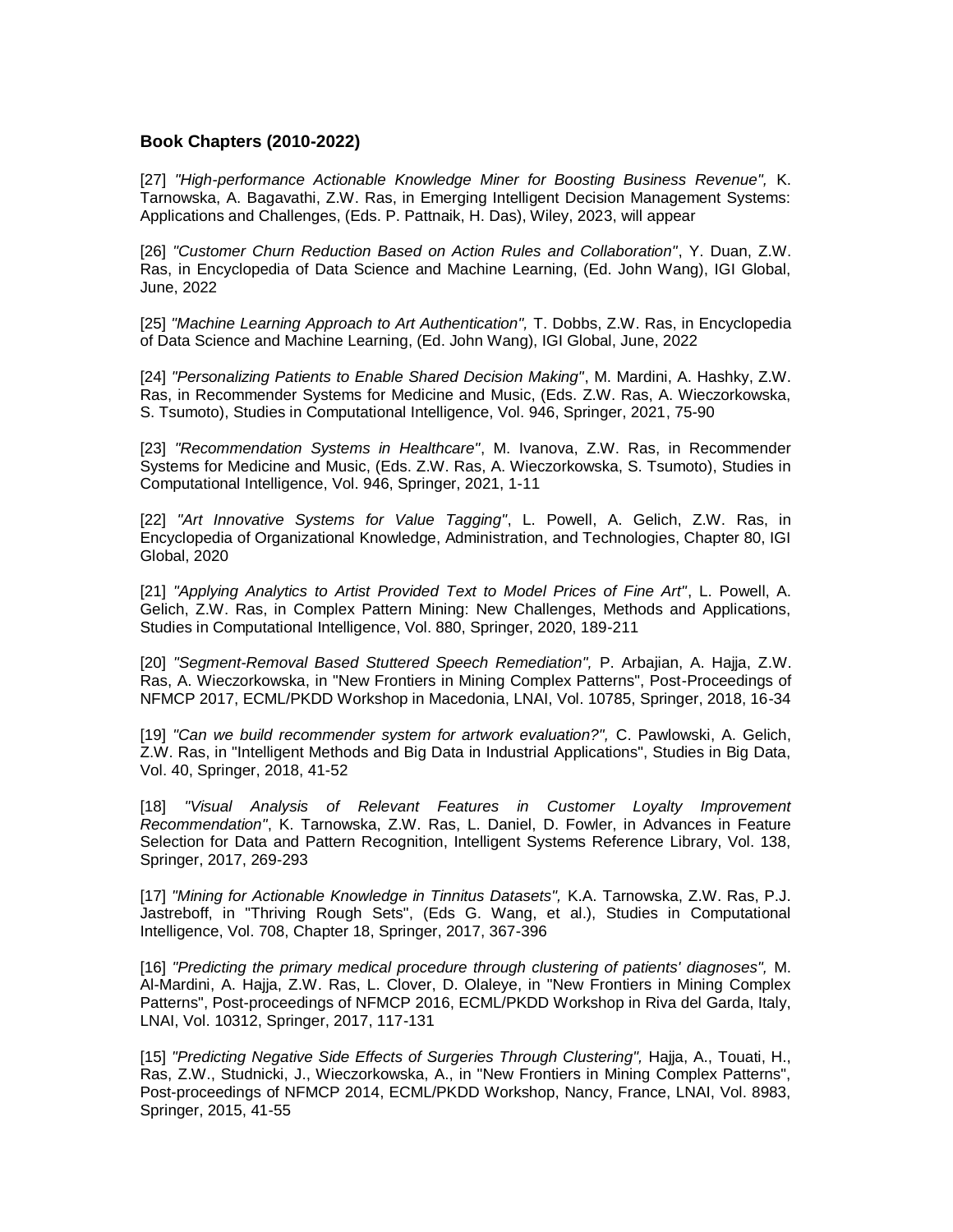### Book Chapters (2010-2022)

[27] *"High-performance Actionable Knowledge Miner for Boosting Business Revenue",* K. Tarnowska, A. Bagavathi, Z.W. Ras, in Emerging Intelligent Decision Management Systems: Applications and Challenges, (Eds. P. Pattnaik, H. Das), Wiley, 2023, will appear

[26] *"Customer Churn Reduction Based on Action Rules and Collaboration"*, Y. Duan, Z.W. Ras, in Encyclopedia of Data Science and Machine Learning, (Ed. John Wang), IGI Global, June, 2022

[25] *"Machine Learning Approach to Art Authentication",* T. Dobbs, Z.W. Ras, in Encyclopedia of Data Science and Machine Learning, (Ed. John Wang), IGI Global, June, 2022

[24] *"Personalizing Patients to Enable Shared Decision Making"*, M. Mardini, A. Hashky, Z.W. Ras, in Recommender Systems for Medicine and Music, (Eds. Z.W. Ras, A. Wieczorkowska, S. Tsumoto), Studies in Computational Intelligence, Vol. 946, Springer, 2021, 75-90

[23] *"Recommendation Systems in Healthcare"*, M. Ivanova, Z.W. Ras, in Recommender Systems for Medicine and Music, (Eds. Z.W. Ras, A. Wieczorkowska, S. Tsumoto), Studies in Computational Intelligence, Vol. 946, Springer, 2021, 1-11

[22] *"Art Innovative Systems for Value Tagging"*, L. Powell, A. Gelich, Z.W. Ras, in Encyclopedia of Organizational Knowledge, Administration, and Technologies, Chapter 80, IGI Global, 2020

[21] *"Applying Analytics to Artist Provided Text to Model Prices of Fine Art"*, L. Powell, A. Gelich, Z.W. Ras, in Complex Pattern Mining: New Challenges, Methods and Applications, Studies in Computational Intelligence, Vol. 880, Springer, 2020, 189-211

[20] *"Segment-Removal Based Stuttered Speech Remediation",* P. Arbajian, A. Hajja, Z.W. Ras, A. Wieczorkowska, in "New Frontiers in Mining Complex Patterns", Post-Proceedings of NFMCP 2017, ECML/PKDD Workshop in Macedonia, LNAI, Vol. 10785, Springer, 2018, 16-34

[19] *"Can we build recommender system for artwork evaluation?",* C. Pawlowski, A. Gelich, Z.W. Ras, in "Intelligent Methods and Big Data in Industrial Applications", Studies in Big Data, Vol. 40, Springer, 2018, 41-52

[18] *"Visual Analysis of Relevant Features in Customer Loyalty Improvement Recommendation"*, K. Tarnowska, Z.W. Ras, L. Daniel, D. Fowler, in Advances in Feature Selection for Data and Pattern Recognition, Intelligent Systems Reference Library, Vol. 138, Springer, 2017, 269-293

[17] *"Mining for Actionable Knowledge in Tinnitus Datasets",* K.A. Tarnowska, Z.W. Ras, P.J. Jastreboff, in "Thriving Rough Sets", (Eds G. Wang, et al.), Studies in Computational Intelligence, Vol. 708, Chapter 18, Springer, 2017, 367-396

[16] *"Predicting the primary medical procedure through clustering of patients' diagnoses",* M. Al-Mardini, A. Hajja, Z.W. Ras, L. Clover, D. Olaleye, in "New Frontiers in Mining Complex Patterns", Post-proceedings of NFMCP 2016, ECML/PKDD Workshop in Riva del Garda, Italy, LNAI, Vol. 10312, Springer, 2017, 117-131

[15] *"Predicting Negative Side Effects of Surgeries Through Clustering",* Hajja, A., Touati, H., Ras, Z.W., Studnicki, J., Wieczorkowska, A., in "New Frontiers in Mining Complex Patterns", Post-proceedings of NFMCP 2014, ECML/PKDD Workshop, Nancy, France, LNAI, Vol. 8983, Springer, 2015, 41-55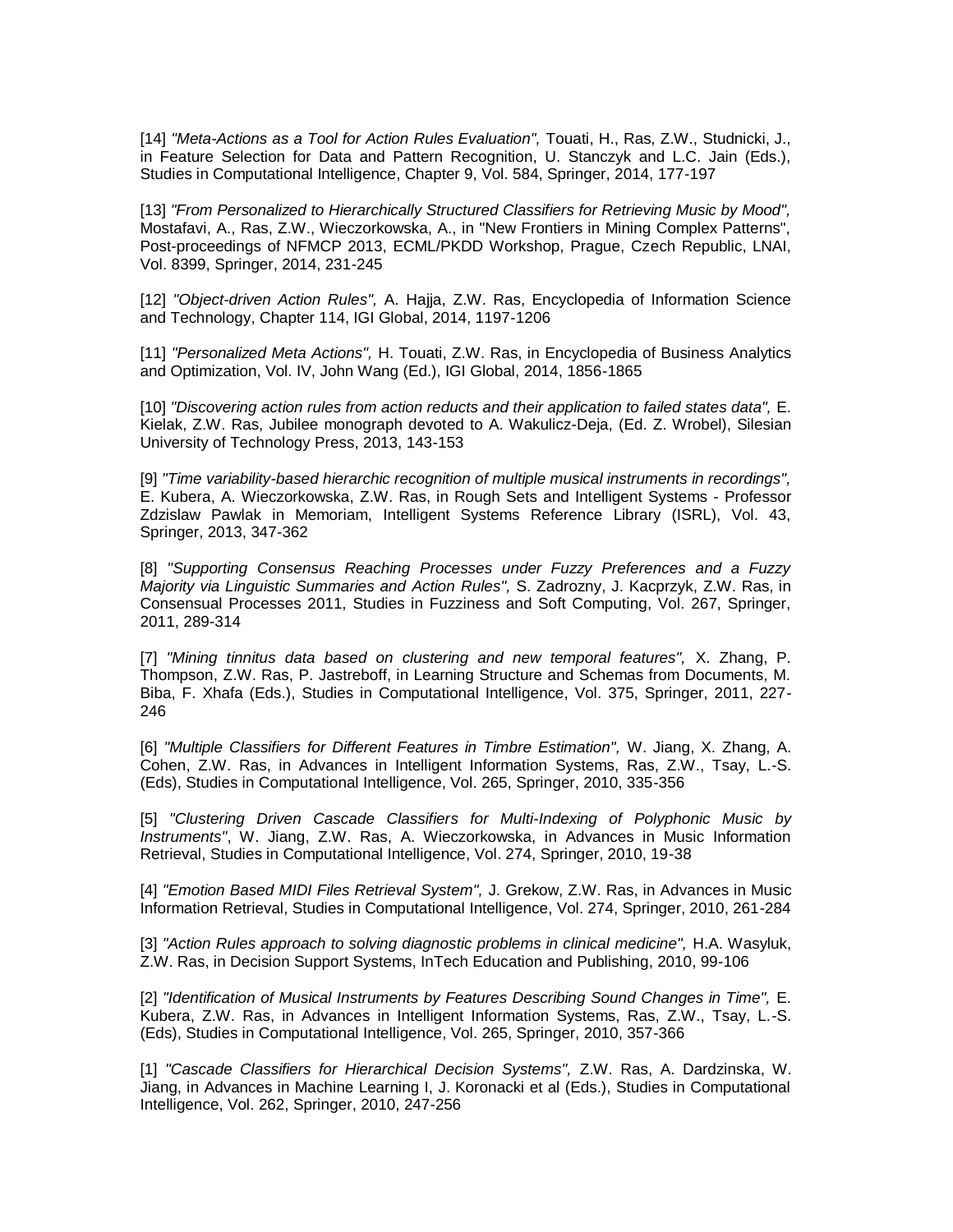[14] *"Meta-Actions as a Tool for Action Rules Evaluation",* Touati, H., Ras, Z.W., Studnicki, J., in Feature Selection for Data and Pattern Recognition, U. Stanczyk and L.C. Jain (Eds.), Studies in Computational Intelligence, Chapter 9, Vol. 584, Springer, 2014, 177-197

[13] *"From Personalized to Hierarchically Structured Classifiers for Retrieving Music by Mood",* Mostafavi, A., Ras, Z.W., Wieczorkowska, A., in "New Frontiers in Mining Complex Patterns", Post-proceedings of NFMCP 2013, ECML/PKDD Workshop, Prague, Czech Republic, LNAI, Vol. 8399, Springer, 2014, 231-245

[12] *"Object-driven Action Rules",* A. Hajja, Z.W. Ras, Encyclopedia of Information Science and Technology, Chapter 114, IGI Global, 2014, 1197-1206

[11] *"Personalized Meta Actions",* H. Touati, Z.W. Ras, in Encyclopedia of Business Analytics and Optimization, Vol. IV, John Wang (Ed.), IGI Global, 2014, 1856-1865

[10] *"Discovering action rules from action reducts and their application to failed states data",* E. Kielak, Z.W. Ras, Jubilee monograph devoted to A. Wakulicz-Deja, (Ed. Z. Wrobel), Silesian University of Technology Press, 2013, 143-153

[9] *"Time variability-based hierarchic recognition of multiple musical instruments in recordings",* E. Kubera, A. Wieczorkowska, Z.W. Ras, in Rough Sets and Intelligent Systems - Professor Zdzislaw Pawlak in Memoriam, Intelligent Systems Reference Library (ISRL), Vol. 43, Springer, 2013, 347-362

[8] *"Supporting Consensus Reaching Processes under Fuzzy Preferences and a Fuzzy Majority via Linguistic Summaries and Action Rules",* S. Zadrozny, J. Kacprzyk, Z.W. Ras, in Consensual Processes 2011, Studies in Fuzziness and Soft Computing, Vol. 267, Springer, 2011, 289-314

[7] *"Mining tinnitus data based on clustering and new temporal features",* X. Zhang, P. Thompson, Z.W. Ras, P. Jastreboff, in Learning Structure and Schemas from Documents, M. Biba, F. Xhafa (Eds.), Studies in Computational Intelligence, Vol. 375, Springer, 2011, 227-246

[6] *"Multiple Classifiers for Different Features in Timbre Estimation",* W. Jiang, X. Zhang, A. Cohen, Z.W. Ras, in Advances in Intelligent Information Systems, Ras, Z.W., Tsay, L.-S. (Eds), Studies in Computational Intelligence, Vol. 265, Springer, 2010, 335-356

[5] *"Clustering Driven Cascade Classifiers for Multi-Indexing of Polyphonic Music by Instruments"*, W. Jiang, Z.W. Ras, A. Wieczorkowska, in Advances in Music Information Retrieval, Studies in Computational Intelligence, Vol. 274, Springer, 2010, 19-38

[4] *"Emotion Based MIDI Files Retrieval System",* J. Grekow, Z.W. Ras, in Advances in Music Information Retrieval, Studies in Computational Intelligence, Vol. 274, Springer, 2010, 261-284

[3] *"Action Rules approach to solving diagnostic problems in clinical medicine",* H.A. Wasyluk, Z.W. Ras, in Decision Support Systems, InTech Education and Publishing, 2010, 99-106

[2] *"Identification of Musical Instruments by Features Describing Sound Changes in Time",* E. Kubera, Z.W. Ras, in Advances in Intelligent Information Systems, Ras, Z.W., Tsay, L.-S. (Eds), Studies in Computational Intelligence, Vol. 265, Springer, 2010, 357-366

[1] *"Cascade Classifiers for Hierarchical Decision Systems",* Z.W. Ras, A. Dardzinska, W. Jiang, in Advances in Machine Learning I, J. Koronacki et al (Eds.), Studies in Computational Intelligence, Vol. 262, Springer, 2010, 247-256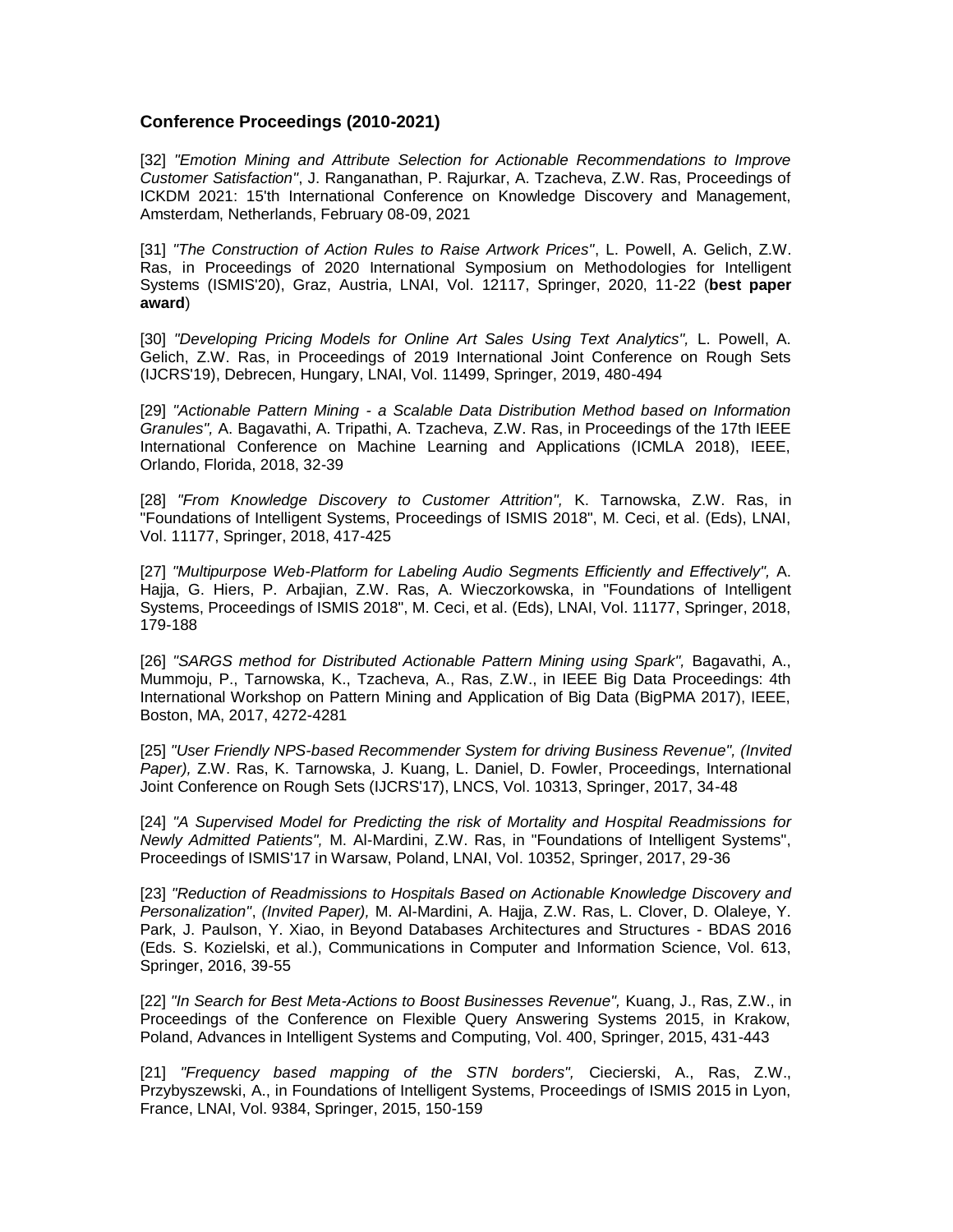### Conference Proceedings (2010-2021)

[32] *"Emotion Mining and Attribute Selection for Actionable Recommendations to Improve Customer Satisfaction"*, J. Ranganathan, P. Rajurkar, A. Tzacheva, Z.W. Ras, Proceedings of ICKDM 2021: 15'th International Conference on Knowledge Discovery and Management, Amsterdam, Netherlands, February 08-09, 2021

[31] *"The Construction of Action Rules to Raise Artwork Prices"*, L. Powell, A. Gelich, Z.W. Ras, in Proceedings of 2020 International Symposium on Methodologies for Intelligent Systems (ISMIS'20), Graz, Austria, LNAI, Vol. 12117, Springer, 2020, 11-22 (**best paper award**)

[30] *"Developing Pricing Models for Online Art Sales Using Text Analytics",* L. Powell, A. Gelich, Z.W. Ras, in Proceedings of 2019 International Joint Conference on Rough Sets (IJCRS'19), Debrecen, Hungary, LNAI, Vol. 11499, Springer, 2019, 480-494

[29] *"Actionable Pattern Mining - a Scalable Data Distribution Method based on Information Granules",* A. Bagavathi, A. Tripathi, A. Tzacheva, Z.W. Ras, in Proceedings of the 17th IEEE International Conference on Machine Learning and Applications (ICMLA 2018), IEEE, Orlando, Florida, 2018, 32-39

[28] *"From Knowledge Discovery to Customer Attrition",* K. Tarnowska, Z.W. Ras, in "Foundations of Intelligent Systems, Proceedings of ISMIS 2018", M. Ceci, et al. (Eds), LNAI, Vol. 11177, Springer, 2018, 417-425

[27] *"Multipurpose Web-Platform for Labeling Audio Segments Efficiently and Effectively",* A. Hajja, G. Hiers, P. Arbajian, Z.W. Ras, A. Wieczorkowska, in "Foundations of Intelligent Systems, Proceedings of ISMIS 2018", M. Ceci, et al. (Eds), LNAI, Vol. 11177, Springer, 2018, 179-188

[26] *"SARGS method for Distributed Actionable Pattern Mining using Spark",* Bagavathi, A., Mummoju, P., Tarnowska, K., Tzacheva, A., Ras, Z.W., in IEEE Big Data Proceedings: 4th International Workshop on Pattern Mining and Application of Big Data (BigPMA 2017), IEEE, Boston, MA, 2017, 4272-4281

[25] *"User Friendly NPS-based Recommender System for driving Business Revenue", (Invited Paper),* Z.W. Ras, K. Tarnowska, J. Kuang, L. Daniel, D. Fowler, Proceedings, International Joint Conference on Rough Sets (IJCRS'17), LNCS, Vol. 10313, Springer, 2017, 34-48

[24] *"A Supervised Model for Predicting the risk of Mortality and Hospital Readmissions for Newly Admitted Patients",* M. Al-Mardini, Z.W. Ras, in "Foundations of Intelligent Systems", Proceedings of ISMIS'17 in Warsaw, Poland, LNAI, Vol. 10352, Springer, 2017, 29-36

[23] *"Reduction of Readmissions to Hospitals Based on Actionable Knowledge Discovery and Personalization"*, *(Invited Paper),* M. Al-Mardini, A. Hajja, Z.W. Ras, L. Clover, D. Olaleye, Y. Park, J. Paulson, Y. Xiao, in Beyond Databases Architectures and Structures - BDAS 2016 (Eds. S. Kozielski, et al.), Communications in Computer and Information Science, Vol. 613, Springer, 2016, 39-55

[22] *"In Search for Best Meta-Actions to Boost Businesses Revenue",* Kuang, J., Ras, Z.W., in Proceedings of the Conference on Flexible Query Answering Systems 2015, in Krakow, Poland, Advances in Intelligent Systems and Computing, Vol. 400, Springer, 2015, 431-443

[21] *"Frequency based mapping of the STN borders",* Ciecierski, A., Ras, Z.W., Przybyszewski, A., in Foundations of Intelligent Systems, Proceedings of ISMIS 2015 in Lyon, France, LNAI, Vol. 9384, Springer, 2015, 150-159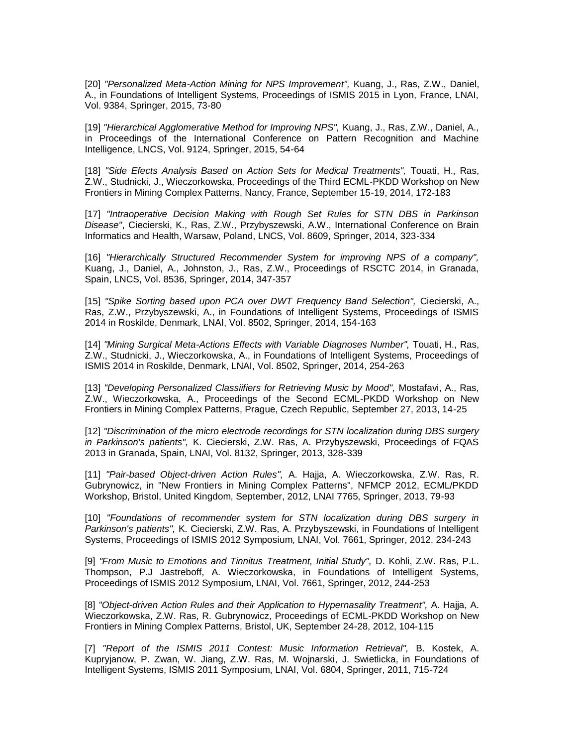[20] *"Personalized Meta-Action Mining for NPS Improvement",* Kuang, J., Ras, Z.W., Daniel, A., in Foundations of Intelligent Systems, Proceedings of ISMIS 2015 in Lyon, France, LNAI, Vol. 9384, Springer, 2015, 73-80

[19] *"Hierarchical Agglomerative Method for Improving NPS",* Kuang, J., Ras, Z.W., Daniel, A., in Proceedings of the International Conference on Pattern Recognition and Machine Intelligence, LNCS, Vol. 9124, Springer, 2015, 54-64

[18] *"Side Efects Analysis Based on Action Sets for Medical Treatments",* Touati, H., Ras, Z.W., Studnicki, J., Wieczorkowska, Proceedings of the Third ECML-PKDD Workshop on New Frontiers in Mining Complex Patterns, Nancy, France, September 15-19, 2014, 172-183

[17] *"Intraoperative Decision Making with Rough Set Rules for STN DBS in Parkinson Disease"*, Ciecierski, K., Ras, Z.W., Przybyszewski, A.W., International Conference on Brain Informatics and Health, Warsaw, Poland, LNCS, Vol. 8609, Springer, 2014, 323-334

[16] *"Hierarchically Structured Recommender System for improving NPS of a company",* Kuang, J., Daniel, A., Johnston, J., Ras, Z.W., Proceedings of RSCTC 2014, in Granada, Spain, LNCS, Vol. 8536, Springer, 2014, 347-357

[15] *"Spike Sorting based upon PCA over DWT Frequency Band Selection",* Ciecierski, A., Ras, Z.W., Przybyszewski, A., in Foundations of Intelligent Systems, Proceedings of ISMIS 2014 in Roskilde, Denmark, LNAI, Vol. 8502, Springer, 2014, 154-163

[14] *"Mining Surgical Meta-Actions Effects with Variable Diagnoses Number",* Touati, H., Ras, Z.W., Studnicki, J., Wieczorkowska, A., in Foundations of Intelligent Systems, Proceedings of ISMIS 2014 in Roskilde, Denmark, LNAI, Vol. 8502, Springer, 2014, 254-263

[13] *"Developing Personalized Classiifiers for Retrieving Music by Mood",* Mostafavi, A., Ras, Z.W., Wieczorkowska, A., Proceedings of the Second ECML-PKDD Workshop on New Frontiers in Mining Complex Patterns, Prague, Czech Republic, September 27, 2013, 14-25

[12] *"Discrimination of the micro electrode recordings for STN localization during DBS surgery in Parkinson's patients",* K. Ciecierski, Z.W. Ras, A. Przybyszewski, Proceedings of FQAS 2013 in Granada, Spain, LNAI, Vol. 8132, Springer, 2013, 328-339

[11] *"Pair-based Object-driven Action Rules",* A. Hajja, A. Wieczorkowska, Z.W. Ras, R. Gubrynowicz, in "New Frontiers in Mining Complex Patterns", NFMCP 2012, ECML/PKDD Workshop, Bristol, United Kingdom, September, 2012, LNAI 7765, Springer, 2013, 79-93

[10] *"Foundations of recommender system for STN localization during DBS surgery in Parkinson's patients",* K. Ciecierski, Z.W. Ras, A. Przybyszewski, in Foundations of Intelligent Systems, Proceedings of ISMIS 2012 Symposium, LNAI, Vol. 7661, Springer, 2012, 234-243

[9] *"From Music to Emotions and Tinnitus Treatment, Initial Study",* D. Kohli, Z.W. Ras, P.L. Thompson, P.J Jastreboff, A. Wieczorkowska, in Foundations of Intelligent Systems, Proceedings of ISMIS 2012 Symposium, LNAI, Vol. 7661, Springer, 2012, 244-253

[8] *"Object-driven Action Rules and their Application to Hypernasality Treatment",* A. Hajja, A. Wieczorkowska, Z.W. Ras, R. Gubrynowicz, Proceedings of ECML-PKDD Workshop on New Frontiers in Mining Complex Patterns, Bristol, UK, September 24-28, 2012, 104-115

[7] *"Report of the ISMIS 2011 Contest: Music Information Retrieval",* B. Kostek, A. Kupryjanow, P. Zwan, W. Jiang, Z.W. Ras, M. Wojnarski, J. Swietlicka, in Foundations of Intelligent Systems, ISMIS 2011 Symposium, LNAI, Vol. 6804, Springer, 2011, 715-724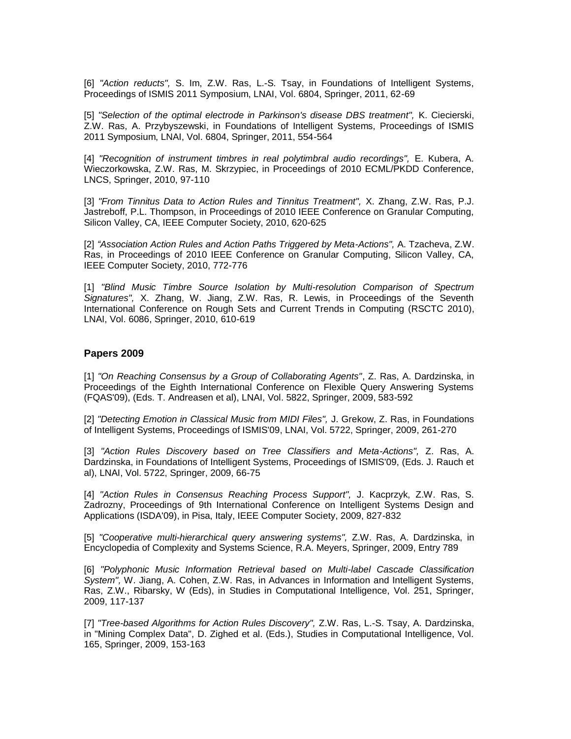[6] *"Action reducts",* S. Im, Z.W. Ras, L.-S. Tsay, in Foundations of Intelligent Systems, Proceedings of ISMIS 2011 Symposium, LNAI, Vol. 6804, Springer, 2011, 62-69

[5] *"Selection of the optimal electrode in Parkinson's disease DBS treatment",* K. Ciecierski, Z.W. Ras, A. Przybyszewski, in Foundations of Intelligent Systems, Proceedings of ISMIS 2011 Symposium, LNAI, Vol. 6804, Springer, 2011, 554-564

[4] *"Recognition of instrument timbres in real polytimbral audio recordings",* E. Kubera, A. Wieczorkowska, Z.W. Ras, M. Skrzypiec, in Proceedings of 2010 ECML/PKDD Conference, LNCS, Springer, 2010, 97-110

[3] *"From Tinnitus Data to Action Rules and Tinnitus Treatment",* X. Zhang, Z.W. Ras, P.J. Jastreboff, P.L. Thompson, in Proceedings of 2010 IEEE Conference on Granular Computing, Silicon Valley, CA, IEEE Computer Society, 2010, 620-625

[2] *"Association Action Rules and Action Paths Triggered by Meta-Actions",* A. Tzacheva, Z.W. Ras, in Proceedings of 2010 IEEE Conference on Granular Computing, Silicon Valley, CA, IEEE Computer Society, 2010, 772-776

[1] *"Blind Music Timbre Source Isolation by Multi-resolution Comparison of Spectrum Signatures",* X. Zhang, W. Jiang, Z.W. Ras, R. Lewis, in Proceedings of the Seventh International Conference on Rough Sets and Current Trends in Computing (RSCTC 2010), LNAI, Vol. 6086, Springer, 2010, 610-619

### Papers 2009

[1] *"On Reaching Consensus by a Group of Collaborating Agents"*, Z. Ras, A. Dardzinska, in Proceedings of the Eighth International Conference on Flexible Query Answering Systems (FQAS'09), (Eds. T. Andreasen et al), LNAI, Vol. 5822, Springer, 2009, 583-592

[2] *"Detecting Emotion in Classical Music from MIDI Files",* J. Grekow, Z. Ras, in Foundations of Intelligent Systems, Proceedings of ISMIS'09, LNAI, Vol. 5722, Springer, 2009, 261-270

[3] *"Action Rules Discovery based on Tree Classifiers and Meta-Actions",* Z. Ras, A. Dardzinska, in Foundations of Intelligent Systems, Proceedings of ISMIS'09, (Eds. J. Rauch et al), LNAI, Vol. 5722, Springer, 2009, 66-75

[4] *"Action Rules in Consensus Reaching Process Support",* J. Kacprzyk, Z.W. Ras, S. Zadrozny, Proceedings of 9th International Conference on Intelligent Systems Design and Applications (ISDA'09), in Pisa, Italy, IEEE Computer Society, 2009, 827-832

[5] *"Cooperative multi-hierarchical query answering systems",* Z.W. Ras, A. Dardzinska, in Encyclopedia of Complexity and Systems Science, R.A. Meyers, Springer, 2009, Entry 789

[6] *"Polyphonic Music Information Retrieval based on Multi-label Cascade Classification System",* W. Jiang, A. Cohen, Z.W. Ras, in Advances in Information and Intelligent Systems, Ras, Z.W., Ribarsky, W (Eds), in Studies in Computational Intelligence, Vol. 251, Springer, 2009, 117-137

[7] *"Tree-based Algorithms for Action Rules Discovery",* Z.W. Ras, L.-S. Tsay, A. Dardzinska, in "Mining Complex Data", D. Zighed et al. (Eds.), Studies in Computational Intelligence, Vol. 165, Springer, 2009, 153-163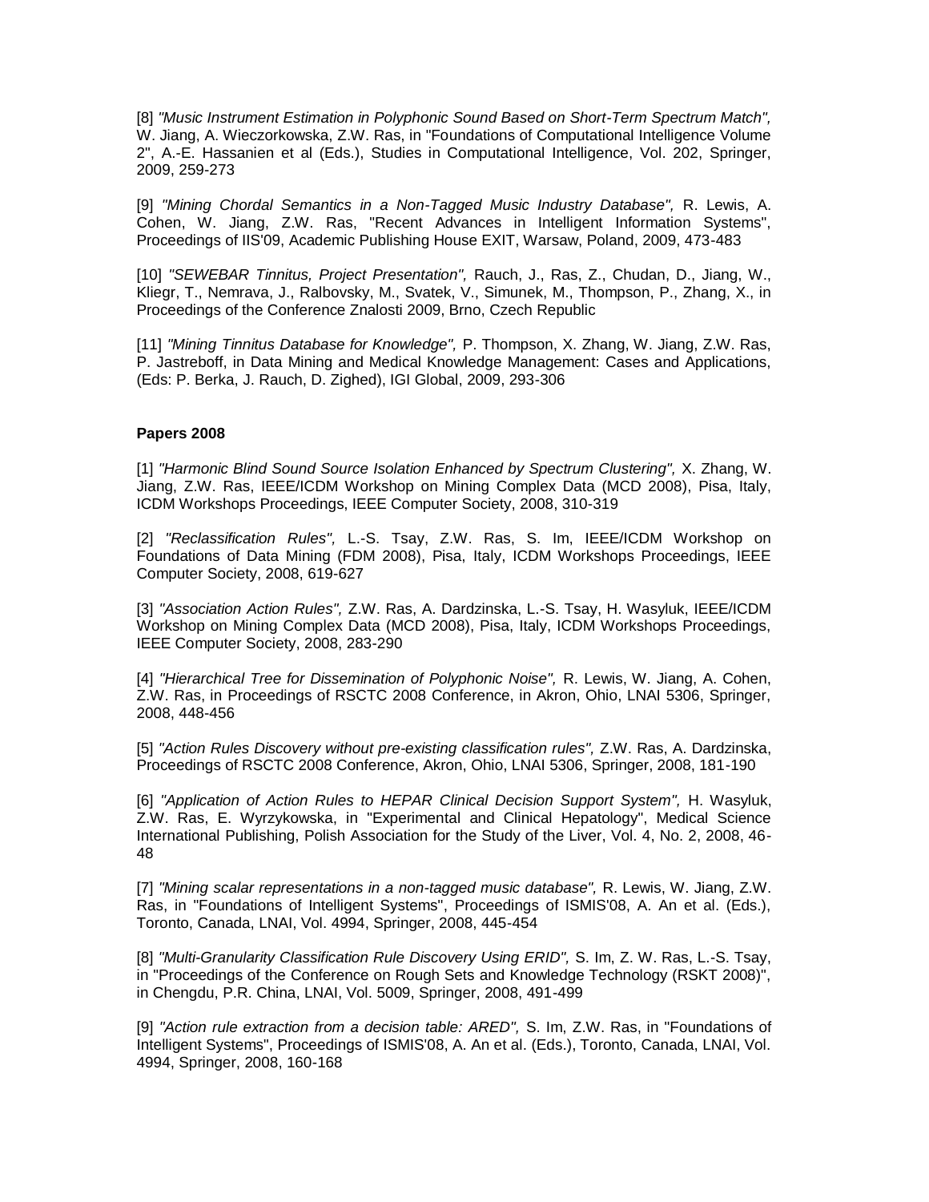[8] *"Music Instrument Estimation in Polyphonic Sound Based on Short-Term Spectrum Match",* W. Jiang, A. Wieczorkowska, Z.W. Ras, in "Foundations of Computational Intelligence Volume 2", A.-E. Hassanien et al (Eds.), Studies in Computational Intelligence, Vol. 202, Springer, 2009, 259-273

[9] *"Mining Chordal Semantics in a Non-Tagged Music Industry Database",* R. Lewis, A. Cohen, W. Jiang, Z.W. Ras, "Recent Advances in Intelligent Information Systems", Proceedings of IIS'09, Academic Publishing House EXIT, Warsaw, Poland, 2009, 473-483

[10] *"SEWEBAR Tinnitus, Project Presentation",* Rauch, J., Ras, Z., Chudan, D., Jiang, W., Kliegr, T., Nemrava, J., Ralbovsky, M., Svatek, V., Simunek, M., Thompson, P., Zhang, X., in Proceedings of the Conference Znalosti 2009, Brno, Czech Republic

[11] *"Mining Tinnitus Database for Knowledge",* P. Thompson, X. Zhang, W. Jiang, Z.W. Ras, P. Jastreboff, in Data Mining and Medical Knowledge Management: Cases and Applications, (Eds: P. Berka, J. Rauch, D. Zighed), IGI Global, 2009, 293-306

**Papers 2008**

[1] *"Harmonic Blind Sound Source Isolation Enhanced by Spectrum Clustering",* X. Zhang, W. Jiang, Z.W. Ras, IEEE/ICDM Workshop on Mining Complex Data (MCD 2008), Pisa, Italy, ICDM Workshops Proceedings, IEEE Computer Society, 2008, 310-319

[2] *"Reclassification Rules",* L.-S. Tsay, Z.W. Ras, S. Im, IEEE/ICDM Workshop on Foundations of Data Mining (FDM 2008), Pisa, Italy, ICDM Workshops Proceedings, IEEE Computer Society, 2008, 619-627

[3] *"Association Action Rules",* Z.W. Ras, A. Dardzinska, L.-S. Tsay, H. Wasyluk, IEEE/ICDM Workshop on Mining Complex Data (MCD 2008), Pisa, Italy, ICDM Workshops Proceedings, IEEE Computer Society, 2008, 283-290

[4] *"Hierarchical Tree for Dissemination of Polyphonic Noise",* R. Lewis, W. Jiang, A. Cohen, Z.W. Ras, in Proceedings of RSCTC 2008 Conference, in Akron, Ohio, LNAI 5306, Springer, 2008, 448-456

[5] *"Action Rules Discovery without pre-existing classification rules",* Z.W. Ras, A. Dardzinska, Proceedings of RSCTC 2008 Conference, Akron, Ohio, LNAI 5306, Springer, 2008, 181-190

[6] *"Application of Action Rules to HEPAR Clinical Decision Support System",* H. Wasyluk, Z.W. Ras, E. Wyrzykowska, in "Experimental and Clinical Hepatology", Medical Science International Publishing, Polish Association for the Study of the Liver, Vol. 4, No. 2, 2008, 46-48

[7] *"Mining scalar representations in a non-tagged music database",* R. Lewis, W. Jiang, Z.W. Ras, in "Foundations of Intelligent Systems", Proceedings of ISMIS'08, A. An et al. (Eds.), Toronto, Canada, LNAI, Vol. 4994, Springer, 2008, 445-454

[8] *"Multi-Granularity Classification Rule Discovery Using ERID",* S. Im, Z. W. Ras, L.-S. Tsay, in "Proceedings of the Conference on Rough Sets and Knowledge Technology (RSKT 2008)", in Chengdu, P.R. China, LNAI, Vol. 5009, Springer, 2008, 491-499

[9] *"Action rule extraction from a decision table: ARED",* S. Im, Z.W. Ras, in "Foundations of Intelligent Systems", Proceedings of ISMIS'08, A. An et al. (Eds.), Toronto, Canada, LNAI, Vol. 4994, Springer, 2008, 160-168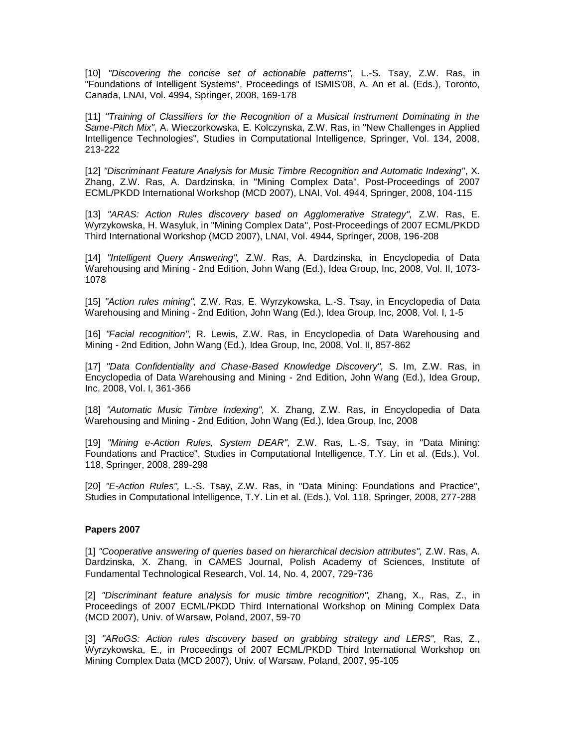[10] *"Discovering the concise set of actionable patterns",* L.-S. Tsay, Z.W. Ras, in "Foundations of Intelligent Systems", Proceedings of ISMIS'08, A. An et al. (Eds.), Toronto, Canada, LNAI, Vol. 4994, Springer, 2008, 169-178

[11] *"Training of Classifiers for the Recognition of a Musical Instrument Dominating in the Same-Pitch Mix"*, A. Wieczorkowska, E. Kolczynska, Z.W. Ras, in "New Challenges in Applied Intelligence Technologies", Studies in Computational Intelligence, Springer, Vol. 134, 2008, 213-222

[12] *"Discriminant Feature Analysis for Music Timbre Recognition and Automatic Indexing"*, X. Zhang, Z.W. Ras, A. Dardzinska, in "Mining Complex Data", Post-Proceedings of 2007 ECML/PKDD International Workshop (MCD 2007), LNAI, Vol. 4944, Springer, 2008, 104-115

[13] *"ARAS: Action Rules discovery based on Agglomerative Strategy",* Z.W. Ras, E. Wyrzykowska, H. Wasyluk, in "Mining Complex Data", Post-Proceedings of 2007 ECML/PKDD Third International Workshop (MCD 2007), LNAI, Vol. 4944, Springer, 2008, 196-208

[14] *"Intelligent Query Answering",* Z.W. Ras, A. Dardzinska, in Encyclopedia of Data Warehousing and Mining - 2nd Edition, John Wang (Ed.), Idea Group, Inc, 2008, Vol. II, 1073-1078

[15] *"Action rules mining",* Z.W. Ras, E. Wyrzykowska, L.-S. Tsay, in Encyclopedia of Data Warehousing and Mining - 2nd Edition, John Wang (Ed.), Idea Group, Inc, 2008, Vol. I, 1-5

[16] *"Facial recognition",* R. Lewis, Z.W. Ras, in Encyclopedia of Data Warehousing and Mining - 2nd Edition, John Wang (Ed.), Idea Group, Inc, 2008, Vol. II, 857-862

[17] *"Data Confidentiality and Chase-Based Knowledge Discovery",* S. Im, Z.W. Ras, in Encyclopedia of Data Warehousing and Mining - 2nd Edition, John Wang (Ed.), Idea Group, Inc, 2008, Vol. I, 361-366

[18] *"Automatic Music Timbre Indexing",* X. Zhang, Z.W. Ras, in Encyclopedia of Data Warehousing and Mining - 2nd Edition, John Wang (Ed.), Idea Group, Inc, 2008

[19] *"Mining e-Action Rules, System DEAR",* Z.W. Ras, L.-S. Tsay, in "Data Mining: Foundations and Practice", Studies in Computational Intelligence, T.Y. Lin et al. (Eds.), Vol. 118, Springer, 2008, 289-298

[20] *"E-Action Rules",* L.-S. Tsay, Z.W. Ras, in "Data Mining: Foundations and Practice", Studies in Computational Intelligence, T.Y. Lin et al. (Eds.), Vol. 118, Springer, 2008, 277-288

**Papers 2007**

[1] *"Cooperative answering of queries based on hierarchical decision attributes",* Z.W. Ras, A. Dardzinska, X. Zhang, in CAMES Journal, Polish Academy of Sciences, Institute of Fundamental Technological Research, Vol. 14, No. 4, 2007, 729-736

[2] *"Discriminant feature analysis for music timbre recognition",* Zhang, X., Ras, Z., in Proceedings of 2007 ECML/PKDD Third International Workshop on Mining Complex Data (MCD 2007), Univ. of Warsaw, Poland, 2007, 59-70

[3] *"ARoGS: Action rules discovery based on grabbing strategy and LERS",* Ras, Z., Wyrzykowska, E., in Proceedings of 2007 ECML/PKDD Third International Workshop on Mining Complex Data (MCD 2007), Univ. of Warsaw, Poland, 2007, 95-105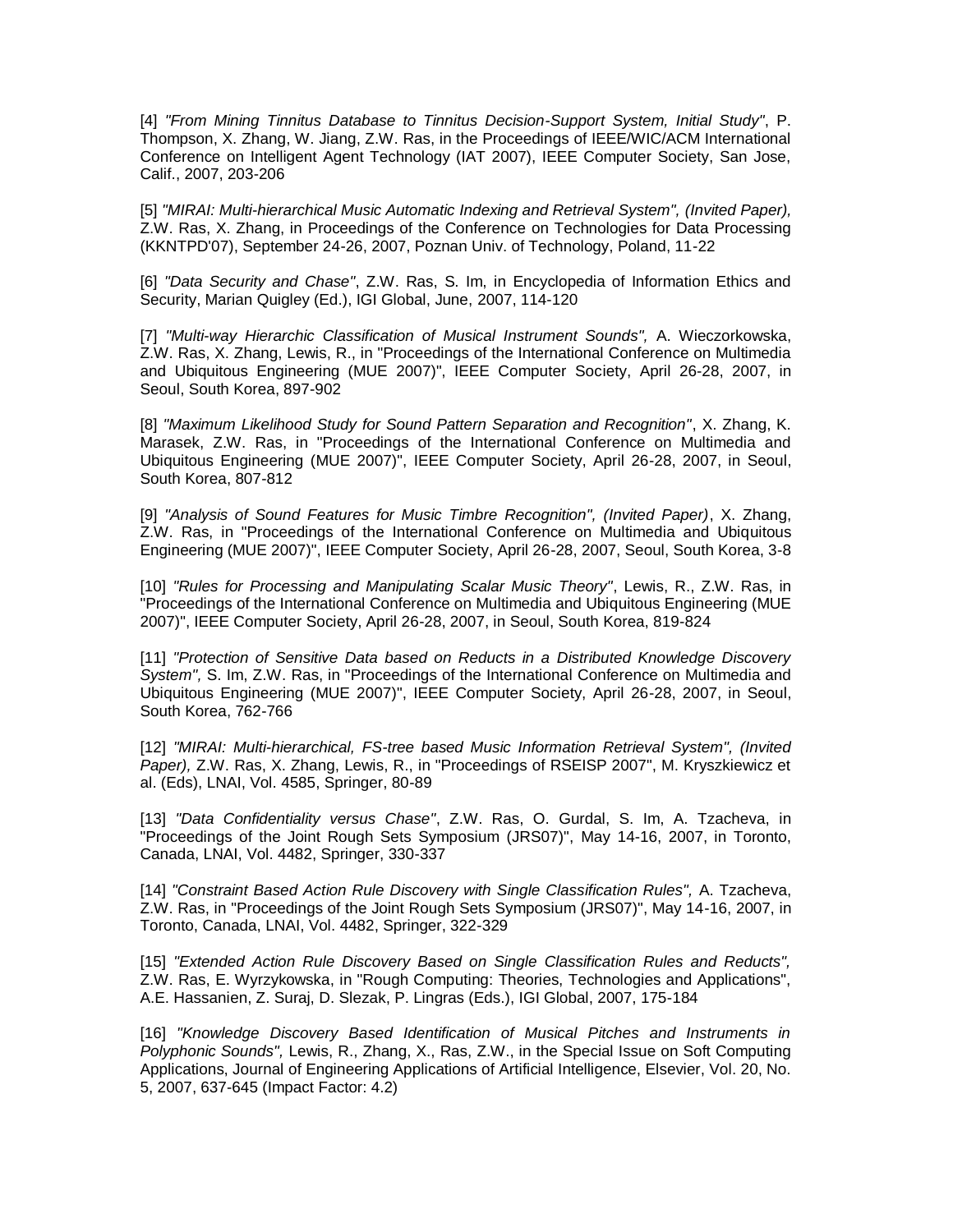[4] *"From Mining Tinnitus Database to Tinnitus Decision-Support System, Initial Study"*, P. Thompson, X. Zhang, W. Jiang, Z.W. Ras, in the Proceedings of IEEE/WIC/ACM International Conference on Intelligent Agent Technology (IAT 2007), IEEE Computer Society, San Jose, Calif., 2007, 203-206

[5] *"MIRAI: Multi-hierarchical Music Automatic Indexing and Retrieval System", (Invited Paper),* Z.W. Ras, X. Zhang, in Proceedings of the Conference on Technologies for Data Processing (KKNTPD'07), September 24-26, 2007, Poznan Univ. of Technology, Poland, 11-22

[6] *"Data Security and Chase"*, Z.W. Ras, S. Im, in Encyclopedia of Information Ethics and Security, Marian Quigley (Ed.), IGI Global, June, 2007, 114-120

[7] *"Multi-way Hierarchic Classification of Musical Instrument Sounds",* A. Wieczorkowska, Z.W. Ras, X. Zhang, Lewis, R., in "Proceedings of the International Conference on Multimedia and Ubiquitous Engineering (MUE 2007)", IEEE Computer Society, April 26-28, 2007, in Seoul, South Korea, 897-902

[8] *"Maximum Likelihood Study for Sound Pattern Separation and Recognition"*, X. Zhang, K. Marasek, Z.W. Ras, in "Proceedings of the International Conference on Multimedia and Ubiquitous Engineering (MUE 2007)", IEEE Computer Society, April 26-28, 2007, in Seoul, South Korea, 807-812

[9] *"Analysis of Sound Features for Music Timbre Recognition", (Invited Paper)*, X. Zhang, Z.W. Ras, in "Proceedings of the International Conference on Multimedia and Ubiquitous Engineering (MUE 2007)", IEEE Computer Society, April 26-28, 2007, Seoul, South Korea, 3-8

[10] *"Rules for Processing and Manipulating Scalar Music Theory"*, Lewis, R., Z.W. Ras, in "Proceedings of the International Conference on Multimedia and Ubiquitous Engineering (MUE 2007)", IEEE Computer Society, April 26-28, 2007, in Seoul, South Korea, 819-824

[11] *"Protection of Sensitive Data based on Reducts in a Distributed Knowledge Discovery System",* S. Im, Z.W. Ras, in "Proceedings of the International Conference on Multimedia and Ubiquitous Engineering (MUE 2007)", IEEE Computer Society, April 26-28, 2007, in Seoul, South Korea, 762-766

[12] *"MIRAI: Multi-hierarchical, FS-tree based Music Information Retrieval System", (Invited Paper),* Z.W. Ras, X. Zhang, Lewis, R., in "Proceedings of RSEISP 2007", M. Kryszkiewicz et al. (Eds), LNAI, Vol. 4585, Springer, 80-89

[13] *"Data Confidentiality versus Chase"*, Z.W. Ras, O. Gurdal, S. Im, A. Tzacheva, in "Proceedings of the Joint Rough Sets Symposium (JRS07)", May 14-16, 2007, in Toronto, Canada, LNAI, Vol. 4482, Springer, 330-337

[14] *"Constraint Based Action Rule Discovery with Single Classification Rules",* A. Tzacheva, Z.W. Ras, in "Proceedings of the Joint Rough Sets Symposium (JRS07)", May 14-16, 2007, in Toronto, Canada, LNAI, Vol. 4482, Springer, 322-329

[15] *"Extended Action Rule Discovery Based on Single Classification Rules and Reducts",* Z.W. Ras, E. Wyrzykowska, in "Rough Computing: Theories, Technologies and Applications", A.E. Hassanien, Z. Suraj, D. Slezak, P. Lingras (Eds.), IGI Global, 2007, 175-184

[16] *"Knowledge Discovery Based Identification of Musical Pitches and Instruments in Polyphonic Sounds",* Lewis, R., Zhang, X., Ras, Z.W., in the Special Issue on Soft Computing Applications, Journal of Engineering Applications of Artificial Intelligence, Elsevier, Vol. 20, No. 5, 2007, 637-645 (Impact Factor: 4.2)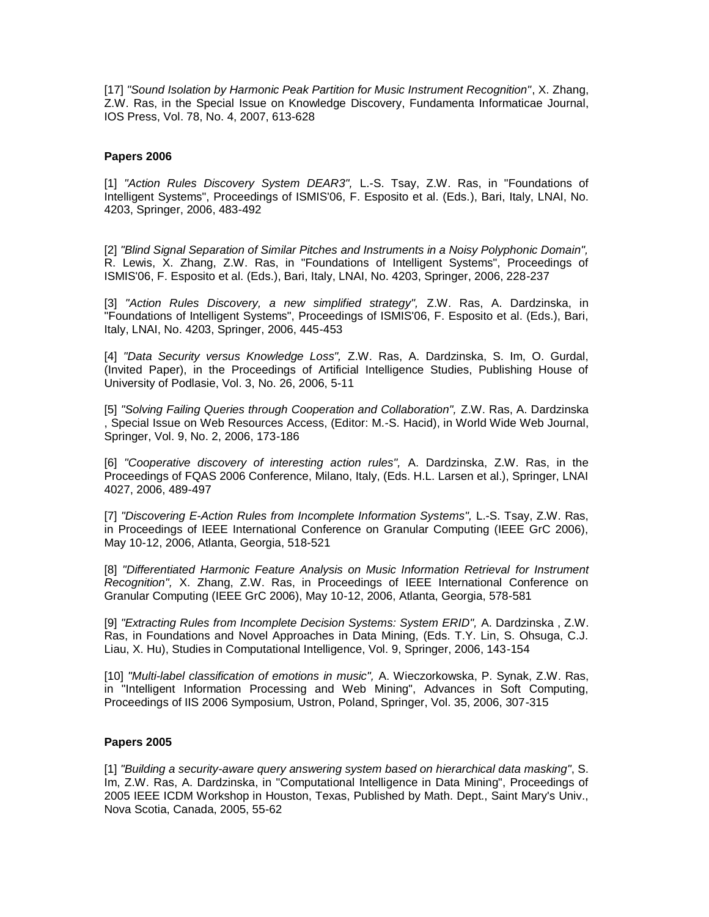[17] *"Sound Isolation by Harmonic Peak Partition for Music Instrument Recognition"*, X. Zhang, Z.W. Ras, in the Special Issue on Knowledge Discovery, Fundamenta Informaticae Journal, IOS Press, Vol. 78, No. 4, 2007, 613-628

**Papers 2006**

[1] *"Action Rules Discovery System DEAR3",* L.-S. Tsay, Z.W. Ras, in "Foundations of Intelligent Systems", Proceedings of ISMIS'06, F. Esposito et al. (Eds.), Bari, Italy, LNAI, No. 4203, Springer, 2006, 483-492

[2] *"Blind Signal Separation of Similar Pitches and Instruments in a Noisy Polyphonic Domain",* R. Lewis, X. Zhang, Z.W. Ras, in "Foundations of Intelligent Systems", Proceedings of ISMIS'06, F. Esposito et al. (Eds.), Bari, Italy, LNAI, No. 4203, Springer, 2006, 228-237

[3] *"Action Rules Discovery, a new simplified strategy",* Z.W. Ras, A. Dardzinska, in "Foundations of Intelligent Systems", Proceedings of ISMIS'06, F. Esposito et al. (Eds.), Bari, Italy, LNAI, No. 4203, Springer, 2006, 445-453

[4] *"Data Security versus Knowledge Loss",* Z.W. Ras, A. Dardzinska, S. Im, O. Gurdal, (Invited Paper), in the Proceedings of Artificial Intelligence Studies, Publishing House of University of Podlasie, Vol. 3, No. 26, 2006, 5-11

[5] *"Solving Failing Queries through Cooperation and Collaboration",* Z.W. Ras, A. Dardzinska , Special Issue on Web Resources Access, (Editor: M.-S. Hacid), in World Wide Web Journal, Springer, Vol. 9, No. 2, 2006, 173-186

[6] *"Cooperative discovery of interesting action rules",* A. Dardzinska, Z.W. Ras, in the Proceedings of FQAS 2006 Conference, Milano, Italy, (Eds. H.L. Larsen et al.), Springer, LNAI 4027, 2006, 489-497

[7] *"Discovering E-Action Rules from Incomplete Information Systems",* L.-S. Tsay, Z.W. Ras, in Proceedings of IEEE International Conference on Granular Computing (IEEE GrC 2006), May 10-12, 2006, Atlanta, Georgia, 518-521

[8] *"Differentiated Harmonic Feature Analysis on Music Information Retrieval for Instrument Recognition",* X. Zhang, Z.W. Ras, in Proceedings of IEEE International Conference on Granular Computing (IEEE GrC 2006), May 10-12, 2006, Atlanta, Georgia, 578-581

[9] *"Extracting Rules from Incomplete Decision Systems: System ERID",* A. Dardzinska , Z.W. Ras, in Foundations and Novel Approaches in Data Mining, (Eds. T.Y. Lin, S. Ohsuga, C.J. Liau, X. Hu), Studies in Computational Intelligence, Vol. 9, Springer, 2006, 143-154

[10] *"Multi-label classification of emotions in music",* A. Wieczorkowska, P. Synak, Z.W. Ras, in "Intelligent Information Processing and Web Mining", Advances in Soft Computing, Proceedings of IIS 2006 Symposium, Ustron, Poland, Springer, Vol. 35, 2006, 307-315

**Papers 2005**

[1] *"Building a security-aware query answering system based on hierarchical data masking"*, S. Im, Z.W. Ras, A. Dardzinska, in "Computational Intelligence in Data Mining", Proceedings of 2005 IEEE ICDM Workshop in Houston, Texas, Published by Math. Dept., Saint Mary's Univ., Nova Scotia, Canada, 2005, 55-62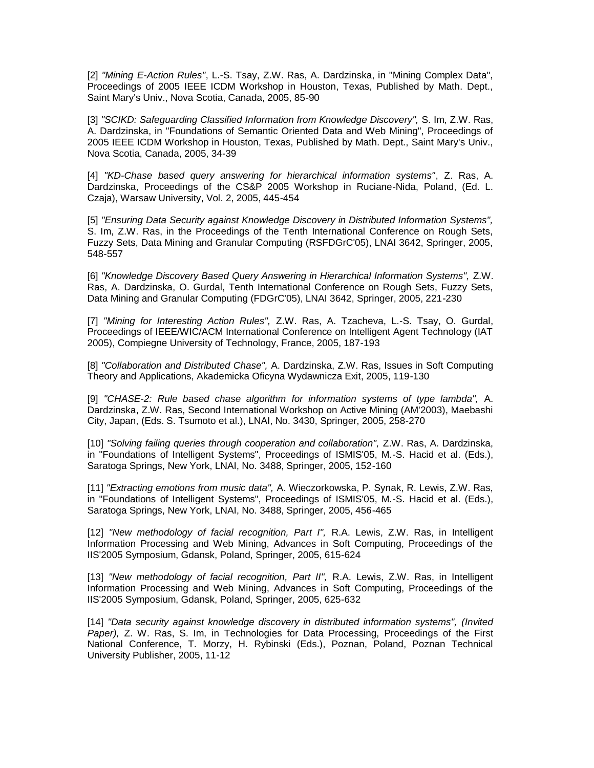[2] *"Mining E-Action Rules"*, L.-S. Tsay, Z.W. Ras, A. Dardzinska, in "Mining Complex Data", Proceedings of 2005 IEEE ICDM Workshop in Houston, Texas, Published by Math. Dept., Saint Mary's Univ., Nova Scotia, Canada, 2005, 85-90

[3] *"SCIKD: Safeguarding Classified Information from Knowledge Discovery",* S. Im, Z.W. Ras, A. Dardzinska, in "Foundations of Semantic Oriented Data and Web Mining", Proceedings of 2005 IEEE ICDM Workshop in Houston, Texas, Published by Math. Dept., Saint Mary's Univ., Nova Scotia, Canada, 2005, 34-39

[4] *"KD-Chase based query answering for hierarchical information systems"*, Z. Ras, A. Dardzinska, Proceedings of the CS&P 2005 Workshop in Ruciane-Nida, Poland, (Ed. L. Czaja), Warsaw University, Vol. 2, 2005, 445-454

[5] *"Ensuring Data Security against Knowledge Discovery in Distributed Information Systems",* S. Im, Z.W. Ras, in the Proceedings of the Tenth International Conference on Rough Sets, Fuzzy Sets, Data Mining and Granular Computing (RSFDGrC'05), LNAI 3642, Springer, 2005, 548-557

[6] *"Knowledge Discovery Based Query Answering in Hierarchical Information Systems",* Z.W. Ras, A. Dardzinska, O. Gurdal, Tenth International Conference on Rough Sets, Fuzzy Sets, Data Mining and Granular Computing (FDGrC'05), LNAI 3642, Springer, 2005, 221-230

[7] *"Mining for Interesting Action Rules",* Z.W. Ras, A. Tzacheva, L.-S. Tsay, O. Gurdal, Proceedings of IEEE/WIC/ACM International Conference on Intelligent Agent Technology (IAT 2005), Compiegne University of Technology, France, 2005, 187-193

[8] *"Collaboration and Distributed Chase",* A. Dardzinska, Z.W. Ras, Issues in Soft Computing Theory and Applications, Akademicka Oficyna Wydawnicza Exit, 2005, 119-130

[9] *"CHASE-2: Rule based chase algorithm for information systems of type lambda",* A. Dardzinska, Z.W. Ras, Second International Workshop on Active Mining (AM'2003), Maebashi City, Japan, (Eds. S. Tsumoto et al.), LNAI, No. 3430, Springer, 2005, 258-270

[10] *"Solving failing queries through cooperation and collaboration",* Z.W. Ras, A. Dardzinska, in "Foundations of Intelligent Systems", Proceedings of ISMIS'05, M.-S. Hacid et al. (Eds.), Saratoga Springs, New York, LNAI, No. 3488, Springer, 2005, 152-160

[11] *"Extracting emotions from music data",* A. Wieczorkowska, P. Synak, R. Lewis, Z.W. Ras, in "Foundations of Intelligent Systems", Proceedings of ISMIS'05, M.-S. Hacid et al. (Eds.), Saratoga Springs, New York, LNAI, No. 3488, Springer, 2005, 456-465

[12] *"New methodology of facial recognition, Part I",* R.A. Lewis, Z.W. Ras, in Intelligent Information Processing and Web Mining, Advances in Soft Computing, Proceedings of the IIS'2005 Symposium, Gdansk, Poland, Springer, 2005, 615-624

[13] *"New methodology of facial recognition, Part II",* R.A. Lewis, Z.W. Ras, in Intelligent Information Processing and Web Mining, Advances in Soft Computing, Proceedings of the IIS'2005 Symposium, Gdansk, Poland, Springer, 2005, 625-632

[14] *"Data security against knowledge discovery in distributed information systems", (Invited Paper),* Z. W. Ras, S. Im, in Technologies for Data Processing, Proceedings of the First National Conference, T. Morzy, H. Rybinski (Eds.), Poznan, Poland, Poznan Technical University Publisher, 2005, 11-12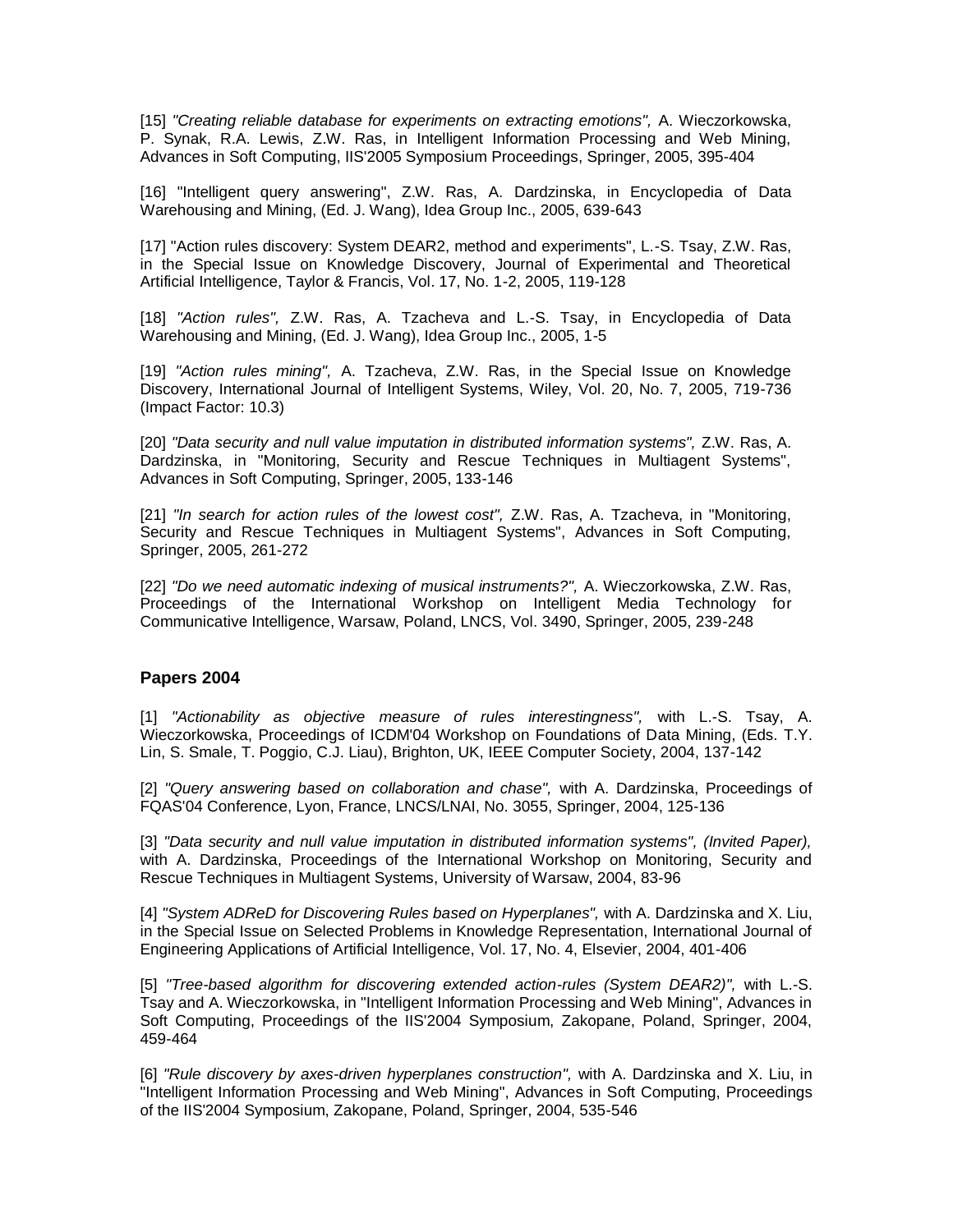[15] *"Creating reliable database for experiments on extracting emotions",* A. Wieczorkowska, P. Synak, R.A. Lewis, Z.W. Ras, in Intelligent Information Processing and Web Mining, Advances in Soft Computing, IIS'2005 Symposium Proceedings, Springer, 2005, 395-404

[16] "Intelligent query answering", Z.W. Ras, A. Dardzinska, in Encyclopedia of Data Warehousing and Mining, (Ed. J. Wang), Idea Group Inc., 2005, 639-643

[17] "Action rules discovery: System DEAR2, method and experiments", L.-S. Tsay, Z.W. Ras, in the Special Issue on Knowledge Discovery, Journal of Experimental and Theoretical Artificial Intelligence, Taylor & Francis, Vol. 17, No. 1-2, 2005, 119-128

[18] *"Action rules",* Z.W. Ras, A. Tzacheva and L.-S. Tsay, in Encyclopedia of Data Warehousing and Mining, (Ed. J. Wang), Idea Group Inc., 2005, 1-5

[19] *"Action rules mining",* A. Tzacheva, Z.W. Ras, in the Special Issue on Knowledge Discovery, International Journal of Intelligent Systems, Wiley, Vol. 20, No. 7, 2005, 719-736 (Impact Factor: 10.3)

[20] *"Data security and null value imputation in distributed information systems",* Z.W. Ras, A. Dardzinska, in "Monitoring, Security and Rescue Techniques in Multiagent Systems", Advances in Soft Computing, Springer, 2005, 133-146

[21] *"In search for action rules of the lowest cost",* Z.W. Ras, A. Tzacheva, in "Monitoring, Security and Rescue Techniques in Multiagent Systems", Advances in Soft Computing, Springer, 2005, 261-272

[22] *"Do we need automatic indexing of musical instruments?",* A. Wieczorkowska, Z.W. Ras, Proceedings of the International Workshop on Intelligent Media Technology for Communicative Intelligence, Warsaw, Poland, LNCS, Vol. 3490, Springer, 2005, 239-248

### Papers 2004

[1] *"Actionability as objective measure of rules interestingness",* with L.-S. Tsay, A. Wieczorkowska, Proceedings of ICDM'04 Workshop on Foundations of Data Mining, (Eds. T.Y. Lin, S. Smale, T. Poggio, C.J. Liau), Brighton, UK, IEEE Computer Society, 2004, 137-142

[2] *"Query answering based on collaboration and chase",* with A. Dardzinska, Proceedings of FQAS'04 Conference, Lyon, France, LNCS/LNAI, No. 3055, Springer, 2004, 125-136

[3] *"Data security and null value imputation in distributed information systems", (Invited Paper),* with A. Dardzinska, Proceedings of the International Workshop on Monitoring, Security and Rescue Techniques in Multiagent Systems, University of Warsaw, 2004, 83-96

[4] *"System ADReD for Discovering Rules based on Hyperplanes",* with A. Dardzinska and X. Liu, in the Special Issue on Selected Problems in Knowledge Representation, International Journal of Engineering Applications of Artificial Intelligence, Vol. 17, No. 4, Elsevier, 2004, 401-406

[5] *"Tree-based algorithm for discovering extended action-rules (System DEAR2)",* with L.-S. Tsay and A. Wieczorkowska, in "Intelligent Information Processing and Web Mining", Advances in Soft Computing, Proceedings of the IIS'2004 Symposium, Zakopane, Poland, Springer, 2004, 459-464

[6] *"Rule discovery by axes-driven hyperplanes construction",* with A. Dardzinska and X. Liu, in "Intelligent Information Processing and Web Mining", Advances in Soft Computing, Proceedings of the IIS'2004 Symposium, Zakopane, Poland, Springer, 2004, 535-546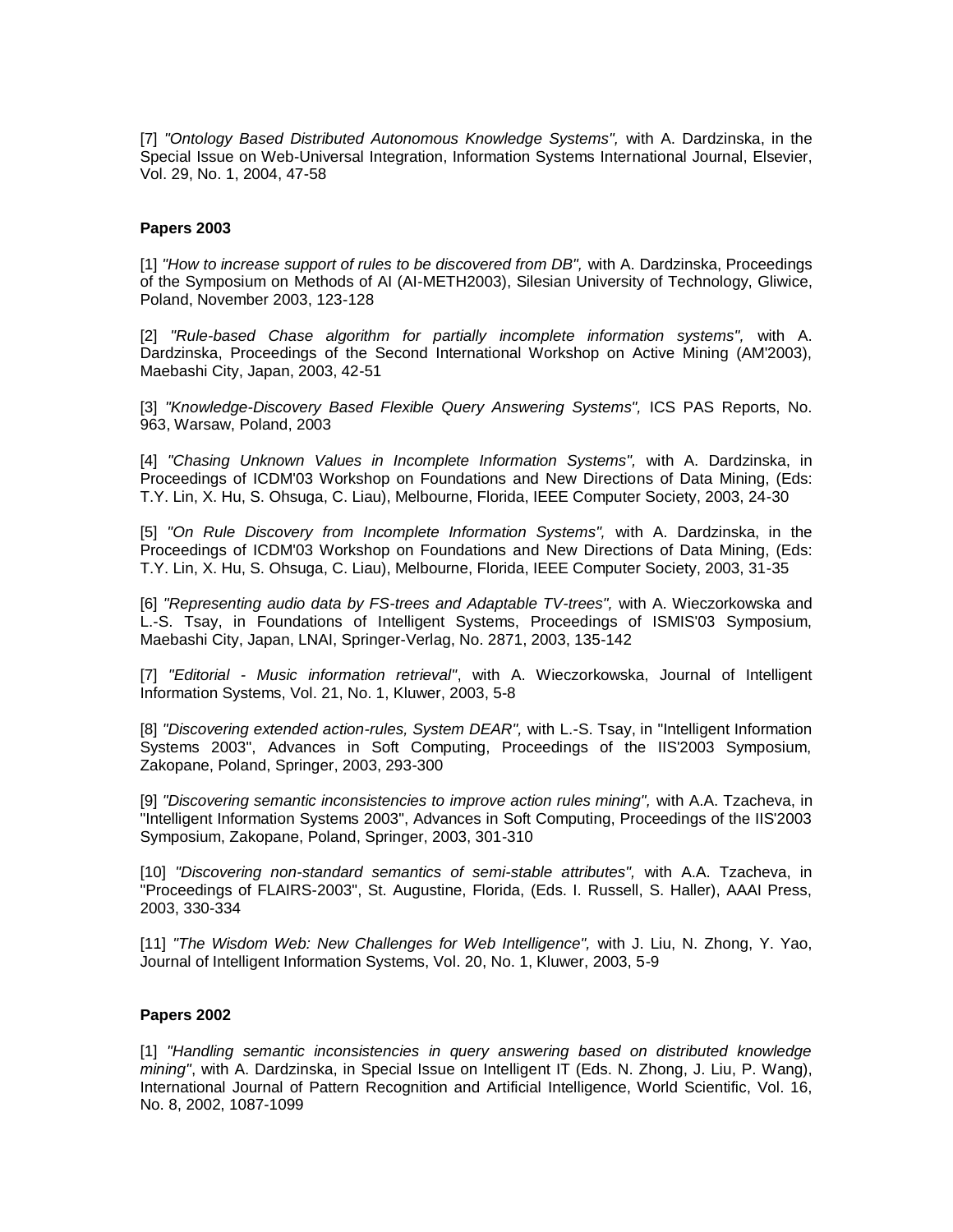[7] *"Ontology Based Distributed Autonomous Knowledge Systems",* with A. Dardzinska, in the Special Issue on Web-Universal Integration, Information Systems International Journal, Elsevier, Vol. 29, No. 1, 2004, 47-58

**Papers 2003**

[1] *"How to increase support of rules to be discovered from DB",* with A. Dardzinska, Proceedings of the Symposium on Methods of AI (AI-METH2003), Silesian University of Technology, Gliwice, Poland, November 2003, 123-128

[2] *"Rule-based Chase algorithm for partially incomplete information systems",* with A. Dardzinska, Proceedings of the Second International Workshop on Active Mining (AM'2003), Maebashi City, Japan, 2003, 42-51

[3] *"Knowledge-Discovery Based Flexible Query Answering Systems",* ICS PAS Reports, No. 963, Warsaw, Poland, 2003

[4] *"Chasing Unknown Values in Incomplete Information Systems",* with A. Dardzinska, in Proceedings of ICDM'03 Workshop on Foundations and New Directions of Data Mining, (Eds: T.Y. Lin, X. Hu, S. Ohsuga, C. Liau), Melbourne, Florida, IEEE Computer Society, 2003, 24-30

[5] *"On Rule Discovery from Incomplete Information Systems",* with A. Dardzinska, in the Proceedings of ICDM'03 Workshop on Foundations and New Directions of Data Mining, (Eds: T.Y. Lin, X. Hu, S. Ohsuga, C. Liau), Melbourne, Florida, IEEE Computer Society, 2003, 31-35

[6] *"Representing audio data by FS-trees and Adaptable TV-trees",* with A. Wieczorkowska and L.-S. Tsay, in Foundations of Intelligent Systems, Proceedings of ISMIS'03 Symposium, Maebashi City, Japan, LNAI, Springer-Verlag, No. 2871, 2003, 135-142

[7] *"Editorial - Music information retrieval"*, with A. Wieczorkowska, Journal of Intelligent Information Systems, Vol. 21, No. 1, Kluwer, 2003, 5-8

[8] *"Discovering extended action-rules, System DEAR",* with L.-S. Tsay, in "Intelligent Information Systems 2003", Advances in Soft Computing, Proceedings of the IIS'2003 Symposium, Zakopane, Poland, Springer, 2003, 293-300

[9] *"Discovering semantic inconsistencies to improve action rules mining",* with A.A. Tzacheva, in "Intelligent Information Systems 2003", Advances in Soft Computing, Proceedings of the IIS'2003 Symposium, Zakopane, Poland, Springer, 2003, 301-310

[10] *"Discovering non-standard semantics of semi-stable attributes",* with A.A. Tzacheva, in "Proceedings of FLAIRS-2003", St. Augustine, Florida, (Eds. I. Russell, S. Haller), AAAI Press, 2003, 330-334

[11] *"The Wisdom Web: New Challenges for Web Intelligence",* with J. Liu, N. Zhong, Y. Yao, Journal of Intelligent Information Systems, Vol. 20, No. 1, Kluwer, 2003, 5-9

**Papers 2002**

[1] *"Handling semantic inconsistencies in query answering based on distributed knowledge mining"*, with A. Dardzinska, in Special Issue on Intelligent IT (Eds. N. Zhong, J. Liu, P. Wang), International Journal of Pattern Recognition and Artificial Intelligence, World Scientific, Vol. 16, No. 8, 2002, 1087-1099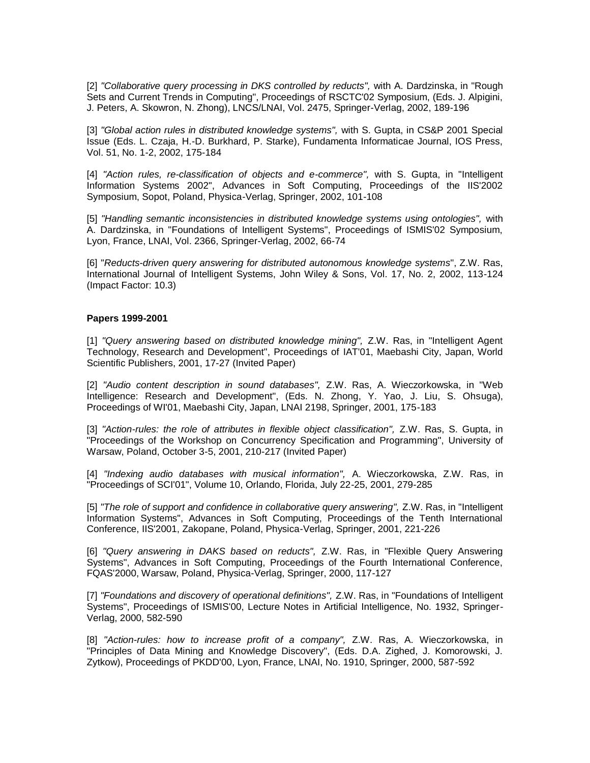[2] *"Collaborative query processing in DKS controlled by reducts",* with A. Dardzinska, in "Rough Sets and Current Trends in Computing", Proceedings of RSCTC'02 Symposium, (Eds. J. Alpigini, J. Peters, A. Skowron, N. Zhong), LNCS/LNAI, Vol. 2475, Springer-Verlag, 2002, 189-196

[3] *"Global action rules in distributed knowledge systems",* with S. Gupta, in CS&P 2001 Special Issue (Eds. L. Czaja, H.-D. Burkhard, P. Starke), Fundamenta Informaticae Journal, IOS Press, Vol. 51, No. 1-2, 2002, 175-184

[4] *"Action rules, re-classification of objects and e-commerce",* with S. Gupta, in "Intelligent Information Systems 2002", Advances in Soft Computing, Proceedings of the IIS'2002 Symposium, Sopot, Poland, Physica-Verlag, Springer, 2002, 101-108

[5] *"Handling semantic inconsistencies in distributed knowledge systems using ontologies",* with A. Dardzinska, in "Foundations of Intelligent Systems", Proceedings of ISMIS'02 Symposium, Lyon, France, LNAI, Vol. 2366, Springer-Verlag, 2002, 66-74

[6] "*Reducts-driven query answering for distributed autonomous knowledge systems*", Z.W. Ras, International Journal of Intelligent Systems, John Wiley & Sons, Vol. 17, No. 2, 2002, 113-124 (Impact Factor: 10.3)

**Papers 1999-2001**

[1] *"Query answering based on distributed knowledge mining",* Z.W. Ras, in "Intelligent Agent Technology, Research and Development", Proceedings of IAT'01, Maebashi City, Japan, World Scientific Publishers, 2001, 17-27 (Invited Paper)

[2] *"Audio content description in sound databases",* Z.W. Ras, A. Wieczorkowska, in "Web Intelligence: Research and Development", (Eds. N. Zhong, Y. Yao, J. Liu, S. Ohsuga), Proceedings of WI'01, Maebashi City, Japan, LNAI 2198, Springer, 2001, 175-183

[3] *"Action-rules: the role of attributes in flexible object classification",* Z.W. Ras, S. Gupta, in "Proceedings of the Workshop on Concurrency Specification and Programming", University of Warsaw, Poland, October 3-5, 2001, 210-217 (Invited Paper)

[4] *"Indexing audio databases with musical information",* A. Wieczorkowska, Z.W. Ras, in "Proceedings of SCI'01", Volume 10, Orlando, Florida, July 22-25, 2001, 279-285

[5] *"The role of support and confidence in collaborative query answering",* Z.W. Ras, in "Intelligent Information Systems", Advances in Soft Computing, Proceedings of the Tenth International Conference, IIS'2001, Zakopane, Poland, Physica-Verlag, Springer, 2001, 221-226

[6] *"Query answering in DAKS based on reducts",* Z.W. Ras, in "Flexible Query Answering Systems", Advances in Soft Computing, Proceedings of the Fourth International Conference, FQAS'2000, Warsaw, Poland, Physica-Verlag, Springer, 2000, 117-127

[7] *"Foundations and discovery of operational definitions",* Z.W. Ras, in "Foundations of Intelligent Systems", Proceedings of ISMIS'00, Lecture Notes in Artificial Intelligence, No. 1932, Springer-Verlag, 2000, 582-590

[8] *"Action-rules: how to increase profit of a company",* Z.W. Ras, A. Wieczorkowska, in "Principles of Data Mining and Knowledge Discovery", (Eds. D.A. Zighed, J. Komorowski, J. Zytkow), Proceedings of PKDD'00, Lyon, France, LNAI, No. 1910, Springer, 2000, 587-592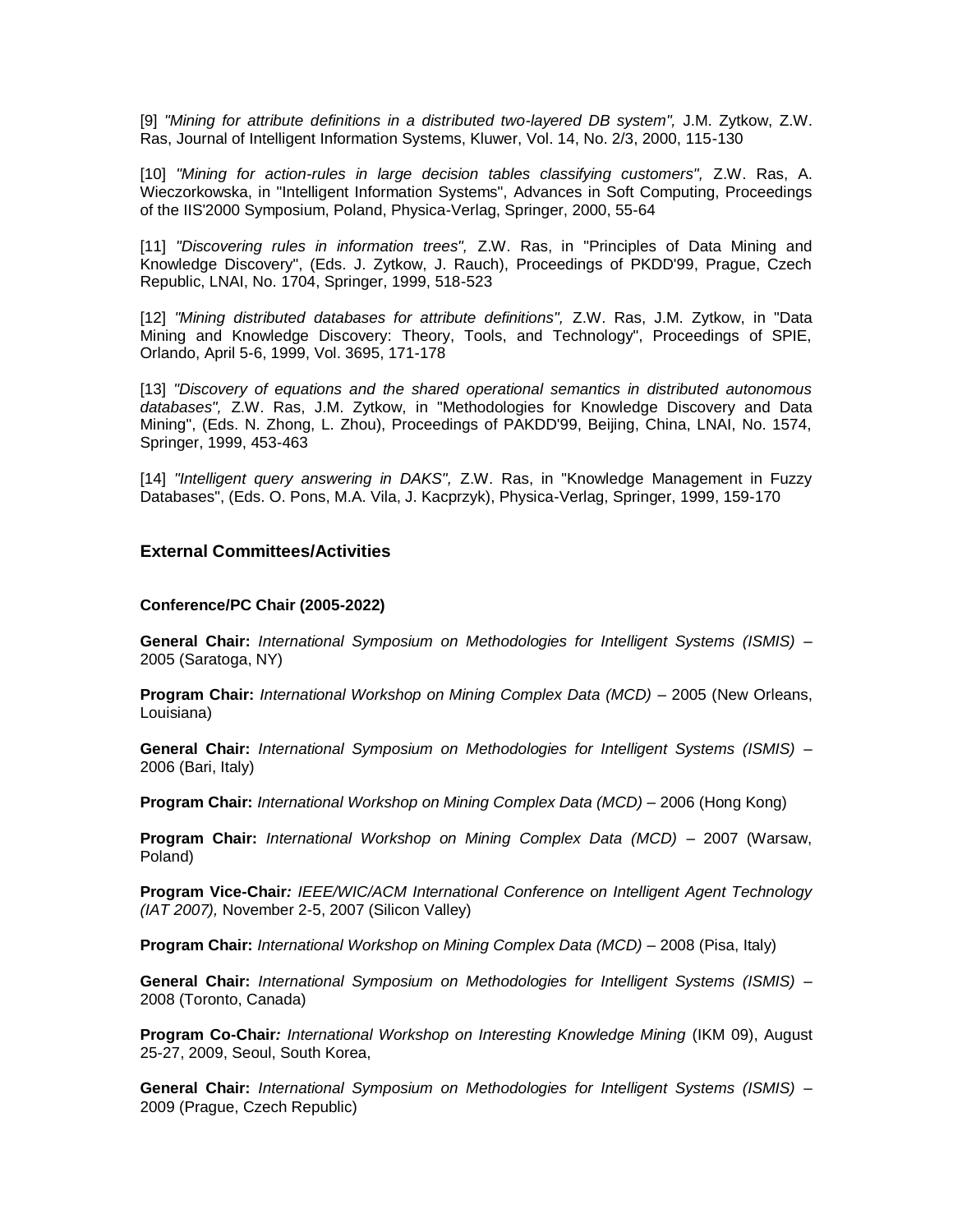[9] *"Mining for attribute definitions in a distributed two-layered DB system",* J.M. Zytkow, Z.W. Ras, Journal of Intelligent Information Systems, Kluwer, Vol. 14, No. 2/3, 2000, 115-130

[10] *"Mining for action-rules in large decision tables classifying customers",* Z.W. Ras, A. Wieczorkowska, in "Intelligent Information Systems", Advances in Soft Computing, Proceedings of the IIS'2000 Symposium, Poland, Physica-Verlag, Springer, 2000, 55-64

[11] *"Discovering rules in information trees",* Z.W. Ras, in "Principles of Data Mining and Knowledge Discovery", (Eds. J. Zytkow, J. Rauch), Proceedings of PKDD'99, Prague, Czech Republic, LNAI, No. 1704, Springer, 1999, 518-523

[12] *"Mining distributed databases for attribute definitions",* Z.W. Ras, J.M. Zytkow, in "Data Mining and Knowledge Discovery: Theory, Tools, and Technology", Proceedings of SPIE, Orlando, April 5-6, 1999, Vol. 3695, 171-178

[13] *"Discovery of equations and the shared operational semantics in distributed autonomous databases",* Z.W. Ras, J.M. Zytkow, in "Methodologies for Knowledge Discovery and Data Mining", (Eds. N. Zhong, L. Zhou), Proceedings of PAKDD'99, Beijing, China, LNAI, No. 1574, Springer, 1999, 453-463

[14] *"Intelligent query answering in DAKS",* Z.W. Ras, in "Knowledge Management in Fuzzy Databases", (Eds. O. Pons, M.A. Vila, J. Kacprzyk), Physica-Verlag, Springer, 1999, 159-170

## External Committees/Activities

### Conference/PC Chair (2005-2022)

**General Chair:** *International Symposium on Methodologies for Intelligent Systems (ISMIS)* – 2005 (Saratoga, NY)

**Program Chair:** *International Workshop on Mining Complex Data (MCD)* – 2005 (New Orleans, Louisiana)

**General Chair:** *International Symposium on Methodologies for Intelligent Systems (ISMIS)* – 2006 (Bari, Italy)

**Program Chair:** *International Workshop on Mining Complex Data (MCD)* – 2006 (Hong Kong)

**Program Chair:** *International Workshop on Mining Complex Data (MCD)* – 2007 (Warsaw, Poland)

**Program Vice-Chair***: IEEE/WIC/ACM International Conference on Intelligent Agent Technology (IAT 2007),* November 2-5, 2007 (Silicon Valley)

**Program Chair:** *International Workshop on Mining Complex Data (MCD)* – 2008 (Pisa, Italy)

**General Chair:** *International Symposium on Methodologies for Intelligent Systems (ISMIS)* – 2008 (Toronto, Canada)

**Program Co-Chair***: International Workshop on Interesting Knowledge Mining* (IKM 09), August 25-27, 2009, Seoul, South Korea,

**General Chair:** *International Symposium on Methodologies for Intelligent Systems (ISMIS)* – 2009 (Prague, Czech Republic)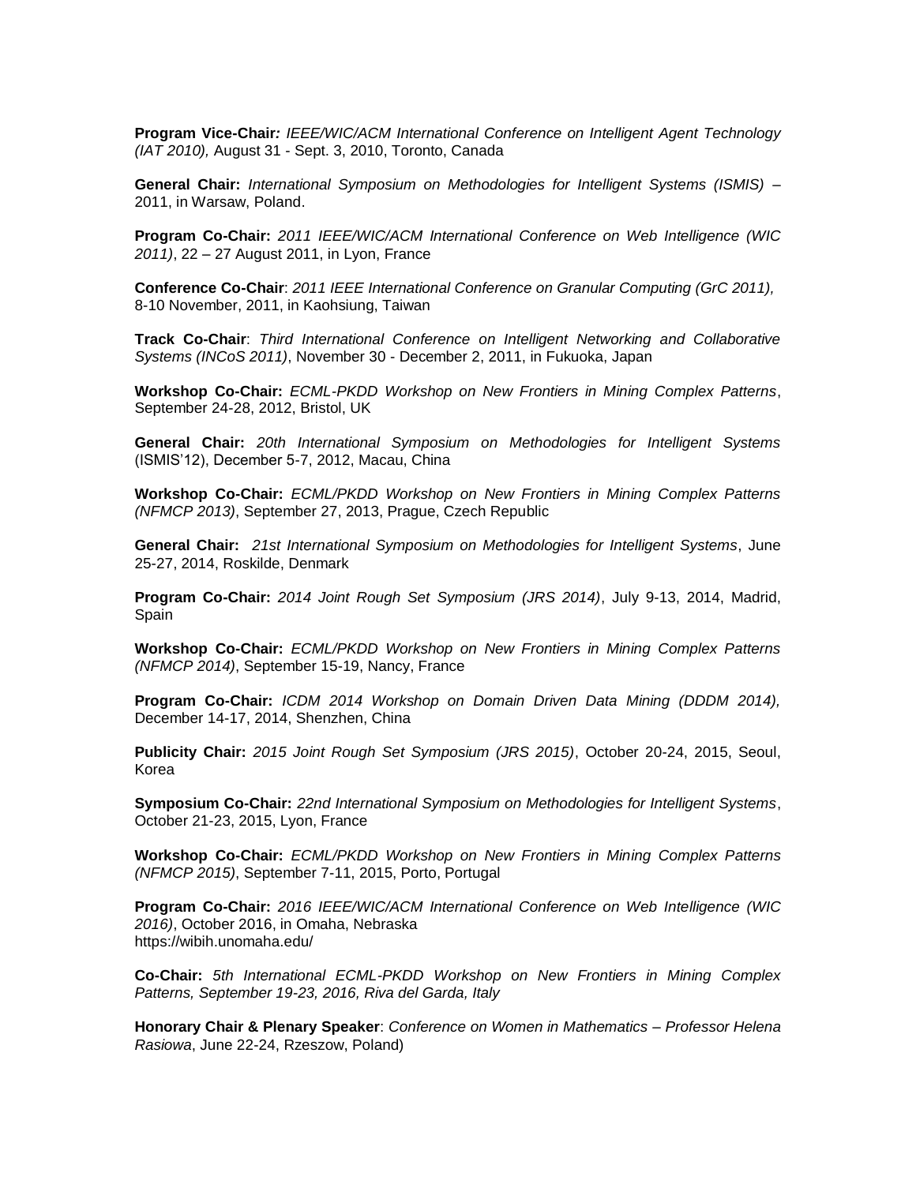**Program Vice-Chair***: IEEE/WIC/ACM International Conference on Intelligent Agent Technology (IAT 2010),* August 31 - Sept. 3, 2010, Toronto, Canada

**General Chair:** *International Symposium on Methodologies for Intelligent Systems (ISMIS)* – 2011, in Warsaw, Poland.

**Program Co-Chair:** *2011 IEEE/WIC/ACM International Conference on Web Intelligence (WIC 2011)*, 22 – 27 August 2011, in Lyon, France

**Conference Co-Chair**: *2011 IEEE International Conference on Granular Computing (GrC 2011),* 8-10 November, 2011, in Kaohsiung, Taiwan

**Track Co-Chair**: *Third International Conference on Intelligent Networking and Collaborative Systems (INCoS 2011)*, November 30 - December 2, 2011, in Fukuoka, Japan

**Workshop Co-Chair:** *ECML-PKDD Workshop on New Frontiers in Mining Complex Patterns*, September 24-28, 2012, Bristol, UK

**General Chair:** *20th International Symposium on Methodologies for Intelligent Systems* (ISMIS'12), December 5-7, 2012, Macau, China

**Workshop Co-Chair:** *ECML/PKDD Workshop on New Frontiers in Mining Complex Patterns (NFMCP 2013)*, September 27, 2013, Prague, Czech Republic

**General Chair:** *21st International Symposium on Methodologies for Intelligent Systems*, June 25-27, 2014, Roskilde, Denmark

**Program Co-Chair:** *2014 Joint Rough Set Symposium (JRS 2014)*, July 9-13, 2014, Madrid, Spain

**Workshop Co-Chair:** *ECML/PKDD Workshop on New Frontiers in Mining Complex Patterns (NFMCP 2014)*, September 15-19, Nancy, France

**Program Co-Chair:** *ICDM 2014 Workshop on Domain Driven Data Mining (DDDM 2014),* December 14-17, 2014, Shenzhen, China

**Publicity Chair:** *2015 Joint Rough Set Symposium (JRS 2015)*, October 20-24, 2015, Seoul, Korea

**Symposium Co-Chair:** *22nd International Symposium on Methodologies for Intelligent Systems*, October 21-23, 2015, Lyon, France

**Workshop Co-Chair:** *ECML/PKDD Workshop on New Frontiers in Mining Complex Patterns (NFMCP 2015)*, September 7-11, 2015, Porto, Portugal

**Program Co-Chair:** *2016 IEEE/WIC/ACM International Conference on Web Intelligence (WIC 2016)*, October 2016, in Omaha, Nebraska
https://wibih.unomaha.edu/

**Co-Chair:** *5th International ECML-PKDD Workshop on New Frontiers in Mining Complex Patterns, September 19-23, 2016, Riva del Garda, Italy*

**Honorary Chair & Plenary Speaker**: *Conference on Women in Mathematics – Professor Helena Rasiowa*, June 22-24, Rzeszow, Poland)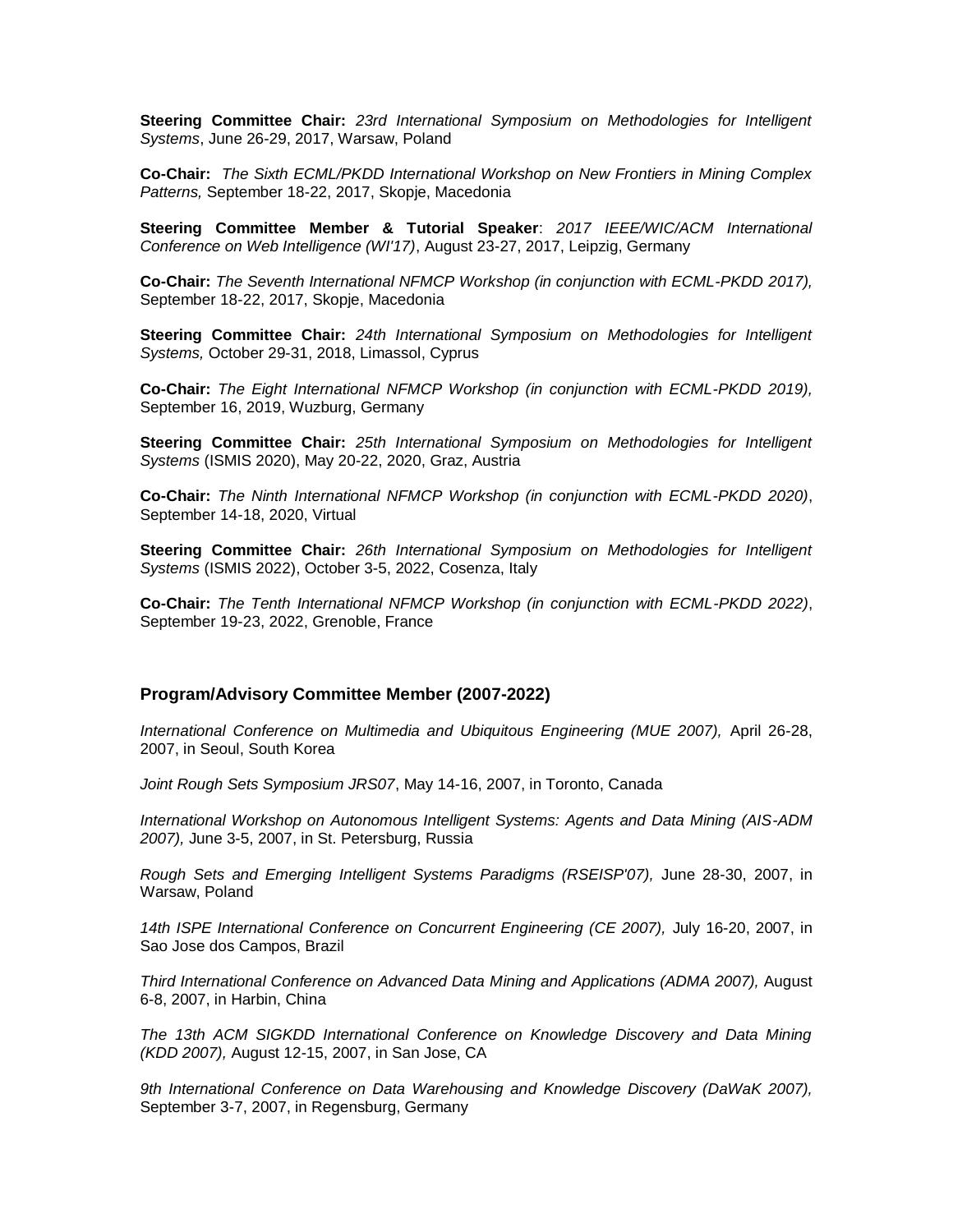**Steering Committee Chair:** *23rd International Symposium on Methodologies for Intelligent Systems*, June 26-29, 2017, Warsaw, Poland

**Co-Chair:** *The Sixth ECML/PKDD International Workshop on New Frontiers in Mining Complex Patterns,* September 18-22, 2017, Skopje, Macedonia

**Steering Committee Member & Tutorial Speaker**: *2017 IEEE/WIC/ACM International Conference on Web Intelligence (WI'17)*, August 23-27, 2017, Leipzig, Germany

**Co-Chair:** *The Seventh International NFMCP Workshop (in conjunction with ECML-PKDD 2017),* September 18-22, 2017, Skopje, Macedonia

**Steering Committee Chair:** *24th International Symposium on Methodologies for Intelligent Systems,* October 29-31, 2018, Limassol, Cyprus

**Co-Chair:** *The Eight International NFMCP Workshop (in conjunction with ECML-PKDD 2019),* September 16, 2019, Wuzburg, Germany

**Steering Committee Chair:** *25th International Symposium on Methodologies for Intelligent Systems* (ISMIS 2020), May 20-22, 2020, Graz, Austria

**Co-Chair:** *The Ninth International NFMCP Workshop (in conjunction with ECML-PKDD 2020)*, September 14-18, 2020, Virtual

**Steering Committee Chair:** *26th International Symposium on Methodologies for Intelligent Systems* (ISMIS 2022), October 3-5, 2022, Cosenza, Italy

**Co-Chair:** *The Tenth International NFMCP Workshop (in conjunction with ECML-PKDD 2022)*, September 19-23, 2022, Grenoble, France

### Program/Advisory Committee Member (2007-2022)

*International Conference on Multimedia and Ubiquitous Engineering (MUE 2007),* April 26-28, 2007, in Seoul, South Korea

*Joint Rough Sets Symposium JRS07*, May 14-16, 2007, in Toronto, Canada

*International Workshop on Autonomous Intelligent Systems: Agents and Data Mining (AIS-ADM 2007),* June 3-5, 2007, in St. Petersburg, Russia

*Rough Sets and Emerging Intelligent Systems Paradigms (RSEISP'07),* June 28-30, 2007, in Warsaw, Poland

*14th ISPE International Conference on Concurrent Engineering (CE 2007),* July 16-20, 2007, in Sao Jose dos Campos, Brazil

*Third International Conference on Advanced Data Mining and Applications (ADMA 2007),* August 6-8, 2007, in Harbin, China

*The 13th ACM SIGKDD International Conference on Knowledge Discovery and Data Mining (KDD 2007),* August 12-15, 2007, in San Jose, CA

*9th International Conference on Data Warehousing and Knowledge Discovery (DaWaK 2007),* September 3-7, 2007, in Regensburg, Germany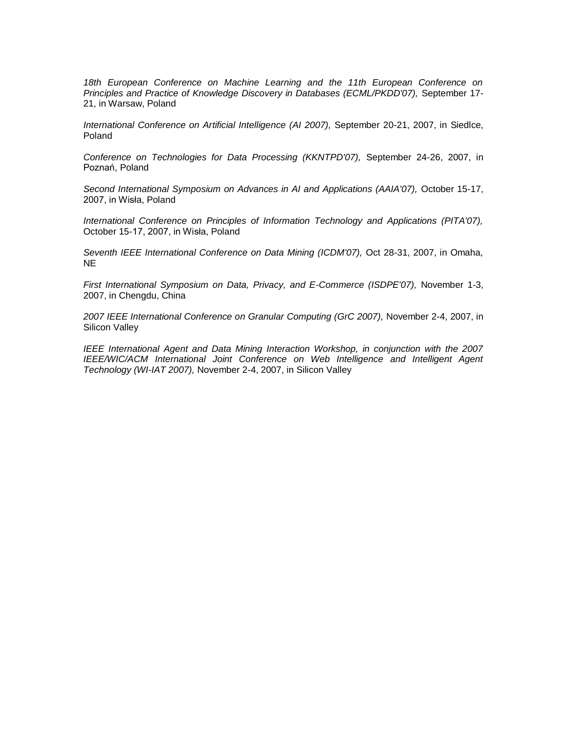*18th European Conference on Machine Learning and the 11th European Conference on Principles and Practice of Knowledge Discovery in Databases (ECML/PKDD'07),* September 17-21, in Warsaw, Poland

*International Conference on Artificial Intelligence (AI 2007),* September 20-21, 2007, in Siedlce, Poland

*Conference on Technologies for Data Processing (KKNTPD'07),* September 24-26, 2007, in Poznań, Poland

*Second International Symposium on Advances in AI and Applications (AAIA'07),* October 15-17, 2007, in Wisła, Poland

*International Conference on Principles of Information Technology and Applications (PITA'07),* October 15-17, 2007, in Wisła, Poland

*Seventh IEEE International Conference on Data Mining (ICDM'07),* Oct 28-31, 2007, in Omaha, NE

*First International Symposium on Data, Privacy, and E-Commerce (ISDPE'07),* November 1-3, 2007, in Chengdu, China

*2007 IEEE International Conference on Granular Computing (GrC 2007),* November 2-4, 2007, in Silicon Valley

*IEEE International Agent and Data Mining Interaction Workshop, in conjunction with the 2007 IEEE/WIC/ACM International Joint Conference on Web Intelligence and Intelligent Agent Technology (WI-IAT 2007),* November 2-4, 2007, in Silicon Valley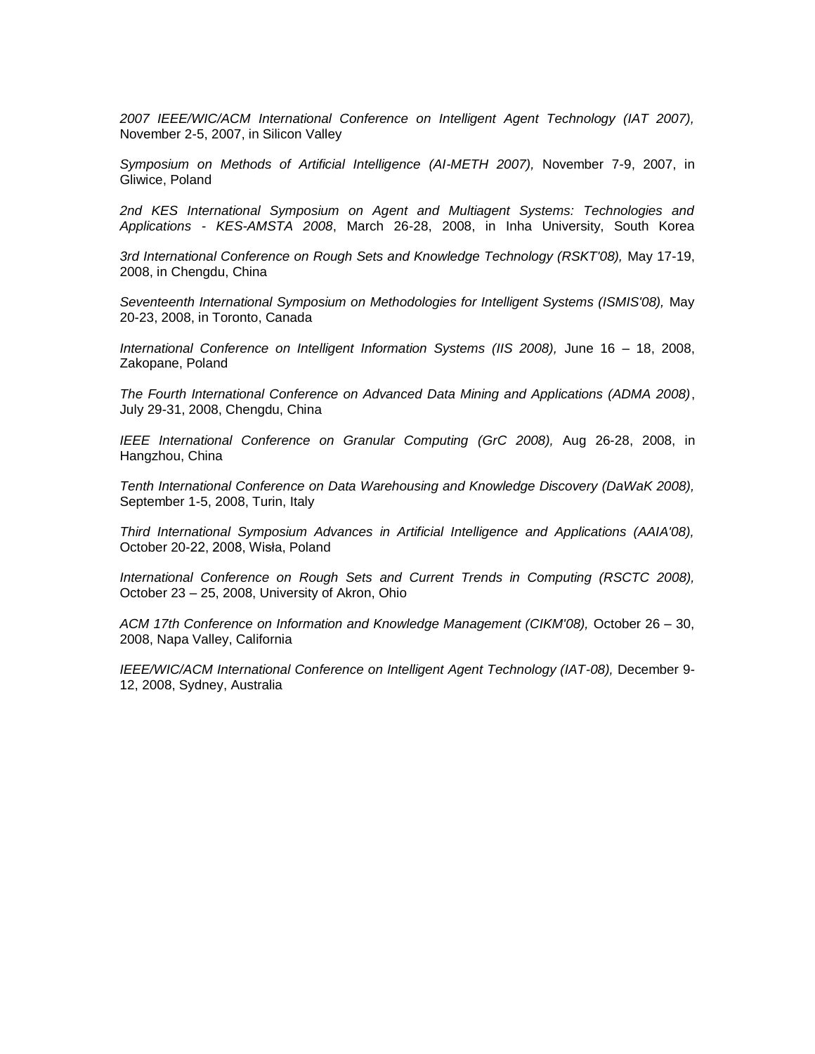*2007 IEEE/WIC/ACM International Conference on Intelligent Agent Technology (IAT 2007),* November 2-5, 2007, in Silicon Valley

*Symposium on Methods of Artificial Intelligence (AI-METH 2007),* November 7-9, 2007, in Gliwice, Poland

*2nd KES International Symposium on Agent and Multiagent Systems: Technologies and Applications - KES-AMSTA 2008*, March 26-28, 2008, in Inha University, South Korea

*3rd International Conference on Rough Sets and Knowledge Technology (RSKT'08),* May 17-19, 2008, in Chengdu, China

*Seventeenth International Symposium on Methodologies for Intelligent Systems (ISMIS'08),* May 20-23, 2008, in Toronto, Canada

*International Conference on Intelligent Information Systems (IIS 2008),* June 16 – 18, 2008, Zakopane, Poland

*The Fourth International Conference on Advanced Data Mining and Applications (ADMA 2008)*, July 29-31, 2008, Chengdu, China

*IEEE International Conference on Granular Computing (GrC 2008),* Aug 26-28, 2008, in Hangzhou, China

*Tenth International Conference on Data Warehousing and Knowledge Discovery (DaWaK 2008),* September 1-5, 2008, Turin, Italy

*Third International Symposium Advances in Artificial Intelligence and Applications (AAIA'08),* October 20-22, 2008, Wisła, Poland

*International Conference on Rough Sets and Current Trends in Computing (RSCTC 2008),* October 23 – 25, 2008, University of Akron, Ohio

*ACM 17th Conference on Information and Knowledge Management (CIKM'08),* October 26 – 30, 2008, Napa Valley, California

*IEEE/WIC/ACM International Conference on Intelligent Agent Technology (IAT-08),* December 9-12, 2008, Sydney, Australia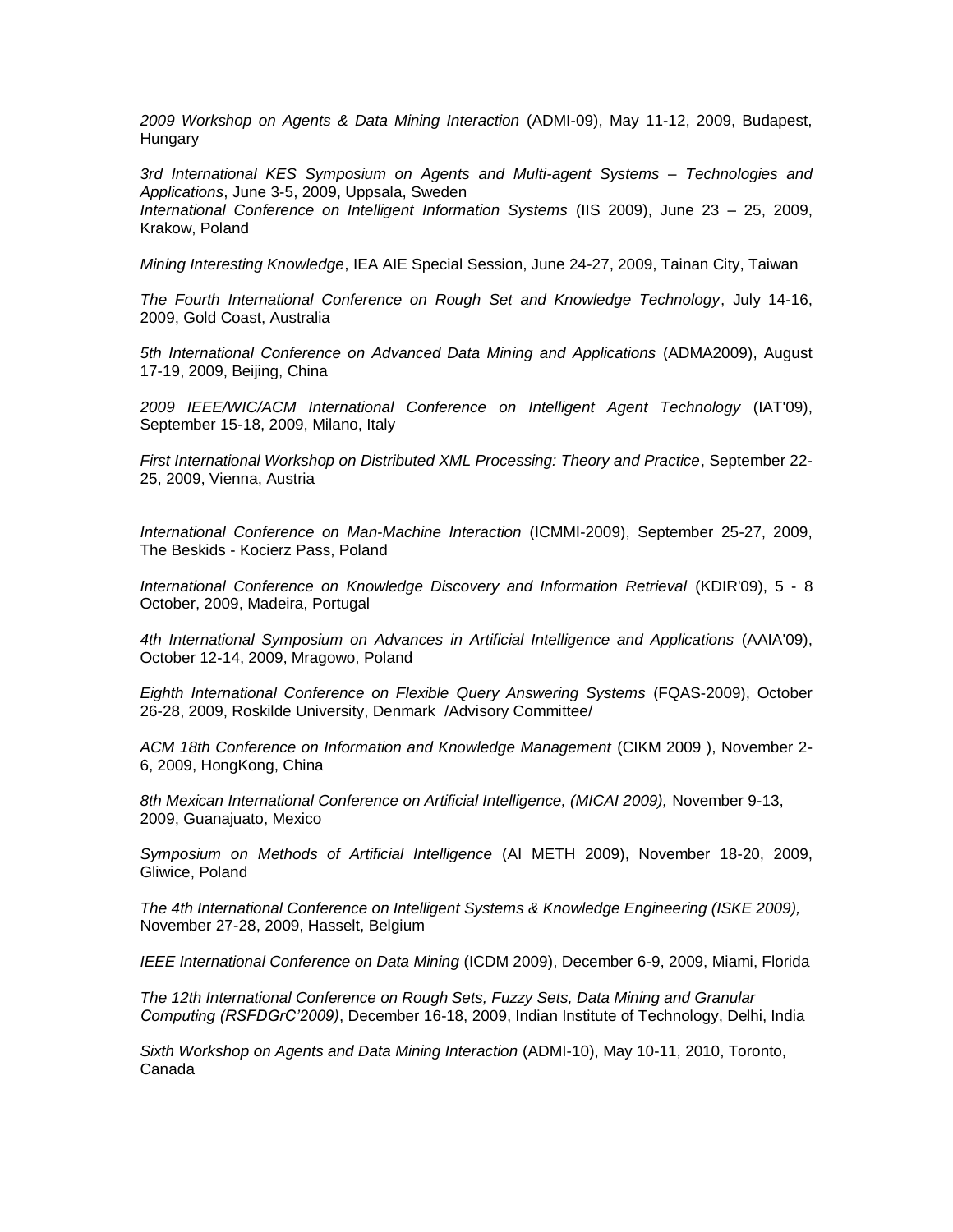*2009 Workshop on Agents & Data Mining Interaction* (ADMI-09), May 11-12, 2009, Budapest, Hungary

*3rd International KES Symposium on Agents and Multi-agent Systems – Technologies and Applications*, June 3-5, 2009, Uppsala, Sweden
*International Conference on Intelligent Information Systems* (IIS 2009), June 23 – 25, 2009, Krakow, Poland

*Mining Interesting Knowledge*, IEA AIE Special Session, June 24-27, 2009, Tainan City, Taiwan

*The Fourth International Conference on Rough Set and Knowledge Technology*, July 14-16, 2009, Gold Coast, Australia

*5th International Conference on Advanced Data Mining and Applications* (ADMA2009), August 17-19, 2009, Beijing, China

*2009 IEEE/WIC/ACM International Conference on Intelligent Agent Technology* (IAT'09), September 15-18, 2009, Milano, Italy

*First International Workshop on Distributed XML Processing: Theory and Practice*, September 22-25, 2009, Vienna, Austria

*International Conference on Man-Machine Interaction* (ICMMI-2009), September 25-27, 2009, The Beskids - Kocierz Pass, Poland

*International Conference on Knowledge Discovery and Information Retrieval* (KDIR'09), 5 - 8 October, 2009, Madeira, Portugal

*4th International Symposium on Advances in Artificial Intelligence and Applications* (AAIA'09), October 12-14, 2009, Mragowo, Poland

*Eighth International Conference on Flexible Query Answering Systems* (FQAS-2009), October 26-28, 2009, Roskilde University, Denmark /Advisory Committee/

*ACM 18th Conference on Information and Knowledge Management* (CIKM 2009 ), November 2-6, 2009, HongKong, China

*8th Mexican International Conference on Artificial Intelligence, (MICAI 2009),* November 9-13, 2009, Guanajuato, Mexico

*Symposium on Methods of Artificial Intelligence* (AI METH 2009), November 18-20, 2009, Gliwice, Poland

*The 4th International Conference on Intelligent Systems & Knowledge Engineering (ISKE 2009),* November 27-28, 2009, Hasselt, Belgium

*IEEE International Conference on Data Mining* (ICDM 2009), December 6-9, 2009, Miami, Florida

*The 12th International Conference on Rough Sets, Fuzzy Sets, Data Mining and Granular Computing (RSFDGrC'2009)*, December 16-18, 2009, Indian Institute of Technology, Delhi, India

*Sixth Workshop on Agents and Data Mining Interaction* (ADMI-10), May 10-11, 2010, Toronto, Canada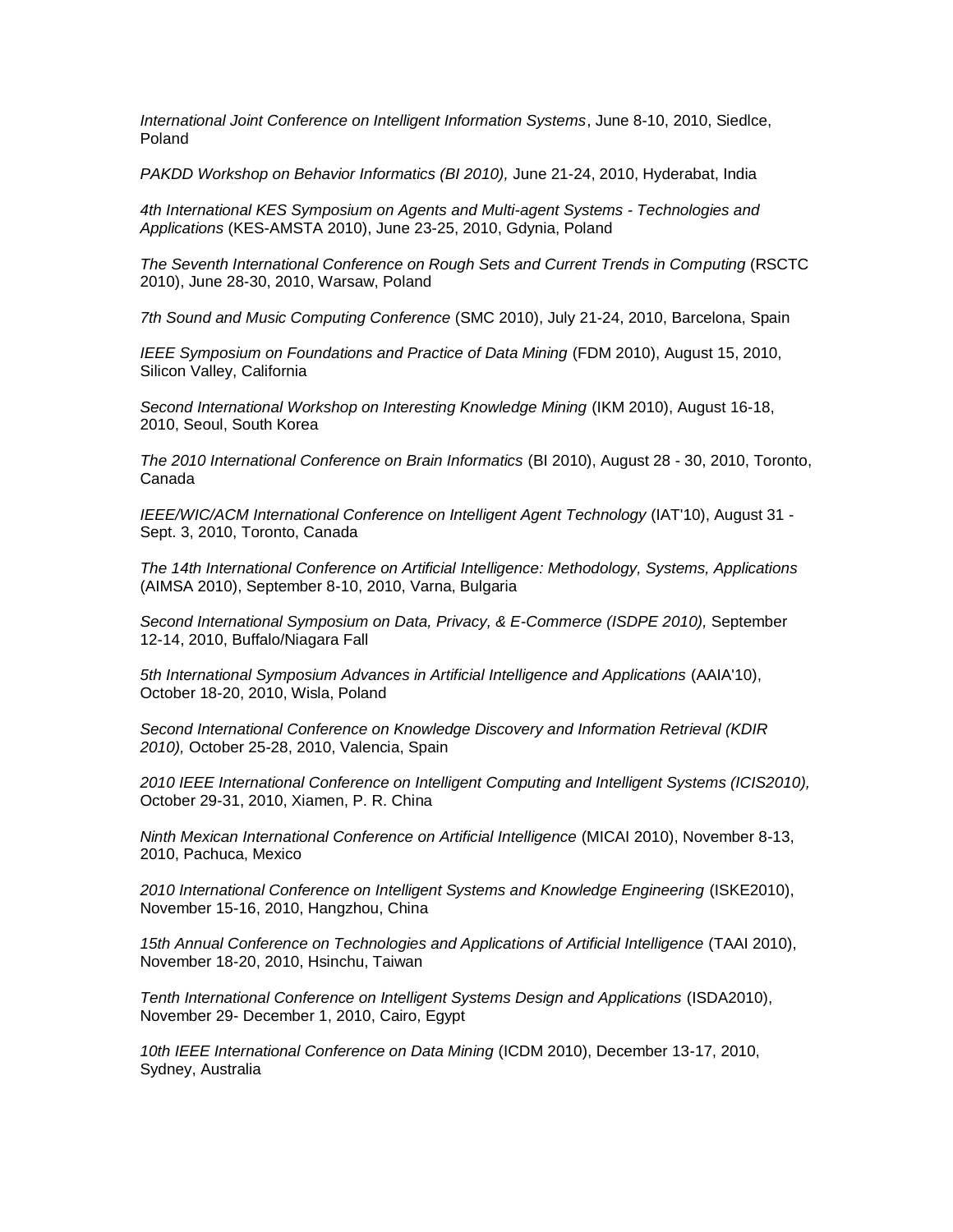*International Joint Conference on Intelligent Information Systems*, June 8-10, 2010, Siedlce, Poland

*PAKDD Workshop on Behavior Informatics (BI 2010),* June 21-24, 2010, Hyderabat, India

*4th International KES Symposium on Agents and Multi-agent Systems - Technologies and Applications* (KES-AMSTA 2010), June 23-25, 2010, Gdynia, Poland

*The Seventh International Conference on Rough Sets and Current Trends in Computing* (RSCTC 2010), June 28-30, 2010, Warsaw, Poland

*7th Sound and Music Computing Conference* (SMC 2010), July 21-24, 2010, Barcelona, Spain

*IEEE Symposium on Foundations and Practice of Data Mining* (FDM 2010), August 15, 2010, Silicon Valley, California

*Second International Workshop on Interesting Knowledge Mining* (IKM 2010), August 16-18, 2010, Seoul, South Korea

*The 2010 International Conference on Brain Informatics* (BI 2010), August 28 - 30, 2010, Toronto, Canada

*IEEE/WIC/ACM International Conference on Intelligent Agent Technology* (IAT'10), August 31 - Sept. 3, 2010, Toronto, Canada

*The 14th International Conference on Artificial Intelligence: Methodology, Systems, Applications* (AIMSA 2010), September 8-10, 2010, Varna, Bulgaria

*Second International Symposium on Data, Privacy, & E-Commerce (ISDPE 2010),* September 12-14, 2010, Buffalo/Niagara Fall

*5th International Symposium Advances in Artificial Intelligence and Applications* (AAIA'10), October 18-20, 2010, Wisla, Poland

*Second International Conference on Knowledge Discovery and Information Retrieval (KDIR 2010),* October 25-28, 2010, Valencia, Spain

*2010 IEEE International Conference on Intelligent Computing and Intelligent Systems (ICIS2010),* October 29-31, 2010, Xiamen, P. R. China

*Ninth Mexican International Conference on Artificial Intelligence* (MICAI 2010), November 8-13, 2010, Pachuca, Mexico

*2010 International Conference on Intelligent Systems and Knowledge Engineering* (ISKE2010), November 15-16, 2010, Hangzhou, China

*15th Annual Conference on Technologies and Applications of Artificial Intelligence* (TAAI 2010), November 18-20, 2010, Hsinchu, Taiwan

*Tenth International Conference on Intelligent Systems Design and Applications* (ISDA2010), November 29- December 1, 2010, Cairo, Egypt

*10th IEEE International Conference on Data Mining* (ICDM 2010), December 13-17, 2010, Sydney, Australia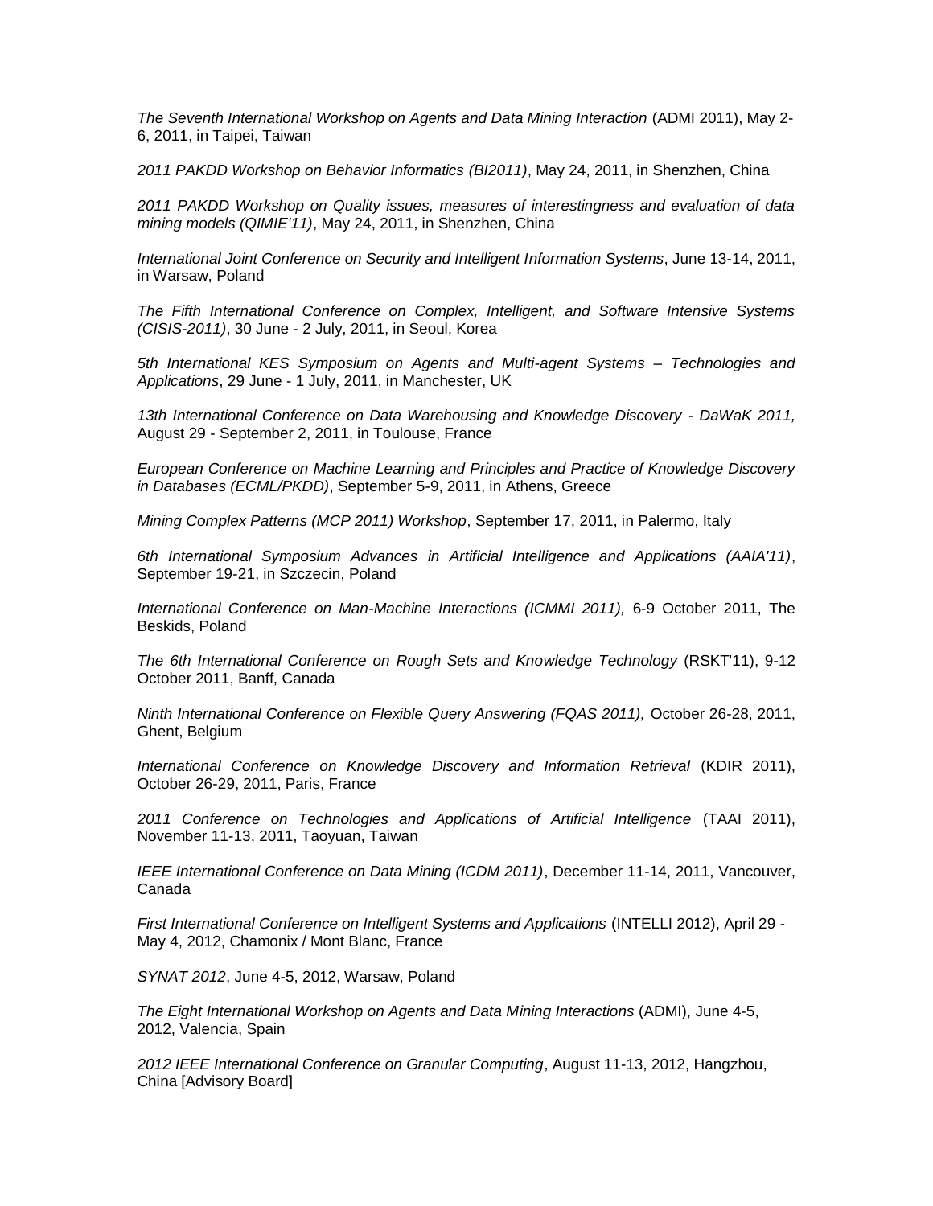*The Seventh International Workshop on Agents and Data Mining Interaction* (ADMI 2011), May 2-6, 2011, in Taipei, Taiwan

*2011 PAKDD Workshop on Behavior Informatics (BI2011)*, May 24, 2011, in Shenzhen, China

*2011 PAKDD Workshop on Quality issues, measures of interestingness and evaluation of data mining models (QIMIE'11)*, May 24, 2011, in Shenzhen, China

*International Joint Conference on Security and Intelligent Information Systems*, June 13-14, 2011, in Warsaw, Poland

*The Fifth International Conference on Complex, Intelligent, and Software Intensive Systems (CISIS-2011)*, 30 June - 2 July, 2011, in Seoul, Korea

*5th International KES Symposium on Agents and Multi-agent Systems – Technologies and Applications*, 29 June - 1 July, 2011, in Manchester, UK

*13th International Conference on Data Warehousing and Knowledge Discovery - DaWaK 2011,* August 29 - September 2, 2011, in Toulouse, France

*European Conference on Machine Learning and Principles and Practice of Knowledge Discovery in Databases (ECML/PKDD)*, September 5-9, 2011, in Athens, Greece

*Mining Complex Patterns (MCP 2011) Workshop*, September 17, 2011, in Palermo, Italy

*6th International Symposium Advances in Artificial Intelligence and Applications (AAIA'11)*, September 19-21, in Szczecin, Poland

*International Conference on Man-Machine Interactions (ICMMI 2011),* 6-9 October 2011, The Beskids, Poland

*The 6th International Conference on Rough Sets and Knowledge Technology* (RSKT'11), 9-12 October 2011, Banff, Canada

*Ninth International Conference on Flexible Query Answering (FQAS 2011),* October 26-28, 2011, Ghent, Belgium

*International Conference on Knowledge Discovery and Information Retrieval* (KDIR 2011), October 26-29, 2011, Paris, France

*2011 Conference on Technologies and Applications of Artificial Intelligence* (TAAI 2011), November 11-13, 2011, Taoyuan, Taiwan

*IEEE International Conference on Data Mining (ICDM 2011)*, December 11-14, 2011, Vancouver, Canada

*First International Conference on Intelligent Systems and Applications* (INTELLI 2012), April 29 - May 4, 2012, Chamonix / Mont Blanc, France

*SYNAT 2012*, June 4-5, 2012, Warsaw, Poland

*The Eight International Workshop on Agents and Data Mining Interactions* (ADMI), June 4-5, 2012, Valencia, Spain

*2012 IEEE International Conference on Granular Computing*, August 11-13, 2012, Hangzhou, China [Advisory Board]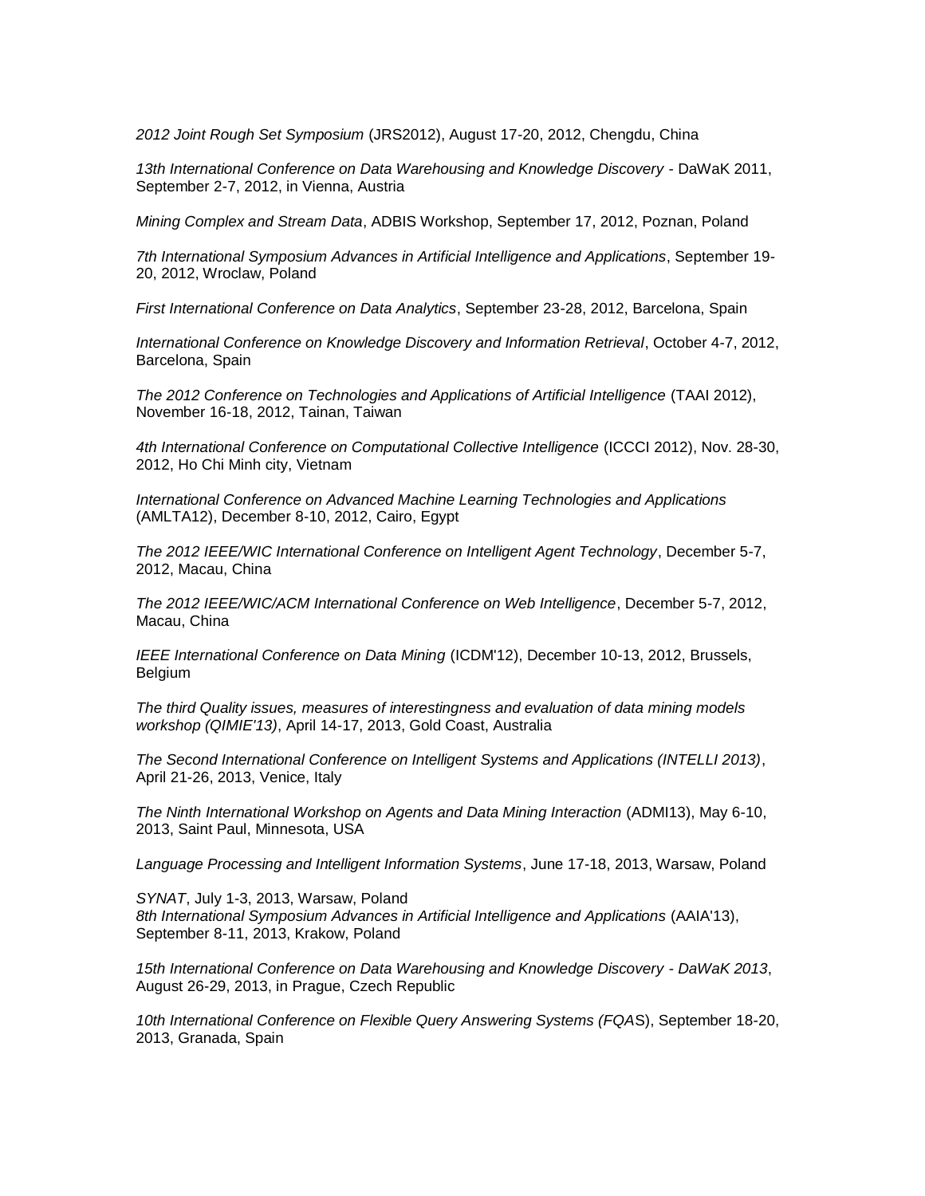*2012 Joint Rough Set Symposium* (JRS2012), August 17-20, 2012, Chengdu, China

*13th International Conference on Data Warehousing and Knowledge Discovery* - DaWaK 2011, September 2-7, 2012, in Vienna, Austria

*Mining Complex and Stream Data*, ADBIS Workshop, September 17, 2012, Poznan, Poland

*7th International Symposium Advances in Artificial Intelligence and Applications*, September 19-20, 2012, Wroclaw, Poland

*First International Conference on Data Analytics*, September 23-28, 2012, Barcelona, Spain

*International Conference on Knowledge Discovery and Information Retrieval*, October 4-7, 2012, Barcelona, Spain

*The 2012 Conference on Technologies and Applications of Artificial Intelligence* (TAAI 2012), November 16-18, 2012, Tainan, Taiwan

*4th International Conference on Computational Collective Intelligence* (ICCCI 2012), Nov. 28-30, 2012, Ho Chi Minh city, Vietnam

*International Conference on Advanced Machine Learning Technologies and Applications* (AMLTA12), December 8-10, 2012, Cairo, Egypt

*The 2012 IEEE/WIC International Conference on Intelligent Agent Technology*, December 5-7, 2012, Macau, China

*The 2012 IEEE/WIC/ACM International Conference on Web Intelligence*, December 5-7, 2012, Macau, China

*IEEE International Conference on Data Mining* (ICDM'12), December 10-13, 2012, Brussels, Belgium

*The third Quality issues, measures of interestingness and evaluation of data mining models workshop (QIMIE'13)*, April 14-17, 2013, Gold Coast, Australia

*The Second International Conference on Intelligent Systems and Applications (INTELLI 2013)*, April 21-26, 2013, Venice, Italy

*The Ninth International Workshop on Agents and Data Mining Interaction* (ADMI13), May 6-10, 2013, Saint Paul, Minnesota, USA

*Language Processing and Intelligent Information Systems*, June 17-18, 2013, Warsaw, Poland

*SYNAT*, July 1-3, 2013, Warsaw, Poland
*8th International Symposium Advances in Artificial Intelligence and Applications* (AAIA'13), September 8-11, 2013, Krakow, Poland

*15th International Conference on Data Warehousing and Knowledge Discovery - DaWaK 2013*, August 26-29, 2013, in Prague, Czech Republic

*10th International Conference on Flexible Query Answering Systems (FQA*S), September 18-20, 2013, Granada, Spain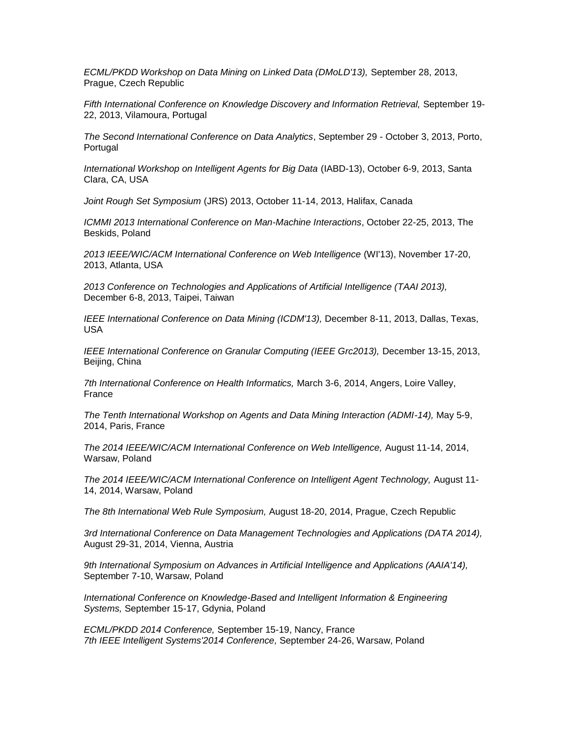*ECML/PKDD Workshop on Data Mining on Linked Data (DMoLD'13),* September 28, 2013, Prague, Czech Republic

*Fifth International Conference on Knowledge Discovery and Information Retrieval,* September 19-22, 2013, Vilamoura, Portugal

*The Second International Conference on Data Analytics*, September 29 - October 3, 2013, Porto, Portugal

*International Workshop on Intelligent Agents for Big Data* (IABD-13), October 6-9, 2013, Santa Clara, CA, USA

*Joint Rough Set Symposium* (JRS) 2013, October 11-14, 2013, Halifax, Canada

*ICMMI 2013 International Conference on Man-Machine Interactions*, October 22-25, 2013, The Beskids, Poland

*2013 IEEE/WIC/ACM International Conference on Web Intelligence* (WI'13), November 17-20, 2013, Atlanta, USA

*2013 Conference on Technologies and Applications of Artificial Intelligence (TAAI 2013),* December 6-8, 2013, Taipei, Taiwan

*IEEE International Conference on Data Mining (ICDM'13),* December 8-11, 2013, Dallas, Texas, USA

*IEEE International Conference on Granular Computing (IEEE Grc2013),* December 13-15, 2013, Beijing, China

*7th International Conference on Health Informatics,* March 3-6, 2014, Angers, Loire Valley, France

*The Tenth International Workshop on Agents and Data Mining Interaction (ADMI-14),* May 5-9, 2014, Paris, France

*The 2014 IEEE/WIC/ACM International Conference on Web Intelligence,* August 11-14, 2014, Warsaw, Poland

*The 2014 IEEE/WIC/ACM International Conference on Intelligent Agent Technology,* August 11-14, 2014, Warsaw, Poland

*The 8th International Web Rule Symposium,* August 18-20, 2014, Prague, Czech Republic

*3rd International Conference on Data Management Technologies and Applications (DATA 2014),* August 29-31, 2014, Vienna, Austria

*9th International Symposium on Advances in Artificial Intelligence and Applications (AAIA'14),* September 7-10, Warsaw, Poland

*International Conference on Knowledge-Based and Intelligent Information & Engineering Systems,* September 15-17, Gdynia, Poland

*ECML/PKDD 2014 Conference,* September 15-19, Nancy, France
*7th IEEE Intelligent Systems'2014 Conference,* September 24-26, Warsaw, Poland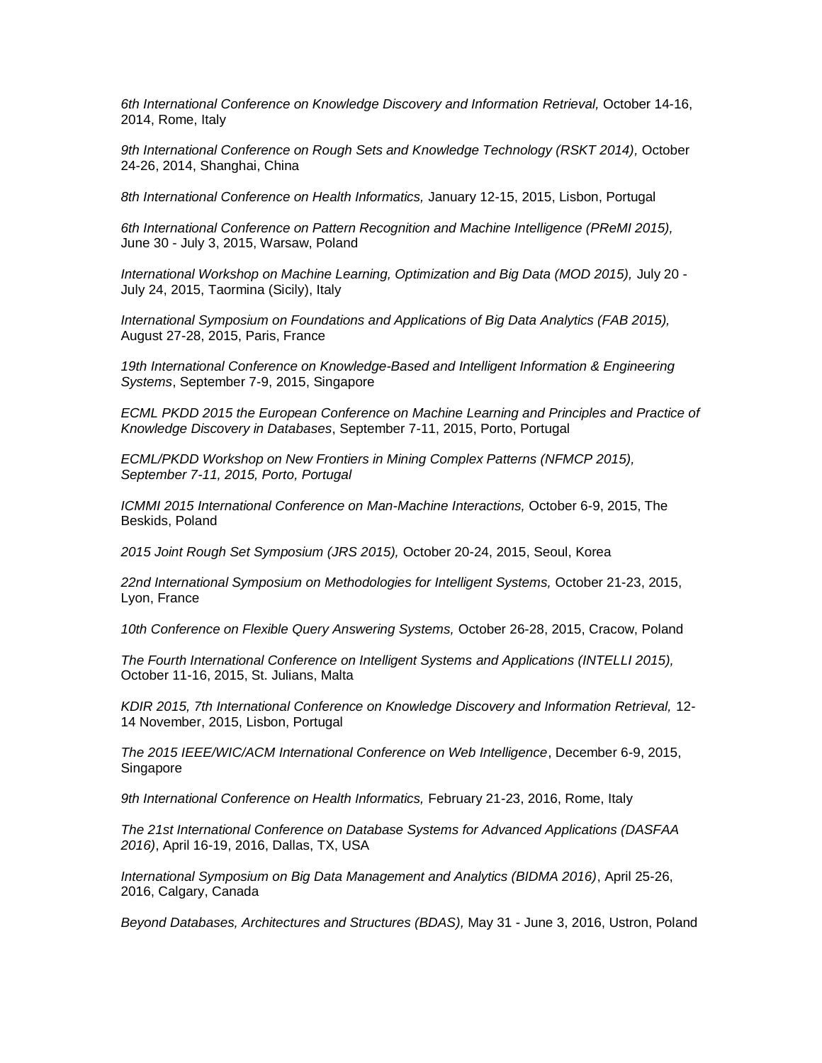*6th International Conference on Knowledge Discovery and Information Retrieval,* October 14-16, 2014, Rome, Italy

*9th International Conference on Rough Sets and Knowledge Technology (RSKT 2014),* October 24-26, 2014, Shanghai, China

*8th International Conference on Health Informatics,* January 12-15, 2015, Lisbon, Portugal

*6th International Conference on Pattern Recognition and Machine Intelligence (PReMI 2015),* June 30 - July 3, 2015, Warsaw, Poland

*International Workshop on Machine Learning, Optimization and Big Data (MOD 2015),* July 20 - July 24, 2015, Taormina (Sicily), Italy

*International Symposium on Foundations and Applications of Big Data Analytics (FAB 2015),* August 27-28, 2015, Paris, France

*19th International Conference on Knowledge-Based and Intelligent Information & Engineering Systems*, September 7-9, 2015, Singapore

*ECML PKDD 2015 the European Conference on Machine Learning and Principles and Practice of Knowledge Discovery in Databases*, September 7-11, 2015, Porto, Portugal

*ECML/PKDD Workshop on New Frontiers in Mining Complex Patterns (NFMCP 2015), September 7-11, 2015, Porto, Portugal*

*ICMMI 2015 International Conference on Man-Machine Interactions,* October 6-9, 2015, The Beskids, Poland

*2015 Joint Rough Set Symposium (JRS 2015),* October 20-24, 2015, Seoul, Korea

*22nd International Symposium on Methodologies for Intelligent Systems,* October 21-23, 2015, Lyon, France

*10th Conference on Flexible Query Answering Systems,* October 26-28, 2015, Cracow, Poland

*The Fourth International Conference on Intelligent Systems and Applications (INTELLI 2015),* October 11-16, 2015, St. Julians, Malta

*KDIR 2015, 7th International Conference on Knowledge Discovery and Information Retrieval,* 12-14 November, 2015, Lisbon, Portugal

*The 2015 IEEE/WIC/ACM International Conference on Web Intelligence*, December 6-9, 2015, Singapore

*9th International Conference on Health Informatics,* February 21-23, 2016, Rome, Italy

*The 21st International Conference on Database Systems for Advanced Applications (DASFAA 2016)*, April 16-19, 2016, Dallas, TX, USA

*International Symposium on Big Data Management and Analytics (BIDMA 2016)*, April 25-26, 2016, Calgary, Canada

*Beyond Databases, Architectures and Structures (BDAS),* May 31 - June 3, 2016, Ustron, Poland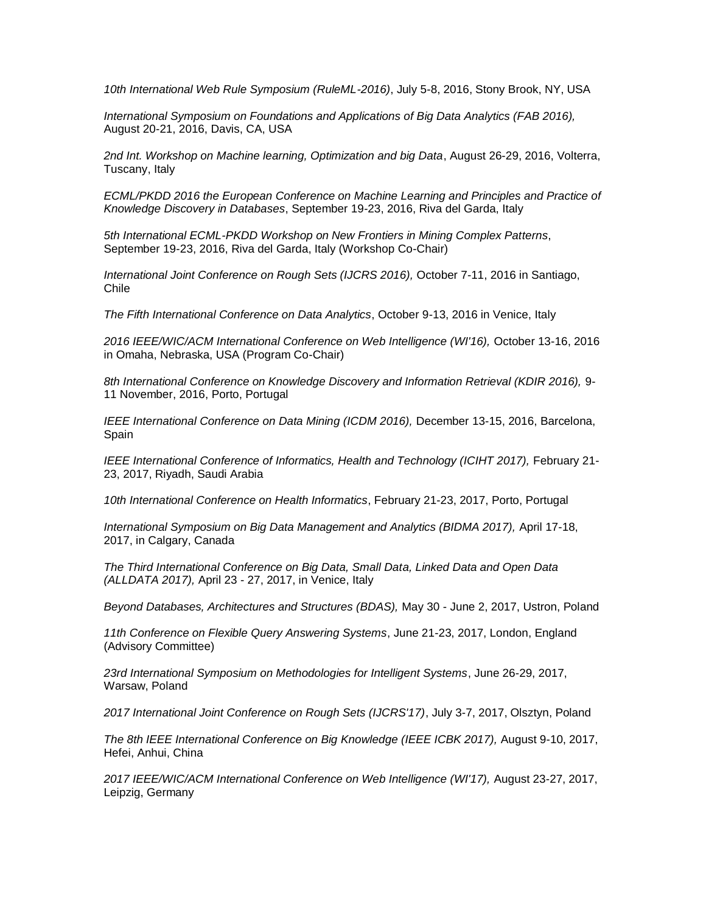*10th International Web Rule Symposium (RuleML-2016)*, July 5-8, 2016, Stony Brook, NY, USA

*International Symposium on Foundations and Applications of Big Data Analytics (FAB 2016),* August 20-21, 2016, Davis, CA, USA

*2nd Int. Workshop on Machine learning, Optimization and big Data*, August 26-29, 2016, Volterra, Tuscany, Italy

*ECML/PKDD 2016 the European Conference on Machine Learning and Principles and Practice of Knowledge Discovery in Databases*, September 19-23, 2016, Riva del Garda, Italy

*5th International ECML-PKDD Workshop on New Frontiers in Mining Complex Patterns*, September 19-23, 2016, Riva del Garda, Italy (Workshop Co-Chair)

*International Joint Conference on Rough Sets (IJCRS 2016),* October 7-11, 2016 in Santiago, Chile

*The Fifth International Conference on Data Analytics*, October 9-13, 2016 in Venice, Italy

*2016 IEEE/WIC/ACM International Conference on Web Intelligence (WI'16),* October 13-16, 2016 in Omaha, Nebraska, USA (Program Co-Chair)

*8th International Conference on Knowledge Discovery and Information Retrieval (KDIR 2016),* 9-11 November, 2016, Porto, Portugal

*IEEE International Conference on Data Mining (ICDM 2016),* December 13-15, 2016, Barcelona, Spain

*IEEE International Conference of Informatics, Health and Technology (ICIHT 2017),* February 21-23, 2017, Riyadh, Saudi Arabia

*10th International Conference on Health Informatics*, February 21-23, 2017, Porto, Portugal

*International Symposium on Big Data Management and Analytics (BIDMA 2017),* April 17-18, 2017, in Calgary, Canada

*The Third International Conference on Big Data, Small Data, Linked Data and Open Data (ALLDATA 2017),* April 23 - 27, 2017, in Venice, Italy

*Beyond Databases, Architectures and Structures (BDAS),* May 30 - June 2, 2017, Ustron, Poland

*11th Conference on Flexible Query Answering Systems*, June 21-23, 2017, London, England (Advisory Committee)

*23rd International Symposium on Methodologies for Intelligent Systems*, June 26-29, 2017, Warsaw, Poland

*2017 International Joint Conference on Rough Sets (IJCRS'17)*, July 3-7, 2017, Olsztyn, Poland

*The 8th IEEE International Conference on Big Knowledge (IEEE ICBK 2017),* August 9-10, 2017, Hefei, Anhui, China

*2017 IEEE/WIC/ACM International Conference on Web Intelligence (WI'17),* August 23-27, 2017, Leipzig, Germany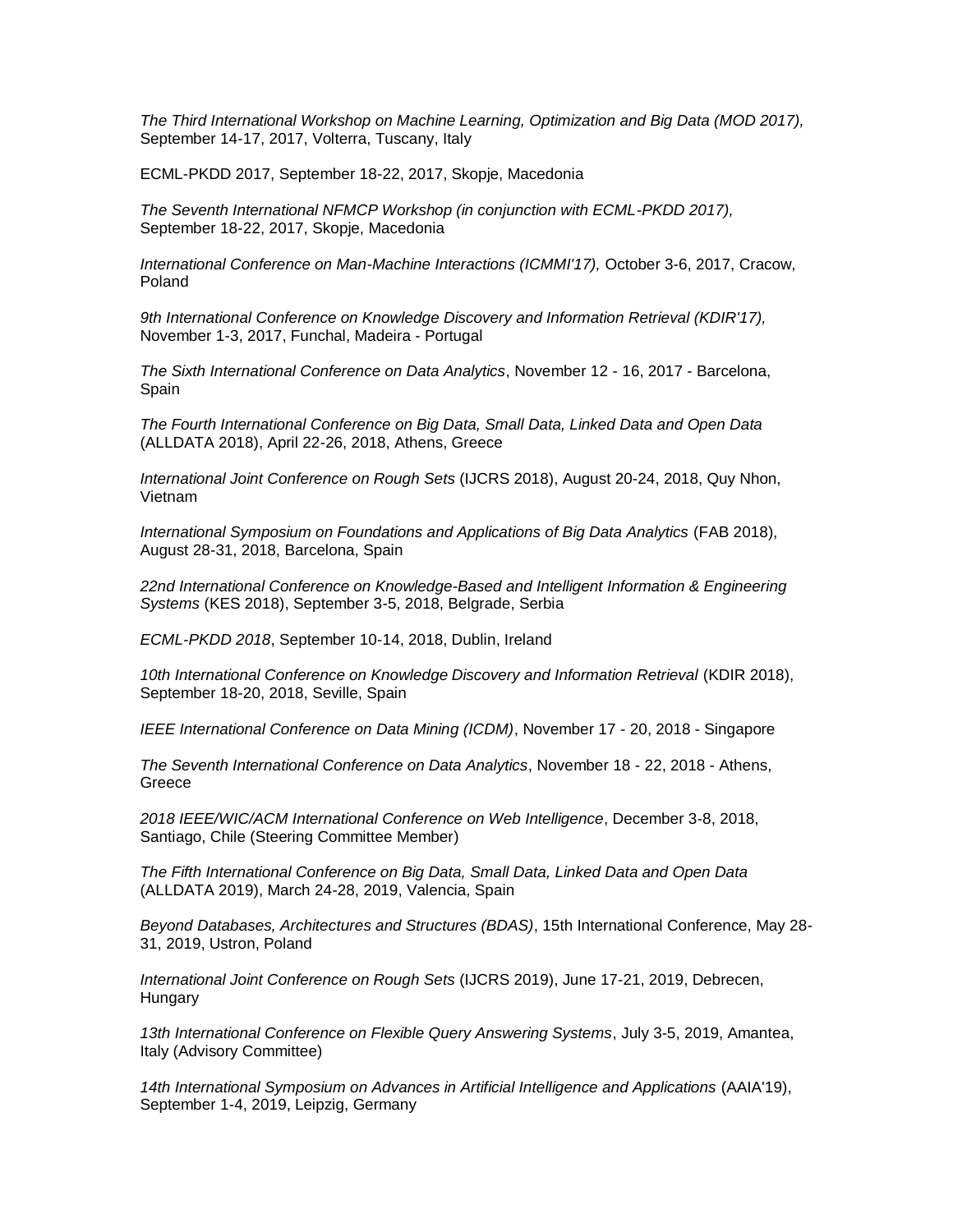*The Third International Workshop on Machine Learning, Optimization and Big Data (MOD 2017),* September 14-17, 2017, Volterra, Tuscany, Italy

ECML-PKDD 2017, September 18-22, 2017, Skopje, Macedonia

*The Seventh International NFMCP Workshop (in conjunction with ECML-PKDD 2017),* September 18-22, 2017, Skopje, Macedonia

*International Conference on Man-Machine Interactions (ICMMI'17),* October 3-6, 2017, Cracow, Poland

*9th International Conference on Knowledge Discovery and Information Retrieval (KDIR'17),* November 1-3, 2017, Funchal, Madeira - Portugal

*The Sixth International Conference on Data Analytics*, November 12 - 16, 2017 - Barcelona, Spain

*The Fourth International Conference on Big Data, Small Data, Linked Data and Open Data* (ALLDATA 2018), April 22-26, 2018, Athens, Greece

*International Joint Conference on Rough Sets* (IJCRS 2018), August 20-24, 2018, Quy Nhon, Vietnam

*International Symposium on Foundations and Applications of Big Data Analytics* (FAB 2018), August 28-31, 2018, Barcelona, Spain

*22nd International Conference on Knowledge-Based and Intelligent Information & Engineering Systems* (KES 2018), September 3-5, 2018, Belgrade, Serbia

*ECML-PKDD 2018*, September 10-14, 2018, Dublin, Ireland

*10th International Conference on Knowledge Discovery and Information Retrieval* (KDIR 2018), September 18-20, 2018, Seville, Spain

*IEEE International Conference on Data Mining (ICDM)*, November 17 - 20, 2018 - Singapore

*The Seventh International Conference on Data Analytics*, November 18 - 22, 2018 - Athens, Greece

*2018 IEEE/WIC/ACM International Conference on Web Intelligence*, December 3-8, 2018, Santiago, Chile (Steering Committee Member)

*The Fifth International Conference on Big Data, Small Data, Linked Data and Open Data* (ALLDATA 2019), March 24-28, 2019, Valencia, Spain

*Beyond Databases, Architectures and Structures (BDAS)*, 15th International Conference, May 28-31, 2019, Ustron, Poland

*International Joint Conference on Rough Sets* (IJCRS 2019), June 17-21, 2019, Debrecen, Hungary

*13th International Conference on Flexible Query Answering Systems*, July 3-5, 2019, Amantea, Italy (Advisory Committee)

*14th International Symposium on Advances in Artificial Intelligence and Applications* (AAIA'19), September 1-4, 2019, Leipzig, Germany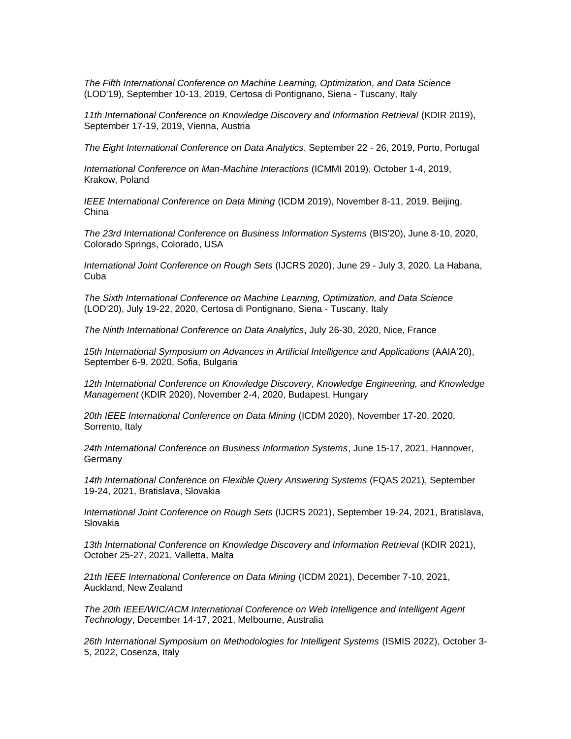*The Fifth International Conference on Machine Learning, Optimization, and Data Science* (LOD'19), September 10-13, 2019, Certosa di Pontignano, Siena - Tuscany, Italy

*11th International Conference on Knowledge Discovery and Information Retrieval* (KDIR 2019), September 17-19, 2019, Vienna, Austria

*The Eight International Conference on Data Analytics*, September 22 - 26, 2019, Porto, Portugal

*International Conference on Man-Machine Interactions* (ICMMI 2019), October 1-4, 2019, Krakow, Poland

*IEEE International Conference on Data Mining* (ICDM 2019), November 8-11, 2019, Beijing, China

*The 23rd International Conference on Business Information Systems* (BIS'20), June 8-10, 2020, Colorado Springs, Colorado, USA

*International Joint Conference on Rough Sets* (IJCRS 2020), June 29 - July 3, 2020, La Habana, Cuba

*The Sixth International Conference on Machine Learning, Optimization, and Data Science* (LOD'20), July 19-22, 2020, Certosa di Pontignano, Siena - Tuscany, Italy

*The Ninth International Conference on Data Analytics*, July 26-30, 2020, Nice, France

*15th International Symposium on Advances in Artificial Intelligence and Applications* (AAIA'20), September 6-9, 2020, Sofia, Bulgaria

*12th International Conference on Knowledge Discovery, Knowledge Engineering, and Knowledge Management* (KDIR 2020), November 2-4, 2020, Budapest, Hungary

*20th IEEE International Conference on Data Mining* (ICDM 2020), November 17-20, 2020, Sorrento, Italy

*24th International Conference on Business Information Systems*, June 15-17, 2021, Hannover, Germany

*14th International Conference on Flexible Query Answering Systems* (FQAS 2021), September 19-24, 2021, Bratislava, Slovakia

*International Joint Conference on Rough Sets* (IJCRS 2021), September 19-24, 2021, Bratislava, Slovakia

*13th International Conference on Knowledge Discovery and Information Retrieval* (KDIR 2021), October 25-27, 2021, Valletta, Malta

*21th IEEE International Conference on Data Mining* (ICDM 2021), December 7-10, 2021, Auckland, New Zealand

*The 20th IEEE/WIC/ACM International Conference on Web Intelligence and Intelligent Agent Technology*, December 14-17, 2021, Melbourne, Australia

*26th International Symposium on Methodologies for Intelligent Systems* (ISMIS 2022), October 3-5, 2022, Cosenza, Italy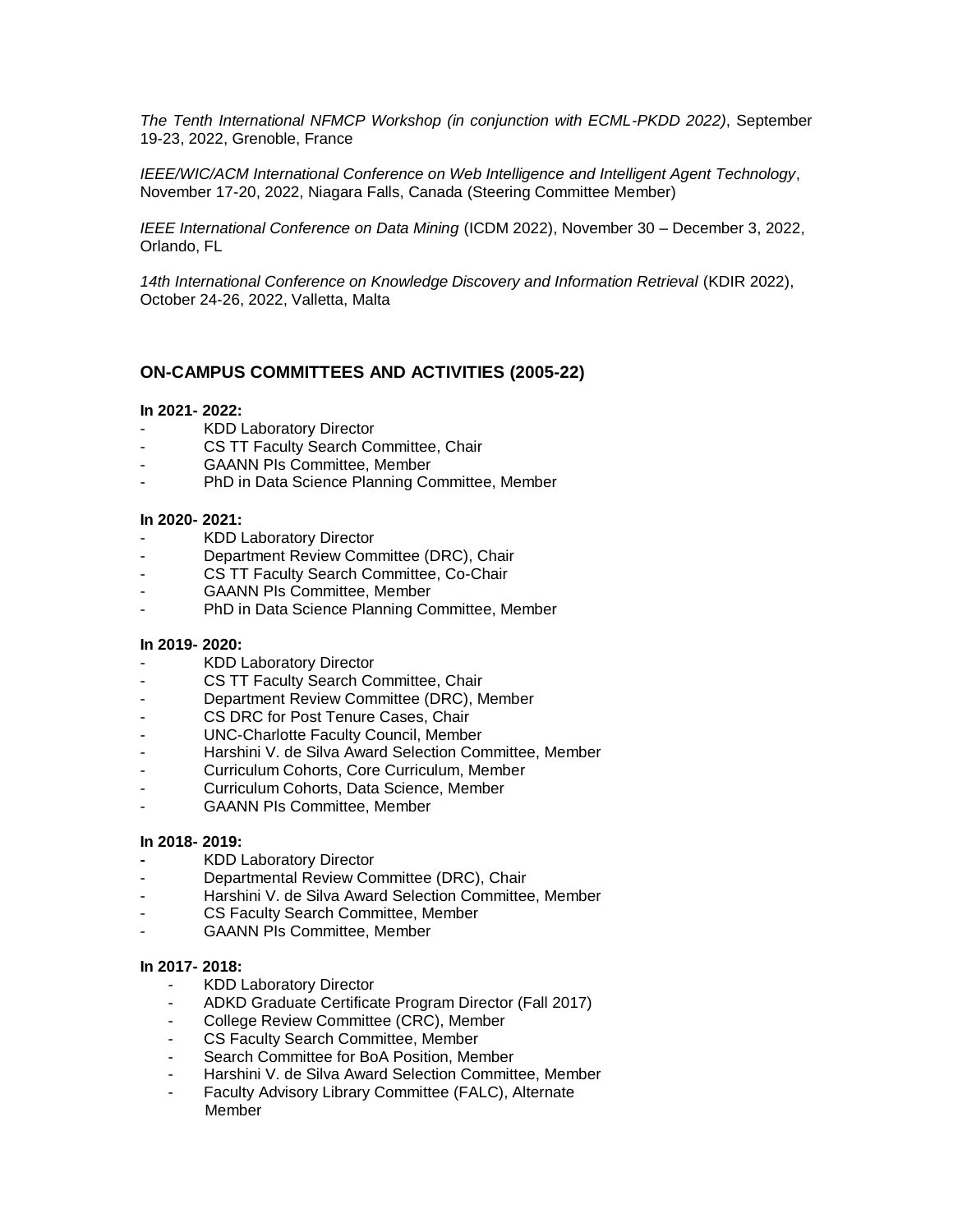*The Tenth International NFMCP Workshop (in conjunction with ECML-PKDD 2022)*, September 19-23, 2022, Grenoble, France

*IEEE/WIC/ACM International Conference on Web Intelligence and Intelligent Agent Technology*, November 17-20, 2022, Niagara Falls, Canada (Steering Committee Member)

*IEEE International Conference on Data Mining* (ICDM 2022), November 30 – December 3, 2022, Orlando, FL

*14th International Conference on Knowledge Discovery and Information Retrieval* (KDIR 2022), October 24-26, 2022, Valletta, Malta

## ON-CAMPUS COMMITTEES AND ACTIVITIES (2005-22)

**In 2021- 2022:**

- KDD Laboratory Director
- CS TT Faculty Search Committee, Chair
- GAANN PIs Committee, Member
- PhD in Data Science Planning Committee, Member

**In 2020- 2021:**

- KDD Laboratory Director
- Department Review Committee (DRC), Chair
- CS TT Faculty Search Committee, Co-Chair
- GAANN PIs Committee, Member
- PhD in Data Science Planning Committee, Member

**In 2019- 2020:**

- KDD Laboratory Director
- CS TT Faculty Search Committee, Chair
- Department Review Committee (DRC), Member
- CS DRC for Post Tenure Cases, Chair
- UNC-Charlotte Faculty Council, Member
- Harshini V. de Silva Award Selection Committee, Member
- Curriculum Cohorts, Core Curriculum, Member
- Curriculum Cohorts, Data Science, Member
- GAANN PIs Committee, Member

**In 2018- 2019:**

- KDD Laboratory Director
- Departmental Review Committee (DRC), Chair
- Harshini V. de Silva Award Selection Committee, Member
- CS Faculty Search Committee, Member
- GAANN PIs Committee, Member

**In 2017- 2018:**

- KDD Laboratory Director
- ADKD Graduate Certificate Program Director (Fall 2017)
- College Review Committee (CRC), Member
- CS Faculty Search Committee, Member
- Search Committee for BoA Position, Member
- Harshini V. de Silva Award Selection Committee, Member
- Faculty Advisory Library Committee (FALC), Alternate Member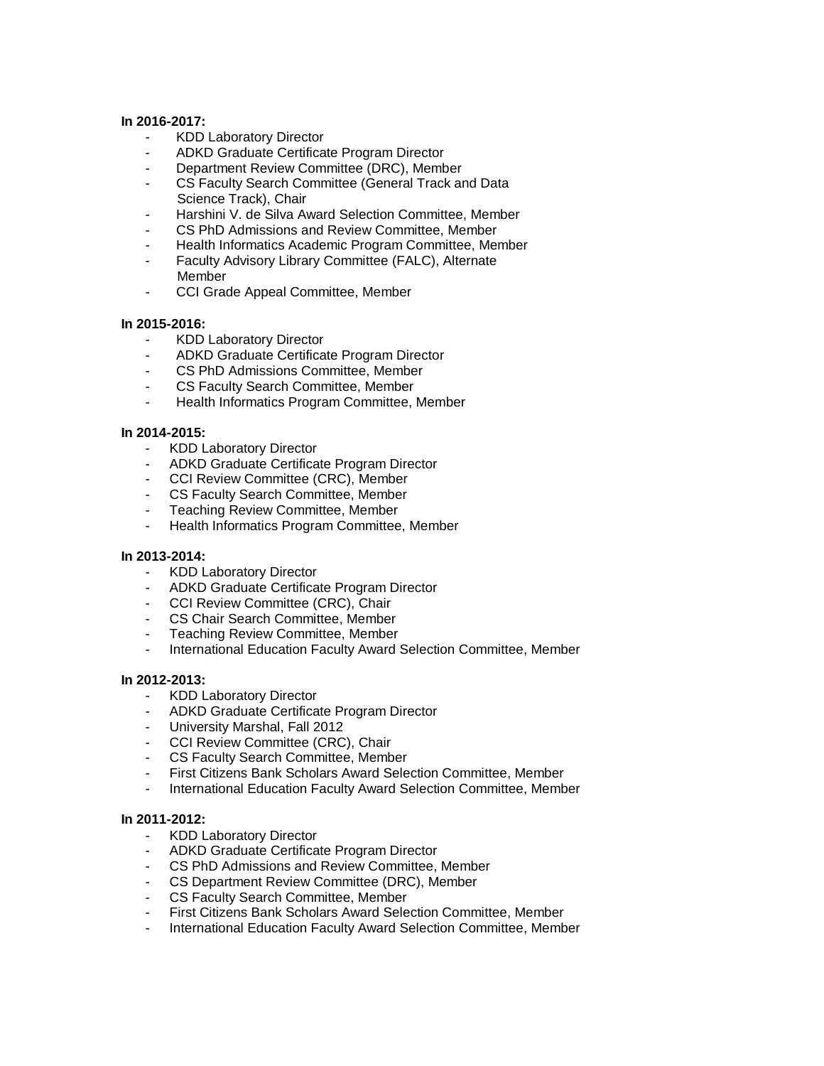**In 2016-2017:**

- KDD Laboratory Director
- ADKD Graduate Certificate Program Director
- Department Review Committee (DRC), Member
- CS Faculty Search Committee (General Track and Data Science Track), Chair
- Harshini V. de Silva Award Selection Committee, Member
- CS PhD Admissions and Review Committee, Member
- Health Informatics Academic Program Committee, Member
- Faculty Advisory Library Committee (FALC), Alternate Member
- CCI Grade Appeal Committee, Member

**In 2015-2016:**

- KDD Laboratory Director
- ADKD Graduate Certificate Program Director
- CS PhD Admissions Committee, Member
- CS Faculty Search Committee, Member
- Health Informatics Program Committee, Member

**In 2014-2015:**

- KDD Laboratory Director
- ADKD Graduate Certificate Program Director
- CCI Review Committee (CRC), Member
- CS Faculty Search Committee, Member
- Teaching Review Committee, Member
- Health Informatics Program Committee, Member

**In 2013-2014:**

- KDD Laboratory Director
- ADKD Graduate Certificate Program Director
- CCI Review Committee (CRC), Chair
- CS Chair Search Committee, Member
- Teaching Review Committee, Member
- International Education Faculty Award Selection Committee, Member

**In 2012-2013:**

- KDD Laboratory Director
- ADKD Graduate Certificate Program Director
- University Marshal, Fall 2012
- CCI Review Committee (CRC), Chair
- CS Faculty Search Committee, Member
- First Citizens Bank Scholars Award Selection Committee, Member
- International Education Faculty Award Selection Committee, Member

**In 2011-2012:**

- KDD Laboratory Director
- ADKD Graduate Certificate Program Director
- CS PhD Admissions and Review Committee, Member
- CS Department Review Committee (DRC), Member
- CS Faculty Search Committee, Member
- First Citizens Bank Scholars Award Selection Committee, Member
- International Education Faculty Award Selection Committee, Member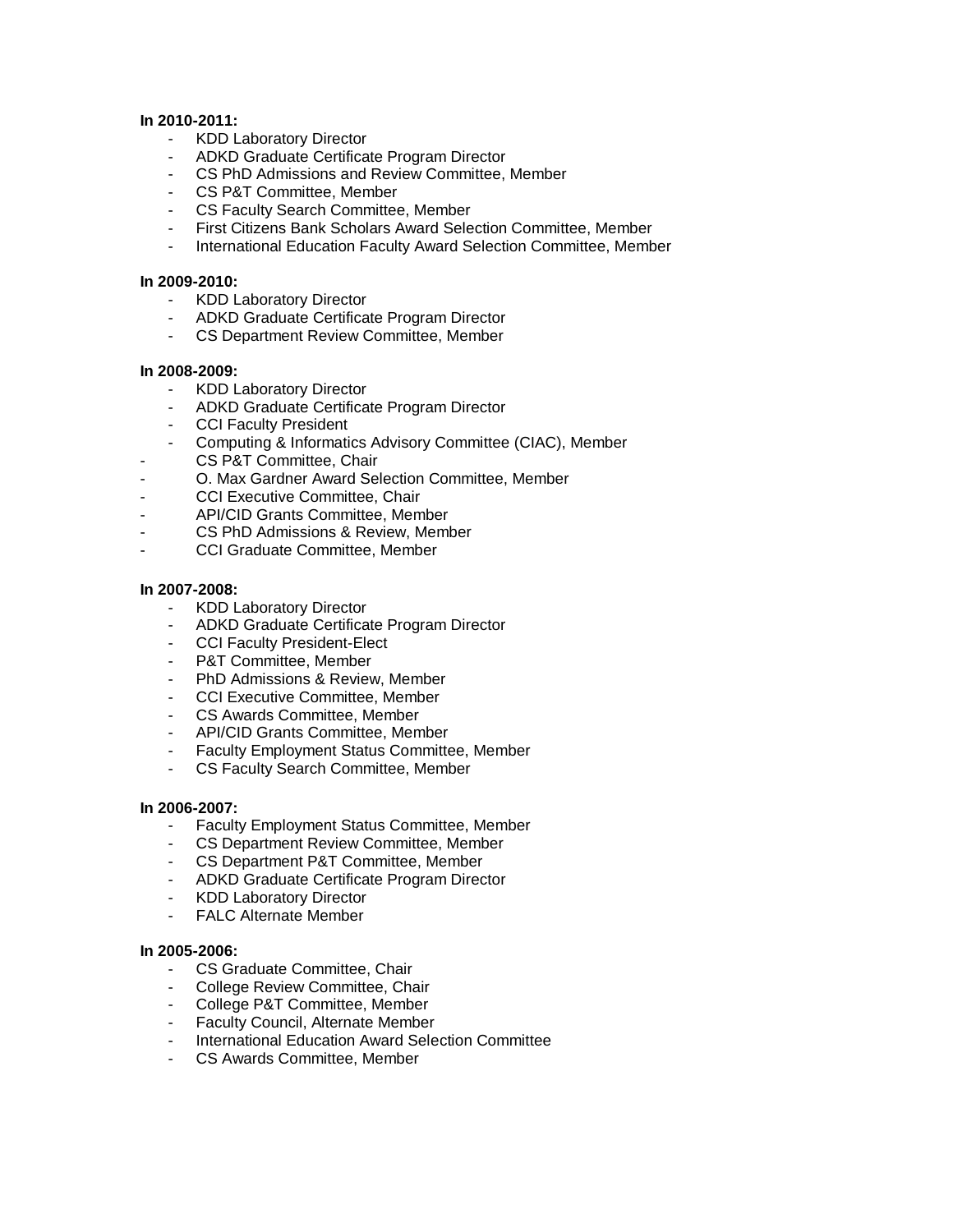**In 2010-2011:**

- KDD Laboratory Director
- ADKD Graduate Certificate Program Director
- CS PhD Admissions and Review Committee, Member
- CS P&T Committee, Member
- CS Faculty Search Committee, Member
- First Citizens Bank Scholars Award Selection Committee, Member
- International Education Faculty Award Selection Committee, Member

**In 2009-2010:**

- KDD Laboratory Director
- ADKD Graduate Certificate Program Director
- CS Department Review Committee, Member

**In 2008-2009:**

- KDD Laboratory Director
- ADKD Graduate Certificate Program Director
- CCI Faculty President
- Computing & Informatics Advisory Committee (CIAC), Member
- CS P&T Committee, Chair
- O. Max Gardner Award Selection Committee, Member
- CCI Executive Committee, Chair
- API/CID Grants Committee, Member
- CS PhD Admissions & Review, Member
- CCI Graduate Committee, Member

**In 2007-2008:**

- KDD Laboratory Director
- ADKD Graduate Certificate Program Director
- CCI Faculty President-Elect
- P&T Committee, Member
- PhD Admissions & Review, Member
- CCI Executive Committee, Member
- CS Awards Committee, Member
- API/CID Grants Committee, Member
- Faculty Employment Status Committee, Member
- CS Faculty Search Committee, Member

**In 2006-2007:**

- Faculty Employment Status Committee, Member
- CS Department Review Committee, Member
- CS Department P&T Committee, Member
- ADKD Graduate Certificate Program Director
- KDD Laboratory Director
- FALC Alternate Member

**In 2005-2006:**

- CS Graduate Committee, Chair
- College Review Committee, Chair
- College P&T Committee, Member
- Faculty Council, Alternate Member
- International Education Award Selection Committee
- CS Awards Committee, Member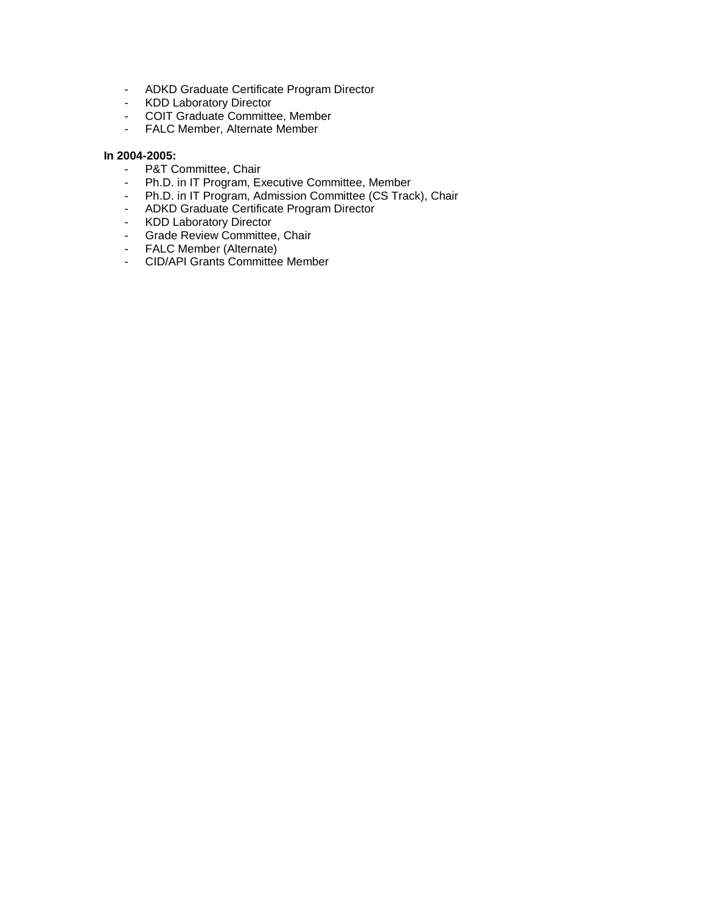- ADKD Graduate Certificate Program Director
- KDD Laboratory Director
- COIT Graduate Committee, Member
- FALC Member, Alternate Member

**In 2004-2005:**

- P&T Committee, Chair
- Ph.D. in IT Program, Executive Committee, Member
- Ph.D. in IT Program, Admission Committee (CS Track), Chair
- ADKD Graduate Certificate Program Director
- KDD Laboratory Director
- Grade Review Committee, Chair
- FALC Member (Alternate)
- CID/API Grants Committee Member